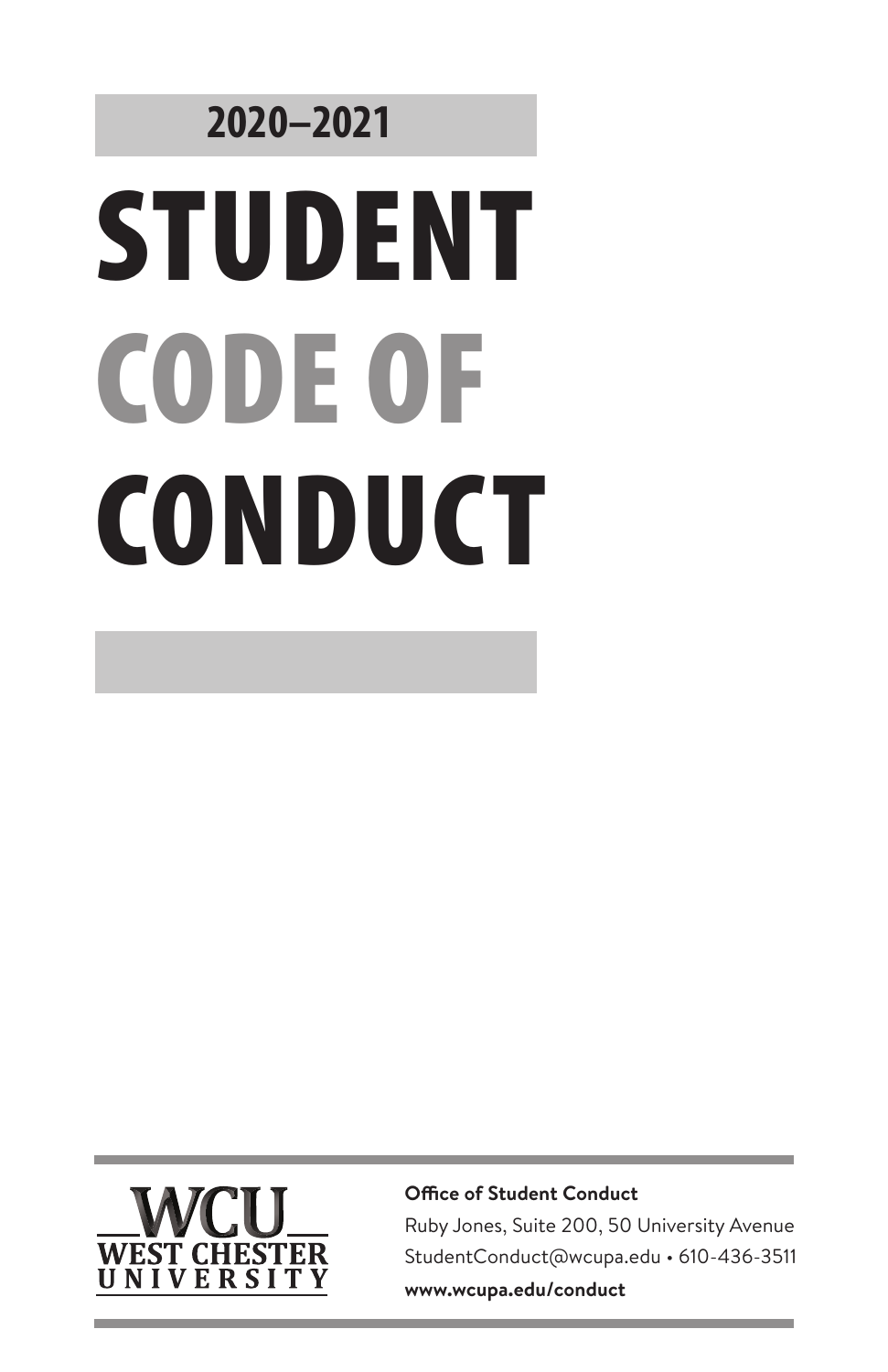2020–2021

# STUDENT CODE OF CONDUCT

WCU
WEST CHESTER UNIVERSITY

**Office of Student Conduct**

Ruby Jones, Suite 200, 50 University Avenue

StudentConduct@wcupa.edu • 610-436-3511

**www.wcupa.edu/conduct**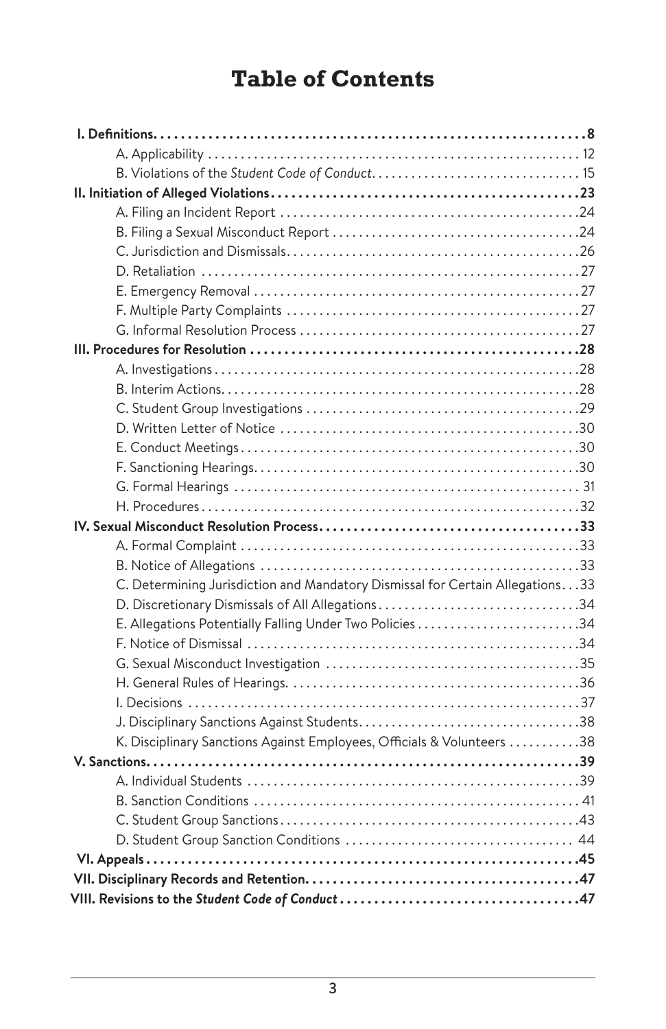# Table of Contents

**I. Definitions** .......... **8**

- A. Applicability .......... 12
- B. Violations of the *Student Code of Conduct* .......... 15

**II. Initiation of Alleged Violations** .......... **23**

- A. Filing an Incident Report .......... 24
- B. Filing a Sexual Misconduct Report .......... 24
- C. Jurisdiction and Dismissals .......... 26
- D. Retaliation .......... 27
- E. Emergency Removal .......... 27
- F. Multiple Party Complaints .......... 27
- G. Informal Resolution Process .......... 27

**III. Procedures for Resolution** .......... **28**

- A. Investigations .......... 28
- B. Interim Actions .......... 28
- C. Student Group Investigations .......... 29
- D. Written Letter of Notice .......... 30
- E. Conduct Meetings .......... 30
- F. Sanctioning Hearings .......... 30
- G. Formal Hearings .......... 31
- H. Procedures .......... 32

**IV. Sexual Misconduct Resolution Process** .......... **33**

- A. Formal Complaint .......... 33
- B. Notice of Allegations .......... 33
- C. Determining Jurisdiction and Mandatory Dismissal for Certain Allegations .......... 33
- D. Discretionary Dismissals of All Allegations .......... 34
- E. Allegations Potentially Falling Under Two Policies .......... 34
- F. Notice of Dismissal .......... 34
- G. Sexual Misconduct Investigation .......... 35
- H. General Rules of Hearings .......... 36
- I. Decisions .......... 37
- J. Disciplinary Sanctions Against Students .......... 38
- K. Disciplinary Sanctions Against Employees, Officials & Volunteers .......... 38

**V. Sanctions** .......... **39**

- A. Individual Students .......... 39
- B. Sanction Conditions .......... 41
- C. Student Group Sanctions .......... 43
- D. Student Group Sanction Conditions .......... 44

**VI. Appeals** .......... **45**

**VII. Disciplinary Records and Retention** .......... **47**

**VIII. Revisions to the *Student Code of Conduct*** .......... **47**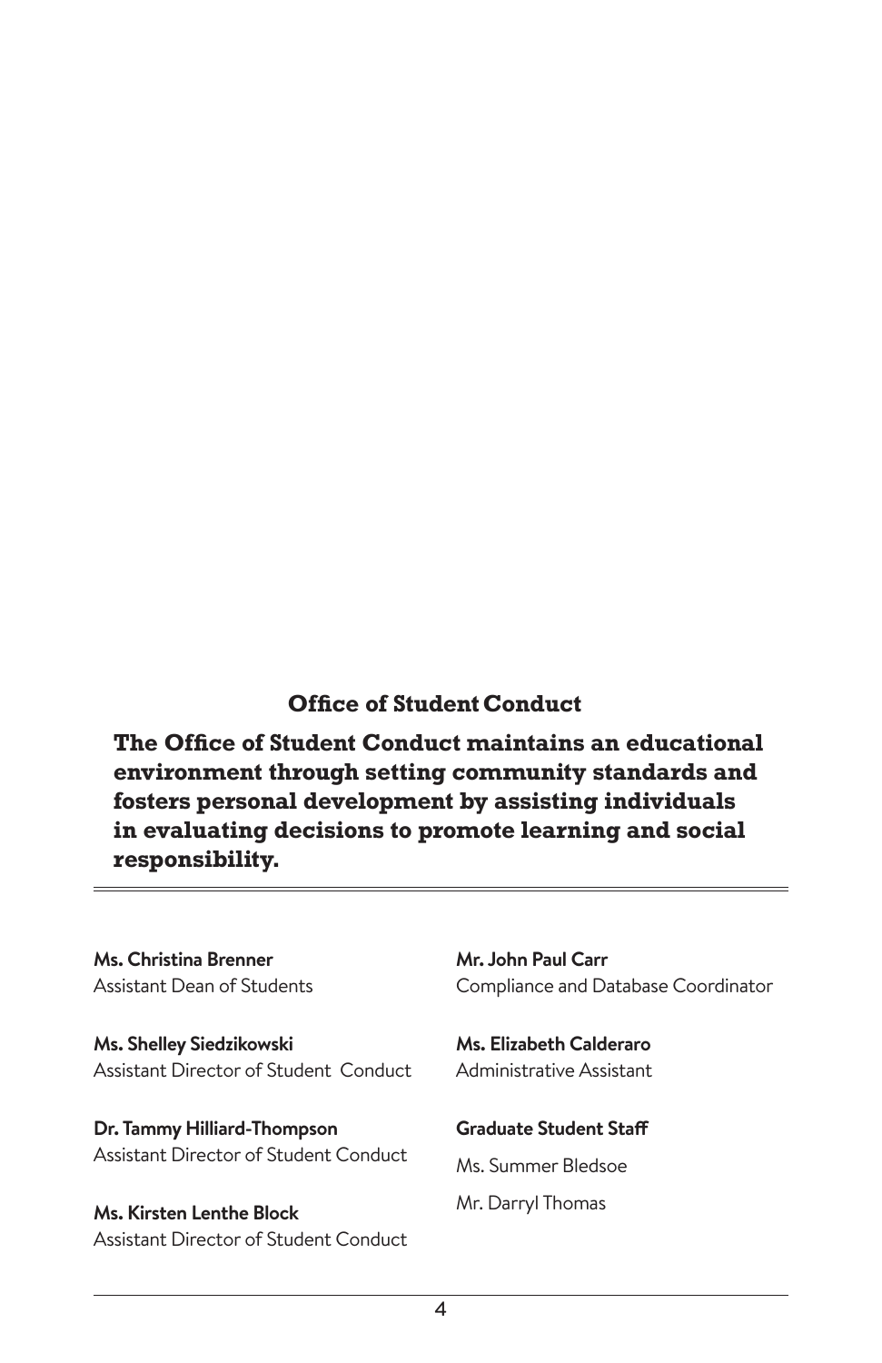## Office of Student Conduct

**The Office of Student Conduct maintains an educational environment through setting community standards and fosters personal development by assisting individuals in evaluating decisions to promote learning and social responsibility.**

---

**Ms. Christina Brenner**
Assistant Dean of Students

**Ms. Shelley Siedzikowski**
Assistant Director of Student Conduct

**Dr. Tammy Hilliard-Thompson**
Assistant Director of Student Conduct

**Ms. Kirsten Lenthe Block**
Assistant Director of Student Conduct

**Mr. John Paul Carr**
Compliance and Database Coordinator

**Ms. Elizabeth Calderaro**
Administrative Assistant

**Graduate Student Staff**

Ms. Summer Bledsoe

Mr. Darryl Thomas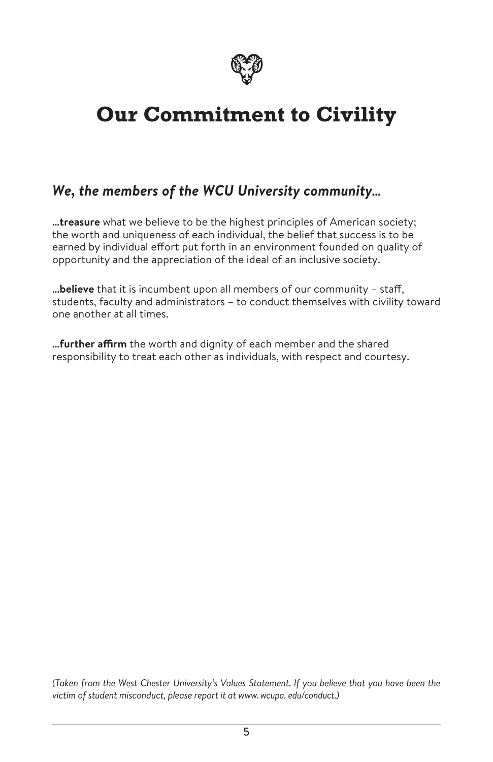# Our Commitment to Civility

### *We, the members of the WCU University community...*

**...treasure** what we believe to be the highest principles of American society; the worth and uniqueness of each individual, the belief that success is to be earned by individual effort put forth in an environment founded on quality of opportunity and the appreciation of the ideal of an inclusive society.

**...believe** that it is incumbent upon all members of our community – staff, students, faculty and administrators – to conduct themselves with civility toward one another at all times.

**...further affirm** the worth and dignity of each member and the shared responsibility to treat each other as individuals, with respect and courtesy.

*(Taken from the West Chester University's Values Statement. If you believe that you have been the victim of student misconduct, please report it at www. wcupa. edu/conduct.)*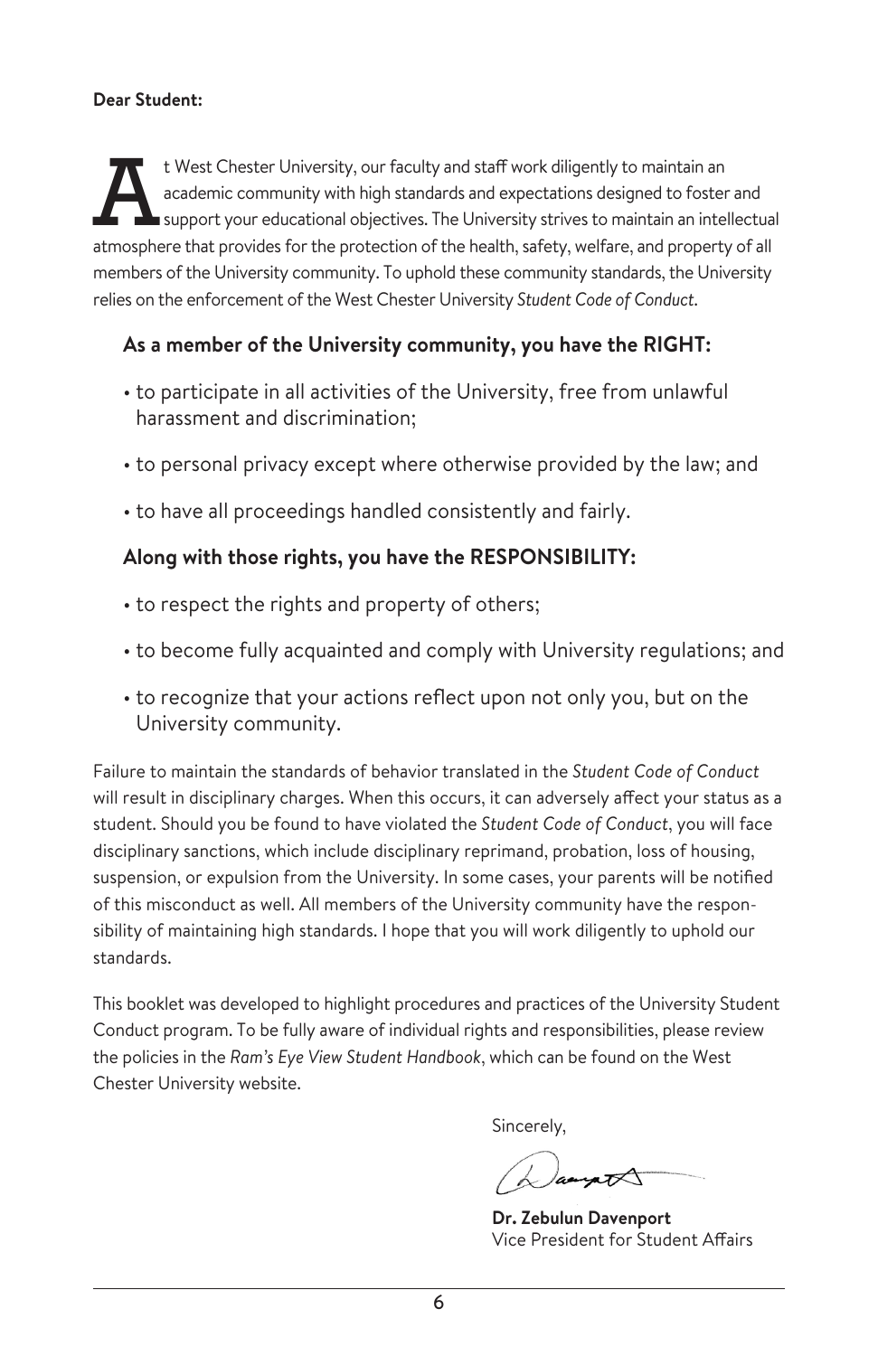**Dear Student:**

At West Chester University, our faculty and staff work diligently to maintain an academic community with high standards and expectations designed to foster and support your educational objectives. The University strives to maintain an intellectual atmosphere that provides for the protection of the health, safety, welfare, and property of all members of the University community. To uphold these community standards, the University relies on the enforcement of the West Chester University *Student Code of Conduct*.

### As a member of the University community, you have the RIGHT:

- to participate in all activities of the University, free from unlawful harassment and discrimination;
- to personal privacy except where otherwise provided by the law; and
- to have all proceedings handled consistently and fairly.

### Along with those rights, you have the RESPONSIBILITY:

- to respect the rights and property of others;
- to become fully acquainted and comply with University regulations; and
- to recognize that your actions reflect upon not only you, but on the University community.

Failure to maintain the standards of behavior translated in the *Student Code of Conduct* will result in disciplinary charges. When this occurs, it can adversely affect your status as a student. Should you be found to have violated the *Student Code of Conduct*, you will face disciplinary sanctions, which include disciplinary reprimand, probation, loss of housing, suspension, or expulsion from the University. In some cases, your parents will be notified of this misconduct as well. All members of the University community have the responsibility of maintaining high standards. I hope that you will work diligently to uphold our standards.

This booklet was developed to highlight procedures and practices of the University Student Conduct program. To be fully aware of individual rights and responsibilities, please review the policies in the *Ram's Eye View Student Handbook*, which can be found on the West Chester University website.

Sincerely,

**Dr. Zebulun Davenport**
Vice President for Student Affairs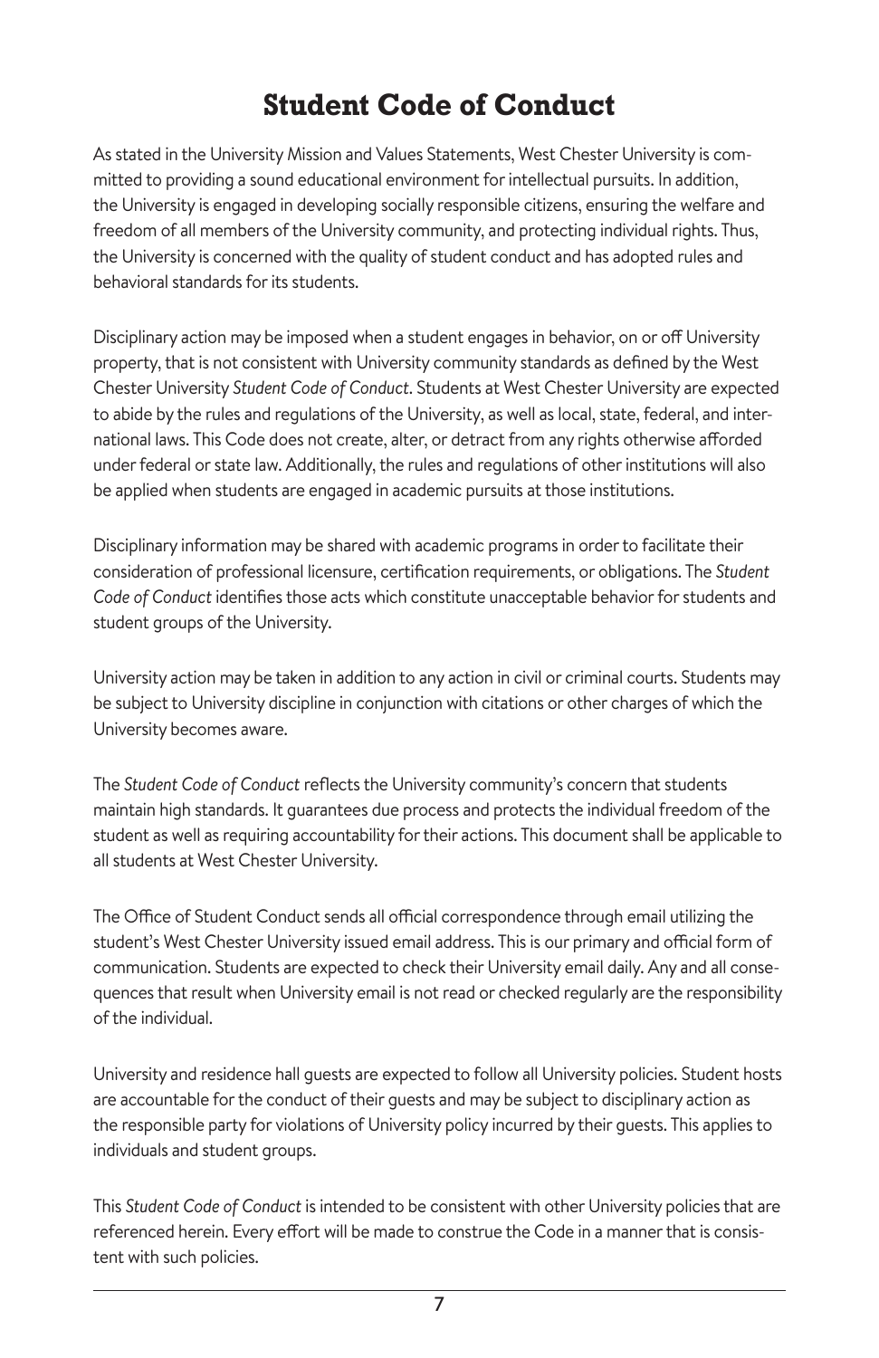# Student Code of Conduct

As stated in the University Mission and Values Statements, West Chester University is committed to providing a sound educational environment for intellectual pursuits. In addition, the University is engaged in developing socially responsible citizens, ensuring the welfare and freedom of all members of the University community, and protecting individual rights. Thus, the University is concerned with the quality of student conduct and has adopted rules and behavioral standards for its students.

Disciplinary action may be imposed when a student engages in behavior, on or off University property, that is not consistent with University community standards as defined by the West Chester University *Student Code of Conduct*. Students at West Chester University are expected to abide by the rules and regulations of the University, as well as local, state, federal, and international laws. This Code does not create, alter, or detract from any rights otherwise afforded under federal or state law. Additionally, the rules and regulations of other institutions will also be applied when students are engaged in academic pursuits at those institutions.

Disciplinary information may be shared with academic programs in order to facilitate their consideration of professional licensure, certification requirements, or obligations. The *Student Code of Conduct* identifies those acts which constitute unacceptable behavior for students and student groups of the University.

University action may be taken in addition to any action in civil or criminal courts. Students may be subject to University discipline in conjunction with citations or other charges of which the University becomes aware.

The *Student Code of Conduct* reflects the University community's concern that students maintain high standards. It guarantees due process and protects the individual freedom of the student as well as requiring accountability for their actions. This document shall be applicable to all students at West Chester University.

The Office of Student Conduct sends all official correspondence through email utilizing the student's West Chester University issued email address. This is our primary and official form of communication. Students are expected to check their University email daily. Any and all consequences that result when University email is not read or checked regularly are the responsibility of the individual.

University and residence hall guests are expected to follow all University policies. Student hosts are accountable for the conduct of their guests and may be subject to disciplinary action as the responsible party for violations of University policy incurred by their guests. This applies to individuals and student groups.

This *Student Code of Conduct* is intended to be consistent with other University policies that are referenced herein. Every effort will be made to construe the Code in a manner that is consistent with such policies.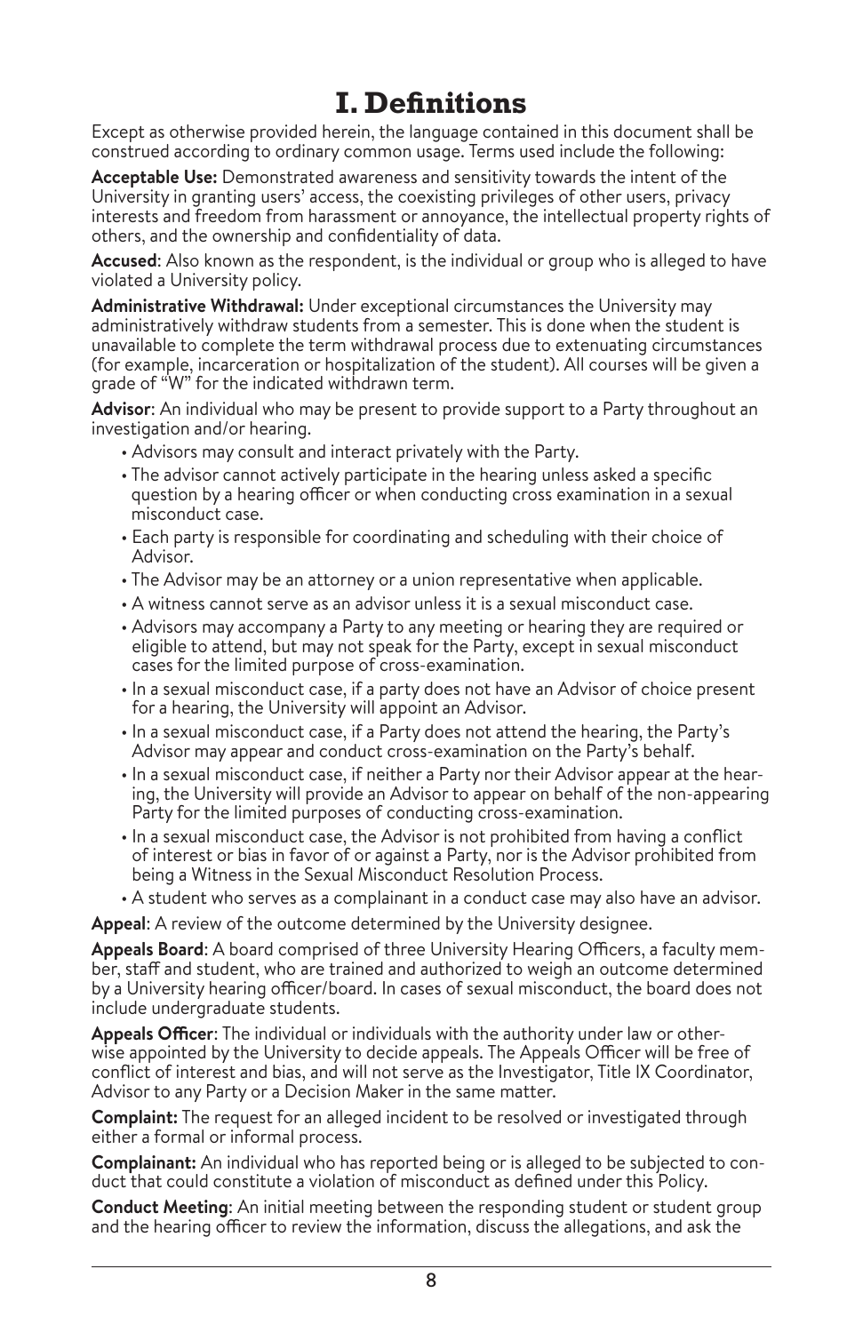# I. Definitions

Except as otherwise provided herein, the language contained in this document shall be construed according to ordinary common usage. Terms used include the following:

**Acceptable Use:** Demonstrated awareness and sensitivity towards the intent of the University in granting users' access, the coexisting privileges of other users, privacy interests and freedom from harassment or annoyance, the intellectual property rights of others, and the ownership and confidentiality of data.

**Accused**: Also known as the respondent, is the individual or group who is alleged to have violated a University policy.

**Administrative Withdrawal:** Under exceptional circumstances the University may administratively withdraw students from a semester. This is done when the student is unavailable to complete the term withdrawal process due to extenuating circumstances (for example, incarceration or hospitalization of the student). All courses will be given a grade of "W" for the indicated withdrawn term.

**Advisor**: An individual who may be present to provide support to a Party throughout an investigation and/or hearing.

- Advisors may consult and interact privately with the Party.
- The advisor cannot actively participate in the hearing unless asked a specific question by a hearing officer or when conducting cross examination in a sexual misconduct case.
- Each party is responsible for coordinating and scheduling with their choice of Advisor.
- The Advisor may be an attorney or a union representative when applicable.
- A witness cannot serve as an advisor unless it is a sexual misconduct case.
- Advisors may accompany a Party to any meeting or hearing they are required or eligible to attend, but may not speak for the Party, except in sexual misconduct cases for the limited purpose of cross-examination.
- In a sexual misconduct case, if a party does not have an Advisor of choice present for a hearing, the University will appoint an Advisor.
- In a sexual misconduct case, if a Party does not attend the hearing, the Party's Advisor may appear and conduct cross-examination on the Party's behalf.
- In a sexual misconduct case, if neither a Party nor their Advisor appear at the hearing, the University will provide an Advisor to appear on behalf of the non-appearing Party for the limited purposes of conducting cross-examination.
- In a sexual misconduct case, the Advisor is not prohibited from having a conflict of interest or bias in favor of or against a Party, nor is the Advisor prohibited from being a Witness in the Sexual Misconduct Resolution Process.
- A student who serves as a complainant in a conduct case may also have an advisor.

**Appeal**: A review of the outcome determined by the University designee.

**Appeals Board**: A board comprised of three University Hearing Officers, a faculty member, staff and student, who are trained and authorized to weigh an outcome determined by a University hearing officer/board. In cases of sexual misconduct, the board does not include undergraduate students.

**Appeals Officer**: The individual or individuals with the authority under law or otherwise appointed by the University to decide appeals. The Appeals Officer will be free of conflict of interest and bias, and will not serve as the Investigator, Title IX Coordinator, Advisor to any Party or a Decision Maker in the same matter.

**Complaint:** The request for an alleged incident to be resolved or investigated through either a formal or informal process.

**Complainant:** An individual who has reported being or is alleged to be subjected to conduct that could constitute a violation of misconduct as defined under this Policy.

**Conduct Meeting**: An initial meeting between the responding student or student group and the hearing officer to review the information, discuss the allegations, and ask the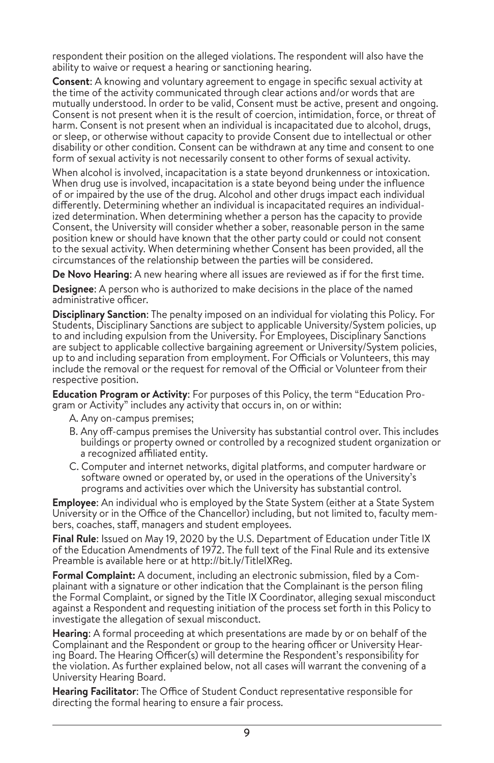respondent their position on the alleged violations. The respondent will also have the ability to waive or request a hearing or sanctioning hearing.

**Consent**: A knowing and voluntary agreement to engage in specific sexual activity at the time of the activity communicated through clear actions and/or words that are mutually understood. In order to be valid, Consent must be active, present and ongoing. Consent is not present when it is the result of coercion, intimidation, force, or threat of harm. Consent is not present when an individual is incapacitated due to alcohol, drugs, or sleep, or otherwise without capacity to provide Consent due to intellectual or other disability or other condition. Consent can be withdrawn at any time and consent to one form of sexual activity is not necessarily consent to other forms of sexual activity.

When alcohol is involved, incapacitation is a state beyond drunkenness or intoxication. When drug use is involved, incapacitation is a state beyond being under the influence of or impaired by the use of the drug. Alcohol and other drugs impact each individual differently. Determining whether an individual is incapacitated requires an individualized determination. When determining whether a person has the capacity to provide Consent, the University will consider whether a sober, reasonable person in the same position knew or should have known that the other party could or could not consent to the sexual activity. When determining whether Consent has been provided, all the circumstances of the relationship between the parties will be considered.

**De Novo Hearing**: A new hearing where all issues are reviewed as if for the first time.

**Designee**: A person who is authorized to make decisions in the place of the named administrative officer.

**Disciplinary Sanction**: The penalty imposed on an individual for violating this Policy. For Students, Disciplinary Sanctions are subject to applicable University/System policies, up to and including expulsion from the University. For Employees, Disciplinary Sanctions are subject to applicable collective bargaining agreement or University/System policies, up to and including separation from employment. For Officials or Volunteers, this may include the removal or the request for removal of the Official or Volunteer from their respective position.

**Education Program or Activity**: For purposes of this Policy, the term "Education Program or Activity" includes any activity that occurs in, on or within:

A. Any on-campus premises;
B. Any off-campus premises the University has substantial control over. This includes buildings or property owned or controlled by a recognized student organization or a recognized affiliated entity.
C. Computer and internet networks, digital platforms, and computer hardware or software owned or operated by, or used in the operations of the University's programs and activities over which the University has substantial control.

**Employee**: An individual who is employed by the State System (either at a State System University or in the Office of the Chancellor) including, but not limited to, faculty members, coaches, staff, managers and student employees.

**Final Rule**: Issued on May 19, 2020 by the U.S. Department of Education under Title IX of the Education Amendments of 1972. The full text of the Final Rule and its extensive Preamble is available here or at http://bit.ly/TitleIXReg.

**Formal Complaint:** A document, including an electronic submission, filed by a Complainant with a signature or other indication that the Complainant is the person filing the Formal Complaint, or signed by the Title IX Coordinator, alleging sexual misconduct against a Respondent and requesting initiation of the process set forth in this Policy to investigate the allegation of sexual misconduct.

**Hearing**: A formal proceeding at which presentations are made by or on behalf of the Complainant and the Respondent or group to the hearing officer or University Hearing Board. The Hearing Officer(s) will determine the Respondent's responsibility for the violation. As further explained below, not all cases will warrant the convening of a University Hearing Board.

**Hearing Facilitator**: The Office of Student Conduct representative responsible for directing the formal hearing to ensure a fair process.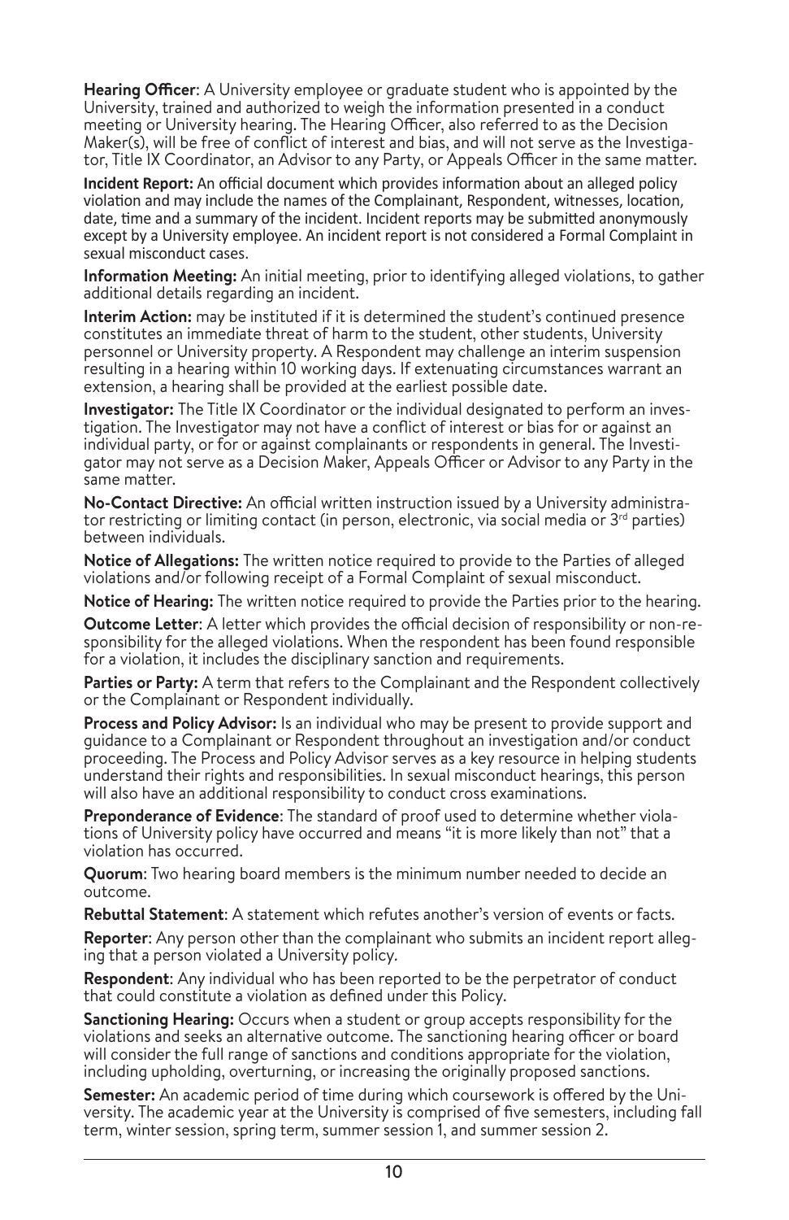**Hearing Officer**: A University employee or graduate student who is appointed by the University, trained and authorized to weigh the information presented in a conduct meeting or University hearing. The Hearing Officer, also referred to as the Decision Maker(s), will be free of conflict of interest and bias, and will not serve as the Investigator, Title IX Coordinator, an Advisor to any Party, or Appeals Officer in the same matter.

**Incident Report:** An official document which provides information about an alleged policy violation and may include the names of the Complainant, Respondent, witnesses, location, date, time and a summary of the incident. Incident reports may be submitted anonymously except by a University employee. An incident report is not considered a Formal Complaint in sexual misconduct cases.

**Information Meeting:** An initial meeting, prior to identifying alleged violations, to gather additional details regarding an incident.

**Interim Action:** may be instituted if it is determined the student's continued presence constitutes an immediate threat of harm to the student, other students, University personnel or University property. A Respondent may challenge an interim suspension resulting in a hearing within 10 working days. If extenuating circumstances warrant an extension, a hearing shall be provided at the earliest possible date.

**Investigator:** The Title IX Coordinator or the individual designated to perform an investigation. The Investigator may not have a conflict of interest or bias for or against an individual party, or for or against complainants or respondents in general. The Investigator may not serve as a Decision Maker, Appeals Officer or Advisor to any Party in the same matter.

**No-Contact Directive:** An official written instruction issued by a University administrator restricting or limiting contact (in person, electronic, via social media or 3rd parties) between individuals.

**Notice of Allegations:** The written notice required to provide to the Parties of alleged violations and/or following receipt of a Formal Complaint of sexual misconduct.

**Notice of Hearing:** The written notice required to provide the Parties prior to the hearing.

**Outcome Letter**: A letter which provides the official decision of responsibility or non-responsibility for the alleged violations. When the respondent has been found responsible for a violation, it includes the disciplinary sanction and requirements.

**Parties or Party:** A term that refers to the Complainant and the Respondent collectively or the Complainant or Respondent individually.

**Process and Policy Advisor:** Is an individual who may be present to provide support and guidance to a Complainant or Respondent throughout an investigation and/or conduct proceeding. The Process and Policy Advisor serves as a key resource in helping students understand their rights and responsibilities. In sexual misconduct hearings, this person will also have an additional responsibility to conduct cross examinations.

**Preponderance of Evidence**: The standard of proof used to determine whether violations of University policy have occurred and means "it is more likely than not" that a violation has occurred.

**Quorum**: Two hearing board members is the minimum number needed to decide an outcome.

**Rebuttal Statement**: A statement which refutes another's version of events or facts.

**Reporter**: Any person other than the complainant who submits an incident report alleging that a person violated a University policy.

**Respondent**: Any individual who has been reported to be the perpetrator of conduct that could constitute a violation as defined under this Policy.

**Sanctioning Hearing:** Occurs when a student or group accepts responsibility for the violations and seeks an alternative outcome. The sanctioning hearing officer or board will consider the full range of sanctions and conditions appropriate for the violation, including upholding, overturning, or increasing the originally proposed sanctions.

**Semester:** An academic period of time during which coursework is offered by the University. The academic year at the University is comprised of five semesters, including fall term, winter session, spring term, summer session 1, and summer session 2.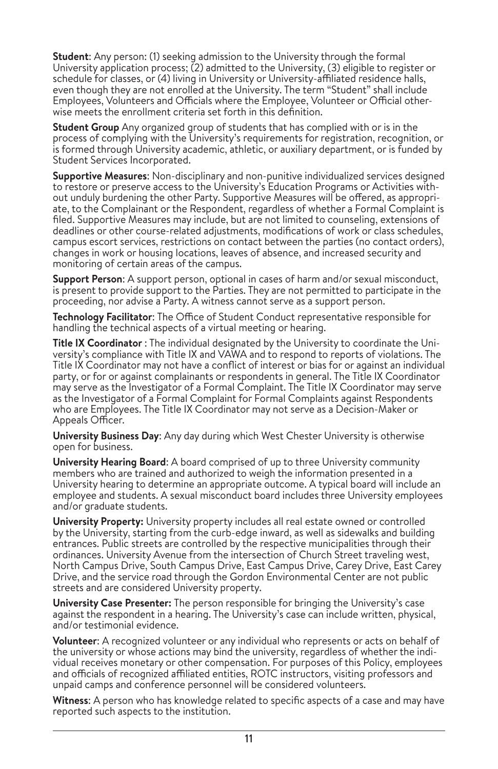**Student**: Any person: (1) seeking admission to the University through the formal University application process; (2) admitted to the University, (3) eligible to register or schedule for classes, or (4) living in University or University-affiliated residence halls, even though they are not enrolled at the University. The term "Student" shall include Employees, Volunteers and Officials where the Employee, Volunteer or Official otherwise meets the enrollment criteria set forth in this definition.

**Student Group** Any organized group of students that has complied with or is in the process of complying with the University's requirements for registration, recognition, or is formed through University academic, athletic, or auxiliary department, or is funded by Student Services Incorporated.

**Supportive Measures**: Non-disciplinary and non-punitive individualized services designed to restore or preserve access to the University's Education Programs or Activities without unduly burdening the other Party. Supportive Measures will be offered, as appropriate, to the Complainant or the Respondent, regardless of whether a Formal Complaint is filed. Supportive Measures may include, but are not limited to counseling, extensions of deadlines or other course-related adjustments, modifications of work or class schedules, campus escort services, restrictions on contact between the parties (no contact orders), changes in work or housing locations, leaves of absence, and increased security and monitoring of certain areas of the campus.

**Support Person**: A support person, optional in cases of harm and/or sexual misconduct, is present to provide support to the Parties. They are not permitted to participate in the proceeding, nor advise a Party. A witness cannot serve as a support person.

**Technology Facilitator**: The Office of Student Conduct representative responsible for handling the technical aspects of a virtual meeting or hearing.

**Title IX Coordinator** : The individual designated by the University to coordinate the University's compliance with Title IX and VAWA and to respond to reports of violations. The Title IX Coordinator may not have a conflict of interest or bias for or against an individual party, or for or against complainants or respondents in general. The Title IX Coordinator may serve as the Investigator of a Formal Complaint. The Title IX Coordinator may serve as the Investigator of a Formal Complaint for Formal Complaints against Respondents who are Employees. The Title IX Coordinator may not serve as a Decision-Maker or Appeals Officer.

**University Business Day**: Any day during which West Chester University is otherwise open for business.

**University Hearing Board**: A board comprised of up to three University community members who are trained and authorized to weigh the information presented in a University hearing to determine an appropriate outcome. A typical board will include an employee and students. A sexual misconduct board includes three University employees and/or graduate students.

**University Property:** University property includes all real estate owned or controlled by the University, starting from the curb-edge inward, as well as sidewalks and building entrances. Public streets are controlled by the respective municipalities through their ordinances. University Avenue from the intersection of Church Street traveling west, North Campus Drive, South Campus Drive, East Campus Drive, Carey Drive, East Carey Drive, and the service road through the Gordon Environmental Center are not public streets and are considered University property.

**University Case Presenter:** The person responsible for bringing the University's case against the respondent in a hearing. The University's case can include written, physical, and/or testimonial evidence.

**Volunteer**: A recognized volunteer or any individual who represents or acts on behalf of the university or whose actions may bind the university, regardless of whether the individual receives monetary or other compensation. For purposes of this Policy, employees and officials of recognized affiliated entities, ROTC instructors, visiting professors and unpaid camps and conference personnel will be considered volunteers.

**Witness**: A person who has knowledge related to specific aspects of a case and may have reported such aspects to the institution.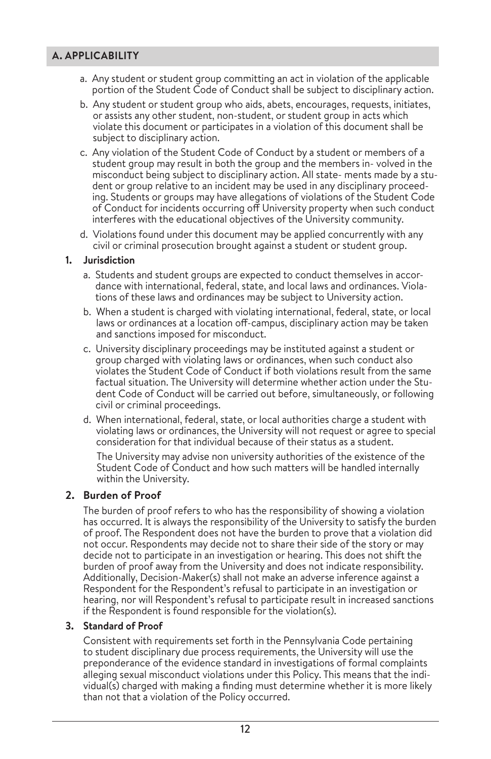## A. APPLICABILITY

a. Any student or student group committing an act in violation of the applicable portion of the Student Code of Conduct shall be subject to disciplinary action.

b. Any student or student group who aids, abets, encourages, requests, initiates, or assists any other student, non-student, or student group in acts which violate this document or participates in a violation of this document shall be subject to disciplinary action.

c. Any violation of the Student Code of Conduct by a student or members of a student group may result in both the group and the members in- volved in the misconduct being subject to disciplinary action. All state- ments made by a student or group relative to an incident may be used in any disciplinary proceeding. Students or groups may have allegations of violations of the Student Code of Conduct for incidents occurring off University property when such conduct interferes with the educational objectives of the University community.

d. Violations found under this document may be applied concurrently with any civil or criminal prosecution brought against a student or student group.

### 1. Jurisdiction

a. Students and student groups are expected to conduct themselves in accordance with international, federal, state, and local laws and ordinances. Violations of these laws and ordinances may be subject to University action.

b. When a student is charged with violating international, federal, state, or local laws or ordinances at a location off-campus, disciplinary action may be taken and sanctions imposed for misconduct.

c. University disciplinary proceedings may be instituted against a student or group charged with violating laws or ordinances, when such conduct also violates the Student Code of Conduct if both violations result from the same factual situation. The University will determine whether action under the Student Code of Conduct will be carried out before, simultaneously, or following civil or criminal proceedings.

d. When international, federal, state, or local authorities charge a student with violating laws or ordinances, the University will not request or agree to special consideration for that individual because of their status as a student.

The University may advise non university authorities of the existence of the Student Code of Conduct and how such matters will be handled internally within the University.

### 2. Burden of Proof

The burden of proof refers to who has the responsibility of showing a violation has occurred. It is always the responsibility of the University to satisfy the burden of proof. The Respondent does not have the burden to prove that a violation did not occur. Respondents may decide not to share their side of the story or may decide not to participate in an investigation or hearing. This does not shift the burden of proof away from the University and does not indicate responsibility. Additionally, Decision-Maker(s) shall not make an adverse inference against a Respondent for the Respondent's refusal to participate in an investigation or hearing, nor will Respondent's refusal to participate result in increased sanctions if the Respondent is found responsible for the violation(s).

### 3. Standard of Proof

Consistent with requirements set forth in the Pennsylvania Code pertaining to student disciplinary due process requirements, the University will use the preponderance of the evidence standard in investigations of formal complaints alleging sexual misconduct violations under this Policy. This means that the individual(s) charged with making a finding must determine whether it is more likely than not that a violation of the Policy occurred.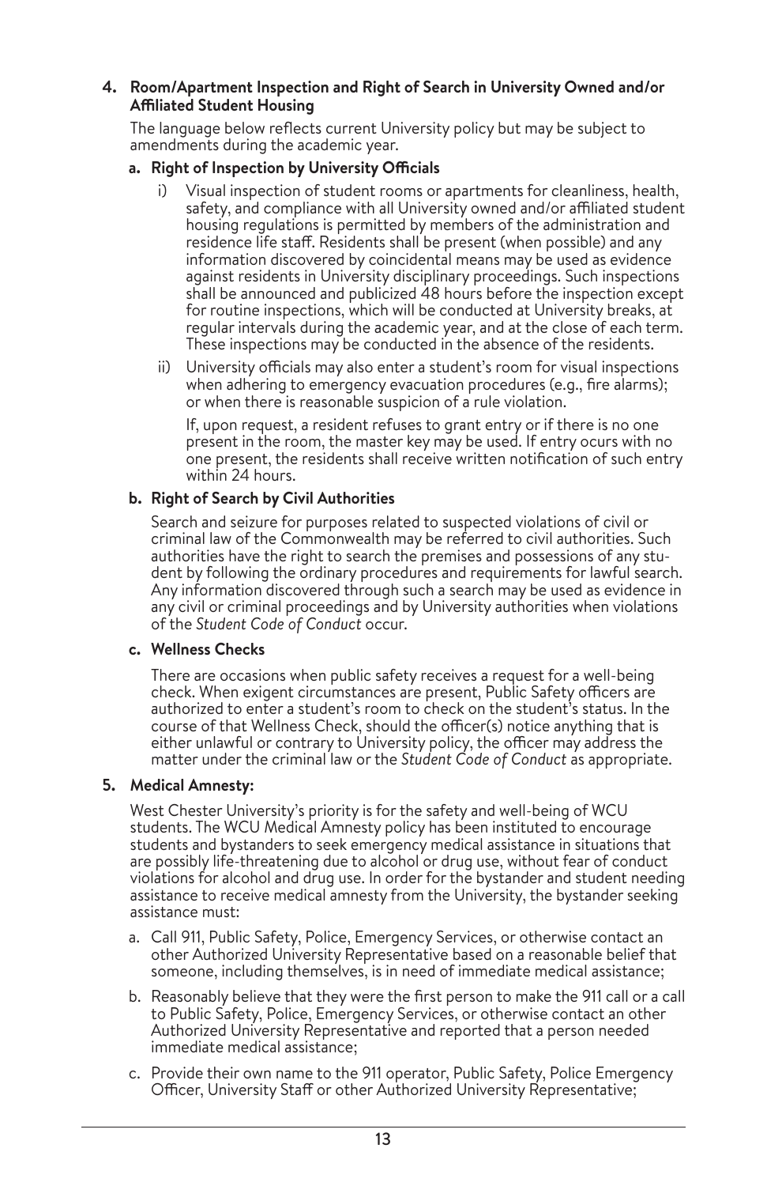**4. Room/Apartment Inspection and Right of Search in University Owned and/or Affiliated Student Housing**

The language below reflects current University policy but may be subject to amendments during the academic year.

**a. Right of Inspection by University Officials**

i) Visual inspection of student rooms or apartments for cleanliness, health, safety, and compliance with all University owned and/or affiliated student housing regulations is permitted by members of the administration and residence life staff. Residents shall be present (when possible) and any information discovered by coincidental means may be used as evidence against residents in University disciplinary proceedings. Such inspections shall be announced and publicized 48 hours before the inspection except for routine inspections, which will be conducted at University breaks, at regular intervals during the academic year, and at the close of each term. These inspections may be conducted in the absence of the residents.

ii) University officials may also enter a student's room for visual inspections when adhering to emergency evacuation procedures (e.g., fire alarms); or when there is reasonable suspicion of a rule violation.

If, upon request, a resident refuses to grant entry or if there is no one present in the room, the master key may be used. If entry ocurs with no one present, the residents shall receive written notification of such entry within 24 hours.

**b. Right of Search by Civil Authorities**

Search and seizure for purposes related to suspected violations of civil or criminal law of the Commonwealth may be referred to civil authorities. Such authorities have the right to search the premises and possessions of any student by following the ordinary procedures and requirements for lawful search. Any information discovered through such a search may be used as evidence in any civil or criminal proceedings and by University authorities when violations of the *Student Code of Conduct* occur.

**c. Wellness Checks**

There are occasions when public safety receives a request for a well-being check. When exigent circumstances are present, Public Safety officers are authorized to enter a student's room to check on the student's status. In the course of that Wellness Check, should the officer(s) notice anything that is either unlawful or contrary to University policy, the officer may address the matter under the criminal law or the *Student Code of Conduct* as appropriate.

**5. Medical Amnesty:**

West Chester University's priority is for the safety and well-being of WCU students. The WCU Medical Amnesty policy has been instituted to encourage students and bystanders to seek emergency medical assistance in situations that are possibly life-threatening due to alcohol or drug use, without fear of conduct violations for alcohol and drug use. In order for the bystander and student needing assistance to receive medical amnesty from the University, the bystander seeking assistance must:

a. Call 911, Public Safety, Police, Emergency Services, or otherwise contact an other Authorized University Representative based on a reasonable belief that someone, including themselves, is in need of immediate medical assistance;

b. Reasonably believe that they were the first person to make the 911 call or a call to Public Safety, Police, Emergency Services, or otherwise contact an other Authorized University Representative and reported that a person needed immediate medical assistance;

c. Provide their own name to the 911 operator, Public Safety, Police Emergency Officer, University Staff or other Authorized University Representative;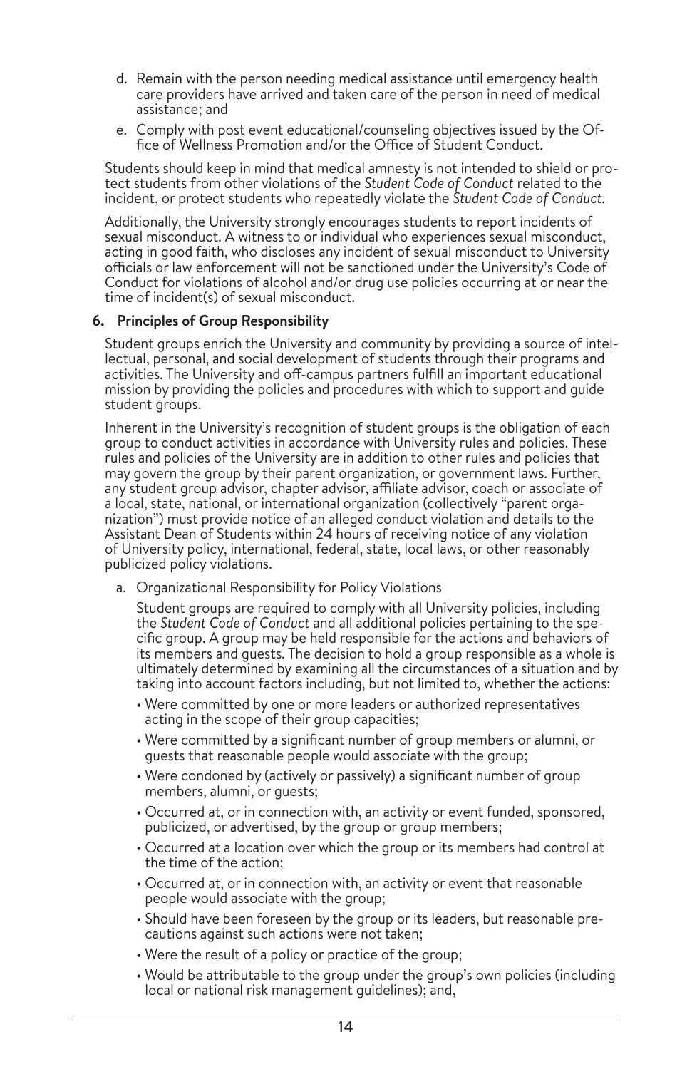d. Remain with the person needing medical assistance until emergency health care providers have arrived and taken care of the person in need of medical assistance; and

e. Comply with post event educational/counseling objectives issued by the Office of Wellness Promotion and/or the Office of Student Conduct.

Students should keep in mind that medical amnesty is not intended to shield or protect students from other violations of the *Student Code of Conduct* related to the incident, or protect students who repeatedly violate the *Student Code of Conduct.*

Additionally, the University strongly encourages students to report incidents of sexual misconduct. A witness to or individual who experiences sexual misconduct, acting in good faith, who discloses any incident of sexual misconduct to University officials or law enforcement will not be sanctioned under the University's Code of Conduct for violations of alcohol and/or drug use policies occurring at or near the time of incident(s) of sexual misconduct.

**6. Principles of Group Responsibility**

Student groups enrich the University and community by providing a source of intellectual, personal, and social development of students through their programs and activities. The University and off-campus partners fulfill an important educational mission by providing the policies and procedures with which to support and guide student groups.

Inherent in the University's recognition of student groups is the obligation of each group to conduct activities in accordance with University rules and policies. These rules and policies of the University are in addition to other rules and policies that may govern the group by their parent organization, or government laws. Further, any student group advisor, chapter advisor, affiliate advisor, coach or associate of a local, state, national, or international organization (collectively "parent organization") must provide notice of an alleged conduct violation and details to the Assistant Dean of Students within 24 hours of receiving notice of any violation of University policy, international, federal, state, local laws, or other reasonably publicized policy violations.

a. Organizational Responsibility for Policy Violations

Student groups are required to comply with all University policies, including the *Student Code of Conduct* and all additional policies pertaining to the specific group. A group may be held responsible for the actions and behaviors of its members and guests. The decision to hold a group responsible as a whole is ultimately determined by examining all the circumstances of a situation and by taking into account factors including, but not limited to, whether the actions:

- Were committed by one or more leaders or authorized representatives acting in the scope of their group capacities;
- Were committed by a significant number of group members or alumni, or guests that reasonable people would associate with the group;
- Were condoned by (actively or passively) a significant number of group members, alumni, or guests;
- Occurred at, or in connection with, an activity or event funded, sponsored, publicized, or advertised, by the group or group members;
- Occurred at a location over which the group or its members had control at the time of the action;
- Occurred at, or in connection with, an activity or event that reasonable people would associate with the group;
- Should have been foreseen by the group or its leaders, but reasonable precautions against such actions were not taken;
- Were the result of a policy or practice of the group;
- Would be attributable to the group under the group's own policies (including local or national risk management guidelines); and,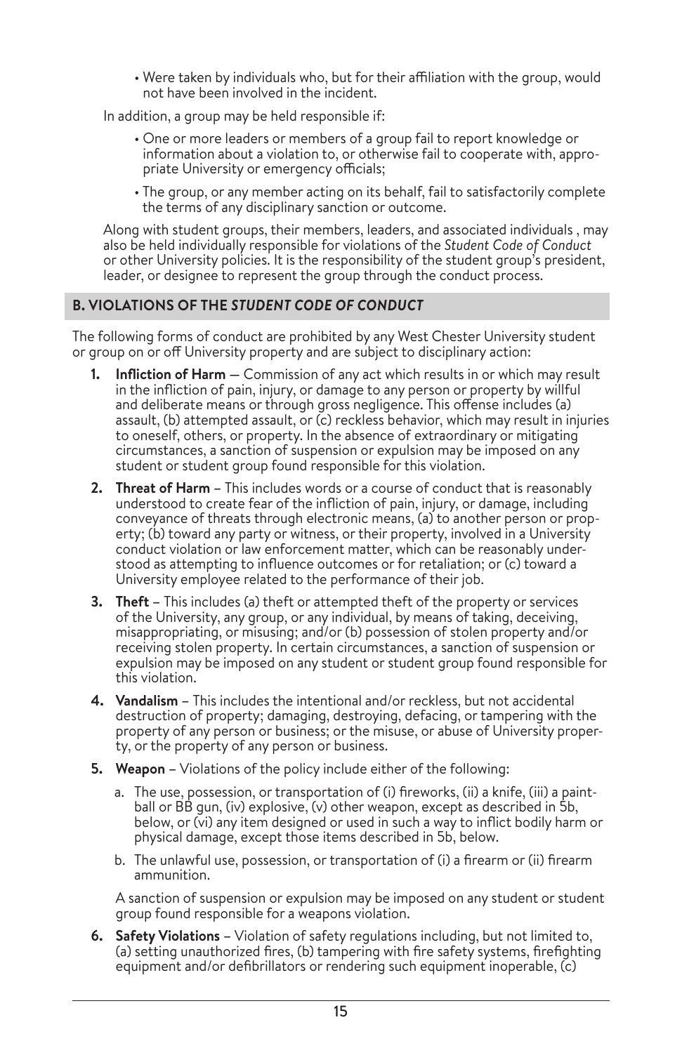- Were taken by individuals who, but for their affiliation with the group, would not have been involved in the incident.

In addition, a group may be held responsible if:

- One or more leaders or members of a group fail to report knowledge or information about a violation to, or otherwise fail to cooperate with, appropriate University or emergency officials;
- The group, or any member acting on its behalf, fail to satisfactorily complete the terms of any disciplinary sanction or outcome.

Along with student groups, their members, leaders, and associated individuals , may also be held individually responsible for violations of the *Student Code of Conduct* or other University policies. It is the responsibility of the student group's president, leader, or designee to represent the group through the conduct process.

## B. VIOLATIONS OF THE *STUDENT CODE OF CONDUCT*

The following forms of conduct are prohibited by any West Chester University student or group on or off University property and are subject to disciplinary action:

1. **Infliction of Harm** — Commission of any act which results in or which may result in the infliction of pain, injury, or damage to any person or property by willful and deliberate means or through gross negligence. This offense includes (a) assault, (b) attempted assault, or (c) reckless behavior, which may result in injuries to oneself, others, or property. In the absence of extraordinary or mitigating circumstances, a sanction of suspension or expulsion may be imposed on any student or student group found responsible for this violation.

2. **Threat of Harm** – This includes words or a course of conduct that is reasonably understood to create fear of the infliction of pain, injury, or damage, including conveyance of threats through electronic means, (a) to another person or property; (b) toward any party or witness, or their property, involved in a University conduct violation or law enforcement matter, which can be reasonably understood as attempting to influence outcomes or for retaliation; or (c) toward a University employee related to the performance of their job.

3. **Theft** – This includes (a) theft or attempted theft of the property or services of the University, any group, or any individual, by means of taking, deceiving, misappropriating, or misusing; and/or (b) possession of stolen property and/or receiving stolen property. In certain circumstances, a sanction of suspension or expulsion may be imposed on any student or student group found responsible for this violation.

4. **Vandalism** – This includes the intentional and/or reckless, but not accidental destruction of property; damaging, destroying, defacing, or tampering with the property of any person or business; or the misuse, or abuse of University property, or the property of any person or business.

5. **Weapon** – Violations of the policy include either of the following:

   a. The use, possession, or transportation of (i) fireworks, (ii) a knife, (iii) a paintball or BB gun, (iv) explosive, (v) other weapon, except as described in 5b, below, or (vi) any item designed or used in such a way to inflict bodily harm or physical damage, except those items described in 5b, below.

   b. The unlawful use, possession, or transportation of (i) a firearm or (ii) firearm ammunition.

   A sanction of suspension or expulsion may be imposed on any student or student group found responsible for a weapons violation.

6. **Safety Violations** – Violation of safety regulations including, but not limited to, (a) setting unauthorized fires, (b) tampering with fire safety systems, firefighting equipment and/or defibrillators or rendering such equipment inoperable, (c)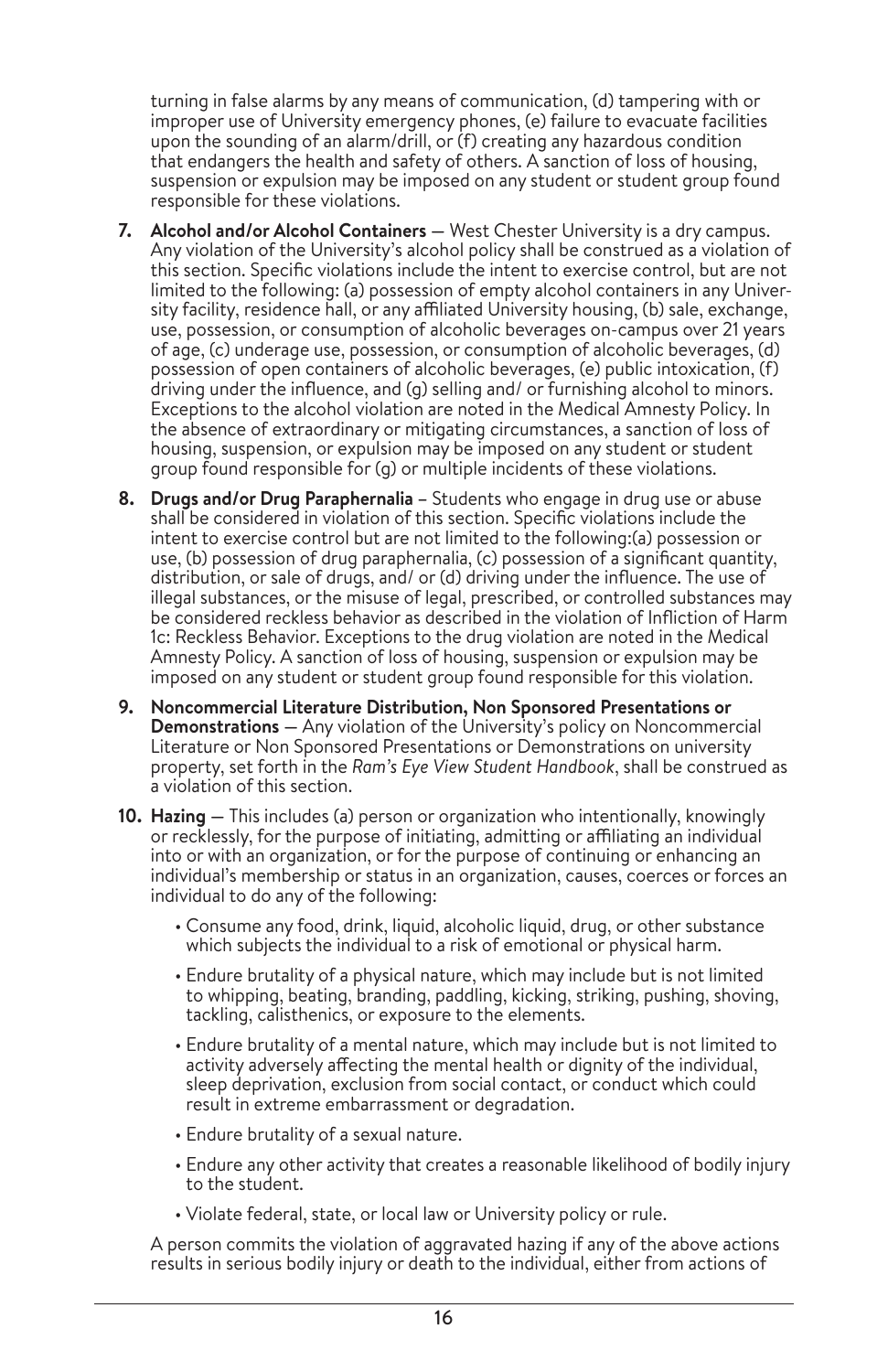turning in false alarms by any means of communication, (d) tampering with or improper use of University emergency phones, (e) failure to evacuate facilities upon the sounding of an alarm/drill, or (f) creating any hazardous condition that endangers the health and safety of others. A sanction of loss of housing, suspension or expulsion may be imposed on any student or student group found responsible for these violations.

7. **Alcohol and/or Alcohol Containers** — West Chester University is a dry campus. Any violation of the University's alcohol policy shall be construed as a violation of this section. Specific violations include the intent to exercise control, but are not limited to the following: (a) possession of empty alcohol containers in any University facility, residence hall, or any affiliated University housing, (b) sale, exchange, use, possession, or consumption of alcoholic beverages on-campus over 21 years of age, (c) underage use, possession, or consumption of alcoholic beverages, (d) possession of open containers of alcoholic beverages, (e) public intoxication, (f) driving under the influence, and (g) selling and/ or furnishing alcohol to minors. Exceptions to the alcohol violation are noted in the Medical Amnesty Policy. In the absence of extraordinary or mitigating circumstances, a sanction of loss of housing, suspension, or expulsion may be imposed on any student or student group found responsible for (g) or multiple incidents of these violations.

8. **Drugs and/or Drug Paraphernalia** – Students who engage in drug use or abuse shall be considered in violation of this section. Specific violations include the intent to exercise control but are not limited to the following:(a) possession or use, (b) possession of drug paraphernalia, (c) possession of a significant quantity, distribution, or sale of drugs, and/ or (d) driving under the influence. The use of illegal substances, or the misuse of legal, prescribed, or controlled substances may be considered reckless behavior as described in the violation of Infliction of Harm 1c: Reckless Behavior. Exceptions to the drug violation are noted in the Medical Amnesty Policy. A sanction of loss of housing, suspension or expulsion may be imposed on any student or student group found responsible for this violation.

9. **Noncommercial Literature Distribution, Non Sponsored Presentations or Demonstrations** — Any violation of the University's policy on Noncommercial Literature or Non Sponsored Presentations or Demonstrations on university property, set forth in the *Ram's Eye View Student Handbook*, shall be construed as a violation of this section.

10. **Hazing** — This includes (a) person or organization who intentionally, knowingly or recklessly, for the purpose of initiating, admitting or affiliating an individual into or with an organization, or for the purpose of continuing or enhancing an individual's membership or status in an organization, causes, coerces or forces an individual to do any of the following:

    - Consume any food, drink, liquid, alcoholic liquid, drug, or other substance which subjects the individual to a risk of emotional or physical harm.
    - Endure brutality of a physical nature, which may include but is not limited to whipping, beating, branding, paddling, kicking, striking, pushing, shoving, tackling, calisthenics, or exposure to the elements.
    - Endure brutality of a mental nature, which may include but is not limited to activity adversely affecting the mental health or dignity of the individual, sleep deprivation, exclusion from social contact, or conduct which could result in extreme embarrassment or degradation.
    - Endure brutality of a sexual nature.
    - Endure any other activity that creates a reasonable likelihood of bodily injury to the student.
    - Violate federal, state, or local law or University policy or rule.

    A person commits the violation of aggravated hazing if any of the above actions results in serious bodily injury or death to the individual, either from actions of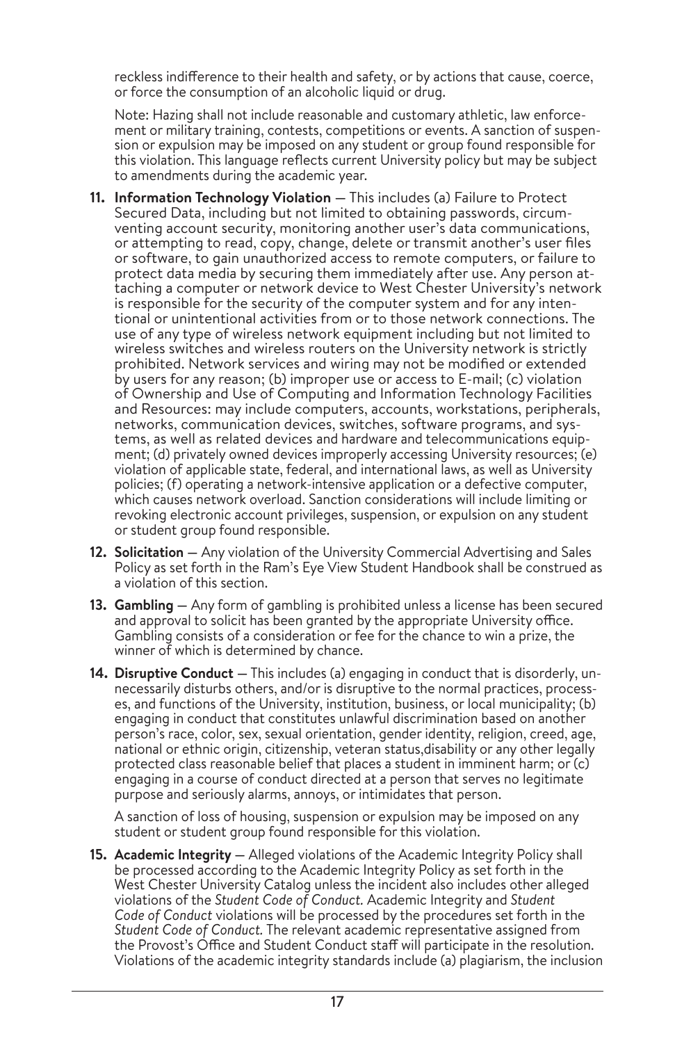reckless indifference to their health and safety, or by actions that cause, coerce, or force the consumption of an alcoholic liquid or drug.

Note: Hazing shall not include reasonable and customary athletic, law enforcement or military training, contests, competitions or events. A sanction of suspension or expulsion may be imposed on any student or group found responsible for this violation. This language reflects current University policy but may be subject to amendments during the academic year.

11. **Information Technology Violation** — This includes (a) Failure to Protect Secured Data, including but not limited to obtaining passwords, circumventing account security, monitoring another user's data communications, or attempting to read, copy, change, delete or transmit another's user files or software, to gain unauthorized access to remote computers, or failure to protect data media by securing them immediately after use. Any person attaching a computer or network device to West Chester University's network is responsible for the security of the computer system and for any intentional or unintentional activities from or to those network connections. The use of any type of wireless network equipment including but not limited to wireless switches and wireless routers on the University network is strictly prohibited. Network services and wiring may not be modified or extended by users for any reason; (b) improper use or access to E-mail; (c) violation of Ownership and Use of Computing and Information Technology Facilities and Resources: may include computers, accounts, workstations, peripherals, networks, communication devices, switches, software programs, and systems, as well as related devices and hardware and telecommunications equipment; (d) privately owned devices improperly accessing University resources; (e) violation of applicable state, federal, and international laws, as well as University policies; (f) operating a network-intensive application or a defective computer, which causes network overload. Sanction considerations will include limiting or revoking electronic account privileges, suspension, or expulsion on any student or student group found responsible.

12. **Solicitation** — Any violation of the University Commercial Advertising and Sales Policy as set forth in the Ram's Eye View Student Handbook shall be construed as a violation of this section.

13. **Gambling** — Any form of gambling is prohibited unless a license has been secured and approval to solicit has been granted by the appropriate University office. Gambling consists of a consideration or fee for the chance to win a prize, the winner of which is determined by chance.

14. **Disruptive Conduct** — This includes (a) engaging in conduct that is disorderly, unnecessarily disturbs others, and/or is disruptive to the normal practices, processes, and functions of the University, institution, business, or local municipality; (b) engaging in conduct that constitutes unlawful discrimination based on another person's race, color, sex, sexual orientation, gender identity, religion, creed, age, national or ethnic origin, citizenship, veteran status,disability or any other legally protected class reasonable belief that places a student in imminent harm; or (c) engaging in a course of conduct directed at a person that serves no legitimate purpose and seriously alarms, annoys, or intimidates that person.

    A sanction of loss of housing, suspension or expulsion may be imposed on any student or student group found responsible for this violation.

15. **Academic Integrity** — Alleged violations of the Academic Integrity Policy shall be processed according to the Academic Integrity Policy as set forth in the West Chester University Catalog unless the incident also includes other alleged violations of the *Student Code of Conduct.* Academic Integrity and *Student Code of Conduct* violations will be processed by the procedures set forth in the *Student Code of Conduct.* The relevant academic representative assigned from the Provost's Office and Student Conduct staff will participate in the resolution. Violations of the academic integrity standards include (a) plagiarism, the inclusion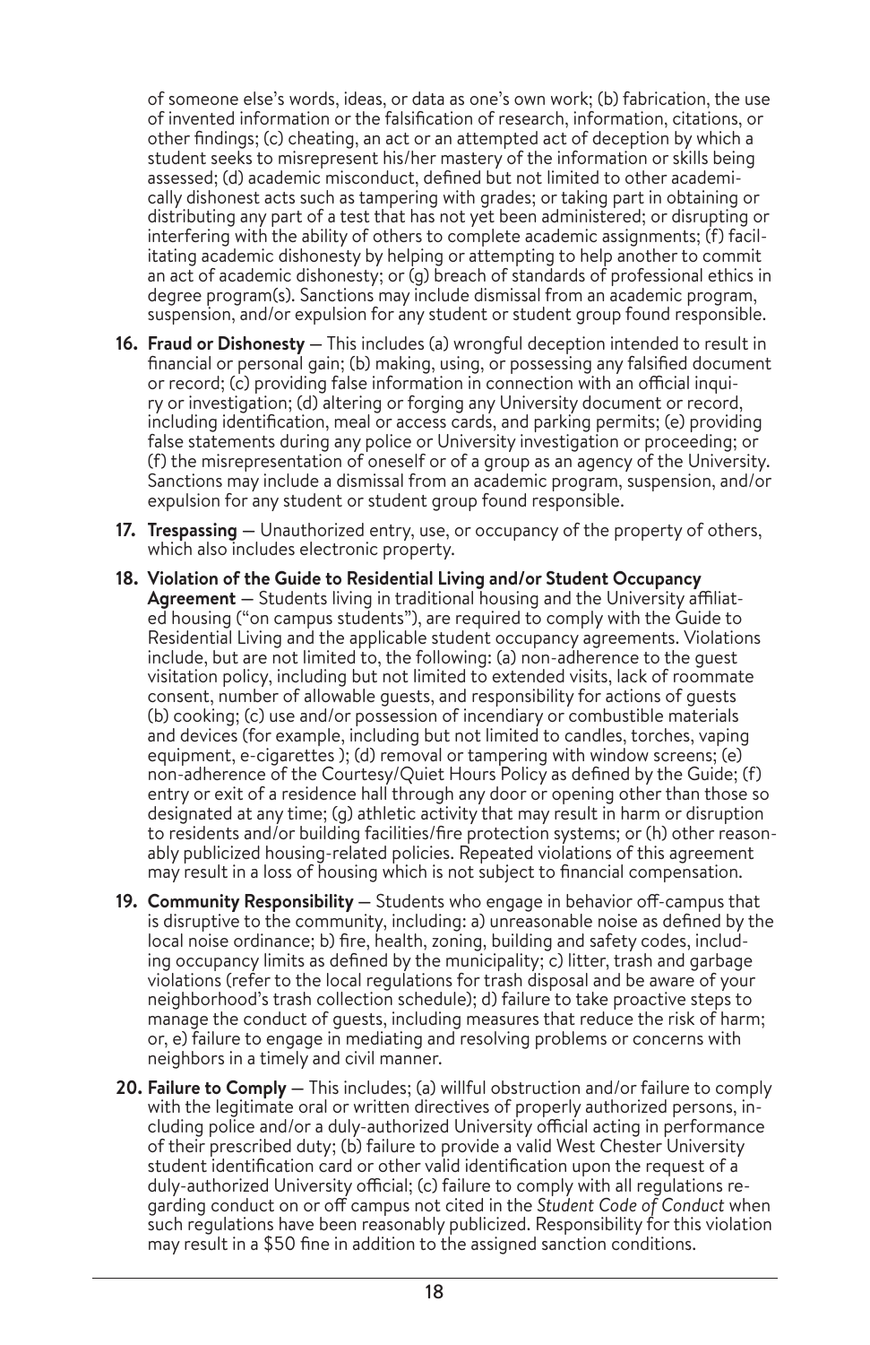of someone else's words, ideas, or data as one's own work; (b) fabrication, the use of invented information or the falsification of research, information, citations, or other findings; (c) cheating, an act or an attempted act of deception by which a student seeks to misrepresent his/her mastery of the information or skills being assessed; (d) academic misconduct, defined but not limited to other academically dishonest acts such as tampering with grades; or taking part in obtaining or distributing any part of a test that has not yet been administered; or disrupting or interfering with the ability of others to complete academic assignments; (f) facilitating academic dishonesty by helping or attempting to help another to commit an act of academic dishonesty; or (g) breach of standards of professional ethics in degree program(s). Sanctions may include dismissal from an academic program, suspension, and/or expulsion for any student or student group found responsible.

16. **Fraud or Dishonesty** — This includes (a) wrongful deception intended to result in financial or personal gain; (b) making, using, or possessing any falsified document or record; (c) providing false information in connection with an official inquiry or investigation; (d) altering or forging any University document or record, including identification, meal or access cards, and parking permits; (e) providing false statements during any police or University investigation or proceeding; or (f) the misrepresentation of oneself or of a group as an agency of the University. Sanctions may include a dismissal from an academic program, suspension, and/or expulsion for any student or student group found responsible.

17. **Trespassing** — Unauthorized entry, use, or occupancy of the property of others, which also includes electronic property.

18. **Violation of the Guide to Residential Living and/or Student Occupancy Agreement** — Students living in traditional housing and the University affiliated housing ("on campus students"), are required to comply with the Guide to Residential Living and the applicable student occupancy agreements. Violations include, but are not limited to, the following: (a) non-adherence to the guest visitation policy, including but not limited to extended visits, lack of roommate consent, number of allowable guests, and responsibility for actions of guests (b) cooking; (c) use and/or possession of incendiary or combustible materials and devices (for example, including but not limited to candles, torches, vaping equipment, e-cigarettes ); (d) removal or tampering with window screens; (e) non-adherence of the Courtesy/Quiet Hours Policy as defined by the Guide; (f) entry or exit of a residence hall through any door or opening other than those so designated at any time; (g) athletic activity that may result in harm or disruption to residents and/or building facilities/fire protection systems; or (h) other reasonably publicized housing-related policies. Repeated violations of this agreement may result in a loss of housing which is not subject to financial compensation.

19. **Community Responsibility** — Students who engage in behavior off-campus that is disruptive to the community, including: a) unreasonable noise as defined by the local noise ordinance; b) fire, health, zoning, building and safety codes, including occupancy limits as defined by the municipality; c) litter, trash and garbage violations (refer to the local regulations for trash disposal and be aware of your neighborhood's trash collection schedule); d) failure to take proactive steps to manage the conduct of guests, including measures that reduce the risk of harm; or, e) failure to engage in mediating and resolving problems or concerns with neighbors in a timely and civil manner.

20. **Failure to Comply** — This includes; (a) willful obstruction and/or failure to comply with the legitimate oral or written directives of properly authorized persons, including police and/or a duly-authorized University official acting in performance of their prescribed duty; (b) failure to provide a valid West Chester University student identification card or other valid identification upon the request of a duly-authorized University official; (c) failure to comply with all regulations regarding conduct on or off campus not cited in the *Student Code of Conduct* when such regulations have been reasonably publicized. Responsibility for this violation may result in a $50 fine in addition to the assigned sanction conditions.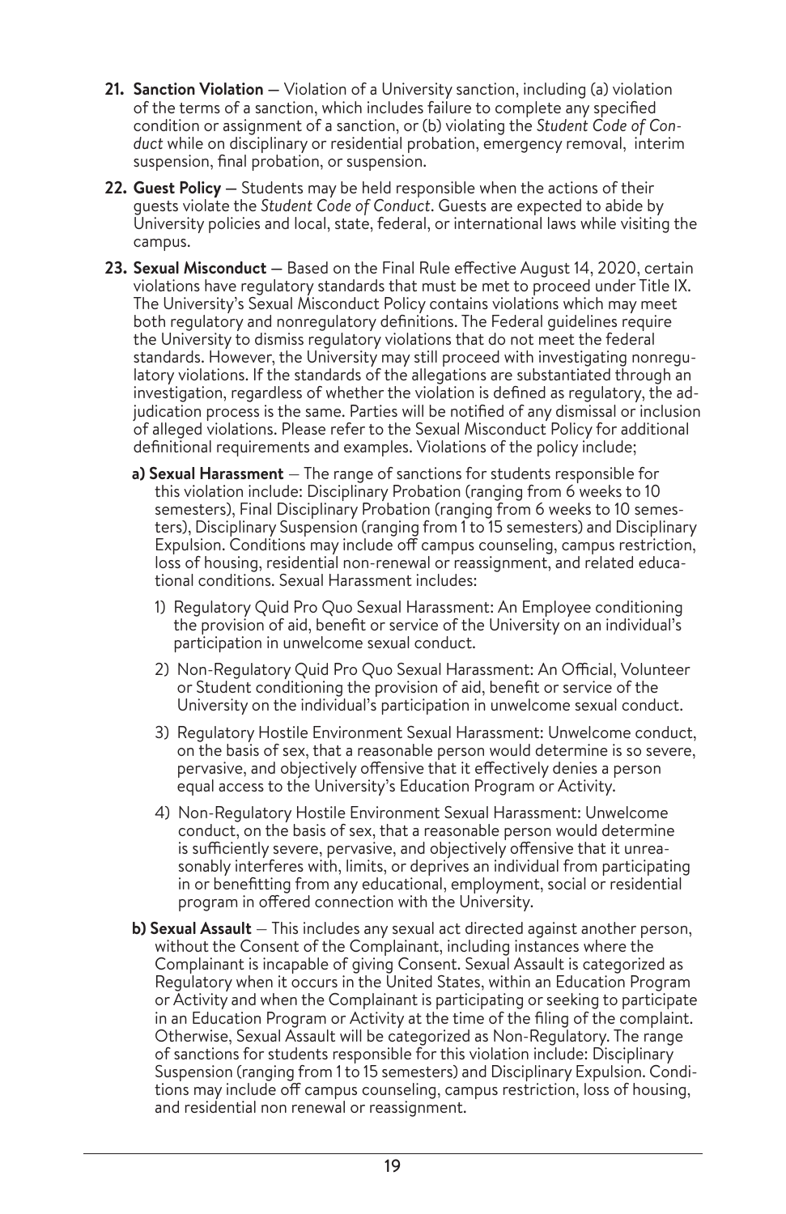21. **Sanction Violation** — Violation of a University sanction, including (a) violation of the terms of a sanction, which includes failure to complete any specified condition or assignment of a sanction, or (b) violating the *Student Code of Conduct* while on disciplinary or residential probation, emergency removal, interim suspension, final probation, or suspension.

22. **Guest Policy** — Students may be held responsible when the actions of their guests violate the *Student Code of Conduct*. Guests are expected to abide by University policies and local, state, federal, or international laws while visiting the campus.

23. **Sexual Misconduct** — Based on the Final Rule effective August 14, 2020, certain violations have regulatory standards that must be met to proceed under Title IX. The University's Sexual Misconduct Policy contains violations which may meet both regulatory and nonregulatory definitions. The Federal guidelines require the University to dismiss regulatory violations that do not meet the federal standards. However, the University may still proceed with investigating nonregulatory violations. If the standards of the allegations are substantiated through an investigation, regardless of whether the violation is defined as regulatory, the adjudication process is the same. Parties will be notified of any dismissal or inclusion of alleged violations. Please refer to the Sexual Misconduct Policy for additional definitional requirements and examples. Violations of the policy include;

    **a) Sexual Harassment** — The range of sanctions for students responsible for this violation include: Disciplinary Probation (ranging from 6 weeks to 10 semesters), Final Disciplinary Probation (ranging from 6 weeks to 10 semesters), Disciplinary Suspension (ranging from 1 to 15 semesters) and Disciplinary Expulsion. Conditions may include off campus counseling, campus restriction, loss of housing, residential non-renewal or reassignment, and related educational conditions. Sexual Harassment includes:

    1) Regulatory Quid Pro Quo Sexual Harassment: An Employee conditioning the provision of aid, benefit or service of the University on an individual's participation in unwelcome sexual conduct.

    2) Non-Regulatory Quid Pro Quo Sexual Harassment: An Official, Volunteer or Student conditioning the provision of aid, benefit or service of the University on the individual's participation in unwelcome sexual conduct.

    3) Regulatory Hostile Environment Sexual Harassment: Unwelcome conduct, on the basis of sex, that a reasonable person would determine is so severe, pervasive, and objectively offensive that it effectively denies a person equal access to the University's Education Program or Activity.

    4) Non-Regulatory Hostile Environment Sexual Harassment: Unwelcome conduct, on the basis of sex, that a reasonable person would determine is sufficiently severe, pervasive, and objectively offensive that it unreasonably interferes with, limits, or deprives an individual from participating in or benefitting from any educational, employment, social or residential program in offered connection with the University.

    **b) Sexual Assault** — This includes any sexual act directed against another person, without the Consent of the Complainant, including instances where the Complainant is incapable of giving Consent. Sexual Assault is categorized as Regulatory when it occurs in the United States, within an Education Program or Activity and when the Complainant is participating or seeking to participate in an Education Program or Activity at the time of the filing of the complaint. Otherwise, Sexual Assault will be categorized as Non-Regulatory. The range of sanctions for students responsible for this violation include: Disciplinary Suspension (ranging from 1 to 15 semesters) and Disciplinary Expulsion. Conditions may include off campus counseling, campus restriction, loss of housing, and residential non renewal or reassignment.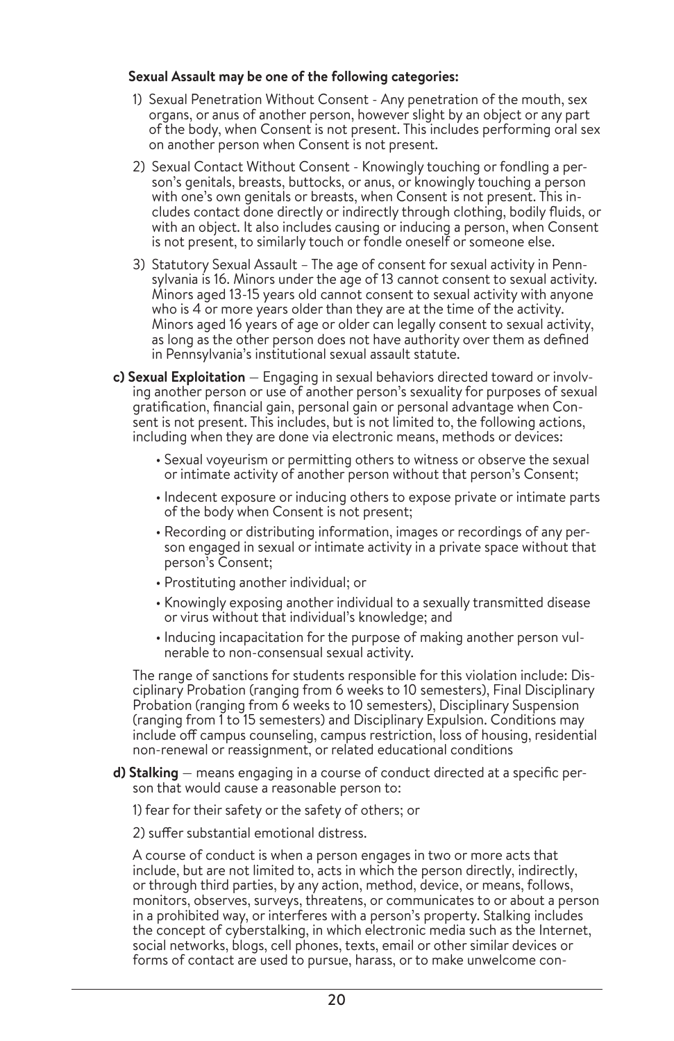**Sexual Assault may be one of the following categories:**

1) Sexual Penetration Without Consent - Any penetration of the mouth, sex organs, or anus of another person, however slight by an object or any part of the body, when Consent is not present. This includes performing oral sex on another person when Consent is not present.

2) Sexual Contact Without Consent - Knowingly touching or fondling a person's genitals, breasts, buttocks, or anus, or knowingly touching a person with one's own genitals or breasts, when Consent is not present. This includes contact done directly or indirectly through clothing, bodily fluids, or with an object. It also includes causing or inducing a person, when Consent is not present, to similarly touch or fondle oneself or someone else.

3) Statutory Sexual Assault – The age of consent for sexual activity in Pennsylvania is 16. Minors under the age of 13 cannot consent to sexual activity. Minors aged 13-15 years old cannot consent to sexual activity with anyone who is 4 or more years older than they are at the time of the activity. Minors aged 16 years of age or older can legally consent to sexual activity, as long as the other person does not have authority over them as defined in Pennsylvania's institutional sexual assault statute.

**c) Sexual Exploitation** — Engaging in sexual behaviors directed toward or involving another person or use of another person's sexuality for purposes of sexual gratification, financial gain, personal gain or personal advantage when Consent is not present. This includes, but is not limited to, the following actions, including when they are done via electronic means, methods or devices:

- Sexual voyeurism or permitting others to witness or observe the sexual or intimate activity of another person without that person's Consent;
- Indecent exposure or inducing others to expose private or intimate parts of the body when Consent is not present;
- Recording or distributing information, images or recordings of any person engaged in sexual or intimate activity in a private space without that person's Consent;
- Prostituting another individual; or
- Knowingly exposing another individual to a sexually transmitted disease or virus without that individual's knowledge; and
- Inducing incapacitation for the purpose of making another person vulnerable to non-consensual sexual activity.

The range of sanctions for students responsible for this violation include: Disciplinary Probation (ranging from 6 weeks to 10 semesters), Final Disciplinary Probation (ranging from 6 weeks to 10 semesters), Disciplinary Suspension (ranging from 1 to 15 semesters) and Disciplinary Expulsion. Conditions may include off campus counseling, campus restriction, loss of housing, residential non-renewal or reassignment, or related educational conditions

**d) Stalking** — means engaging in a course of conduct directed at a specific person that would cause a reasonable person to:

1) fear for their safety or the safety of others; or

2) suffer substantial emotional distress.

A course of conduct is when a person engages in two or more acts that include, but are not limited to, acts in which the person directly, indirectly, or through third parties, by any action, method, device, or means, follows, monitors, observes, surveys, threatens, or communicates to or about a person in a prohibited way, or interferes with a person's property. Stalking includes the concept of cyberstalking, in which electronic media such as the Internet, social networks, blogs, cell phones, texts, email or other similar devices or forms of contact are used to pursue, harass, or to make unwelcome con-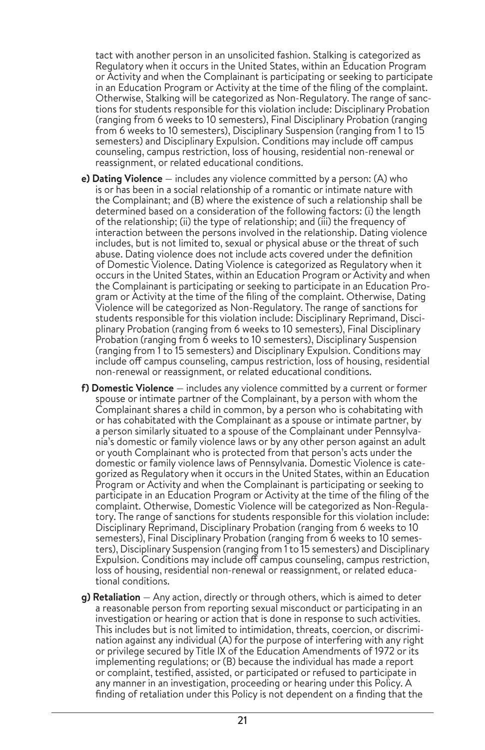tact with another person in an unsolicited fashion. Stalking is categorized as Regulatory when it occurs in the United States, within an Education Program or Activity and when the Complainant is participating or seeking to participate in an Education Program or Activity at the time of the filing of the complaint. Otherwise, Stalking will be categorized as Non-Regulatory. The range of sanctions for students responsible for this violation include: Disciplinary Probation (ranging from 6 weeks to 10 semesters), Final Disciplinary Probation (ranging from 6 weeks to 10 semesters), Disciplinary Suspension (ranging from 1 to 15 semesters) and Disciplinary Expulsion. Conditions may include off campus counseling, campus restriction, loss of housing, residential non-renewal or reassignment, or related educational conditions.

**e) Dating Violence** — includes any violence committed by a person: (A) who is or has been in a social relationship of a romantic or intimate nature with the Complainant; and (B) where the existence of such a relationship shall be determined based on a consideration of the following factors: (i) the length of the relationship; (ii) the type of relationship; and (iii) the frequency of interaction between the persons involved in the relationship. Dating violence includes, but is not limited to, sexual or physical abuse or the threat of such abuse. Dating violence does not include acts covered under the definition of Domestic Violence. Dating Violence is categorized as Regulatory when it occurs in the United States, within an Education Program or Activity and when the Complainant is participating or seeking to participate in an Education Program or Activity at the time of the filing of the complaint. Otherwise, Dating Violence will be categorized as Non-Regulatory. The range of sanctions for students responsible for this violation include: Disciplinary Reprimand, Disciplinary Probation (ranging from 6 weeks to 10 semesters), Final Disciplinary Probation (ranging from 6 weeks to 10 semesters), Disciplinary Suspension (ranging from 1 to 15 semesters) and Disciplinary Expulsion. Conditions may include off campus counseling, campus restriction, loss of housing, residential non-renewal or reassignment, or related educational conditions.

**f) Domestic Violence** — includes any violence committed by a current or former spouse or intimate partner of the Complainant, by a person with whom the Complainant shares a child in common, by a person who is cohabitating with or has cohabitated with the Complainant as a spouse or intimate partner, by a person similarly situated to a spouse of the Complainant under Pennsylvania's domestic or family violence laws or by any other person against an adult or youth Complainant who is protected from that person's acts under the domestic or family violence laws of Pennsylvania. Domestic Violence is categorized as Regulatory when it occurs in the United States, within an Education Program or Activity and when the Complainant is participating or seeking to participate in an Education Program or Activity at the time of the filing of the complaint. Otherwise, Domestic Violence will be categorized as Non-Regulatory. The range of sanctions for students responsible for this violation include: Disciplinary Reprimand, Disciplinary Probation (ranging from 6 weeks to 10 semesters), Final Disciplinary Probation (ranging from 6 weeks to 10 semesters), Disciplinary Suspension (ranging from 1 to 15 semesters) and Disciplinary Expulsion. Conditions may include off campus counseling, campus restriction, loss of housing, residential non-renewal or reassignment, or related educational conditions.

**g) Retaliation** — Any action, directly or through others, which is aimed to deter a reasonable person from reporting sexual misconduct or participating in an investigation or hearing or action that is done in response to such activities. This includes but is not limited to intimidation, threats, coercion, or discrimination against any individual (A) for the purpose of interfering with any right or privilege secured by Title IX of the Education Amendments of 1972 or its implementing regulations; or (B) because the individual has made a report or complaint, testified, assisted, or participated or refused to participate in any manner in an investigation, proceeding or hearing under this Policy. A finding of retaliation under this Policy is not dependent on a finding that the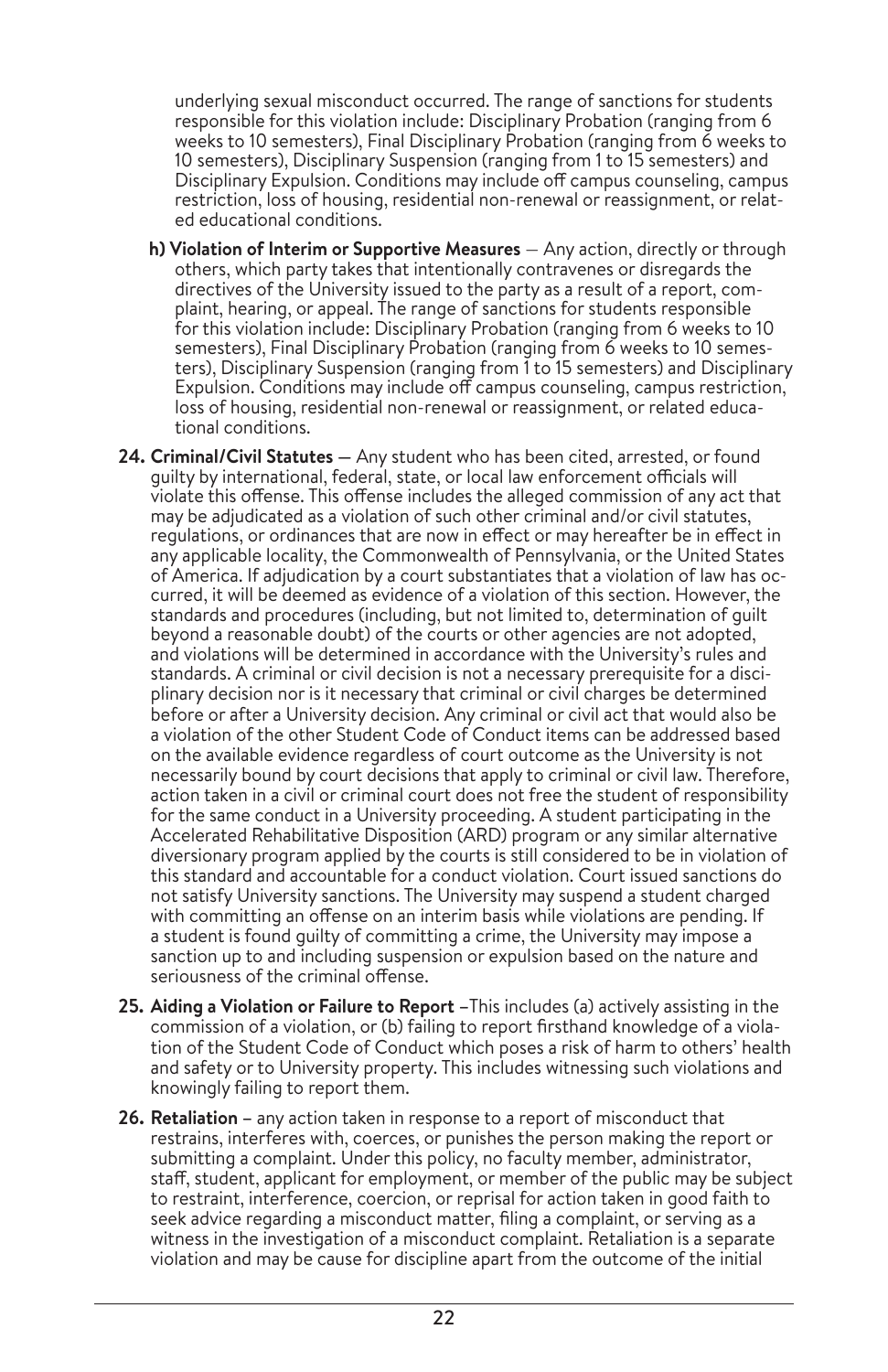underlying sexual misconduct occurred. The range of sanctions for students responsible for this violation include: Disciplinary Probation (ranging from 6 weeks to 10 semesters), Final Disciplinary Probation (ranging from 6 weeks to 10 semesters), Disciplinary Suspension (ranging from 1 to 15 semesters) and Disciplinary Expulsion. Conditions may include off campus counseling, campus restriction, loss of housing, residential non-renewal or reassignment, or related educational conditions.

**h) Violation of Interim or Supportive Measures** — Any action, directly or through others, which party takes that intentionally contravenes or disregards the directives of the University issued to the party as a result of a report, complaint, hearing, or appeal. The range of sanctions for students responsible for this violation include: Disciplinary Probation (ranging from 6 weeks to 10 semesters), Final Disciplinary Probation (ranging from 6 weeks to 10 semesters), Disciplinary Suspension (ranging from 1 to 15 semesters) and Disciplinary Expulsion. Conditions may include off campus counseling, campus restriction, loss of housing, residential non-renewal or reassignment, or related educational conditions.

24. **Criminal/Civil Statutes** — Any student who has been cited, arrested, or found guilty by international, federal, state, or local law enforcement officials will violate this offense. This offense includes the alleged commission of any act that may be adjudicated as a violation of such other criminal and/or civil statutes, regulations, or ordinances that are now in effect or may hereafter be in effect in any applicable locality, the Commonwealth of Pennsylvania, or the United States of America. If adjudication by a court substantiates that a violation of law has occurred, it will be deemed as evidence of a violation of this section. However, the standards and procedures (including, but not limited to, determination of guilt beyond a reasonable doubt) of the courts or other agencies are not adopted, and violations will be determined in accordance with the University's rules and standards. A criminal or civil decision is not a necessary prerequisite for a disciplinary decision nor is it necessary that criminal or civil charges be determined before or after a University decision. Any criminal or civil act that would also be a violation of the other Student Code of Conduct items can be addressed based on the available evidence regardless of court outcome as the University is not necessarily bound by court decisions that apply to criminal or civil law. Therefore, action taken in a civil or criminal court does not free the student of responsibility for the same conduct in a University proceeding. A student participating in the Accelerated Rehabilitative Disposition (ARD) program or any similar alternative diversionary program applied by the courts is still considered to be in violation of this standard and accountable for a conduct violation. Court issued sanctions do not satisfy University sanctions. The University may suspend a student charged with committing an offense on an interim basis while violations are pending. If a student is found guilty of committing a crime, the University may impose a sanction up to and including suspension or expulsion based on the nature and seriousness of the criminal offense.

25. **Aiding a Violation or Failure to Report** –This includes (a) actively assisting in the commission of a violation, or (b) failing to report firsthand knowledge of a violation of the Student Code of Conduct which poses a risk of harm to others' health and safety or to University property. This includes witnessing such violations and knowingly failing to report them.

26. **Retaliation** – any action taken in response to a report of misconduct that restrains, interferes with, coerces, or punishes the person making the report or submitting a complaint. Under this policy, no faculty member, administrator, staff, student, applicant for employment, or member of the public may be subject to restraint, interference, coercion, or reprisal for action taken in good faith to seek advice regarding a misconduct matter, filing a complaint, or serving as a witness in the investigation of a misconduct complaint. Retaliation is a separate violation and may be cause for discipline apart from the outcome of the initial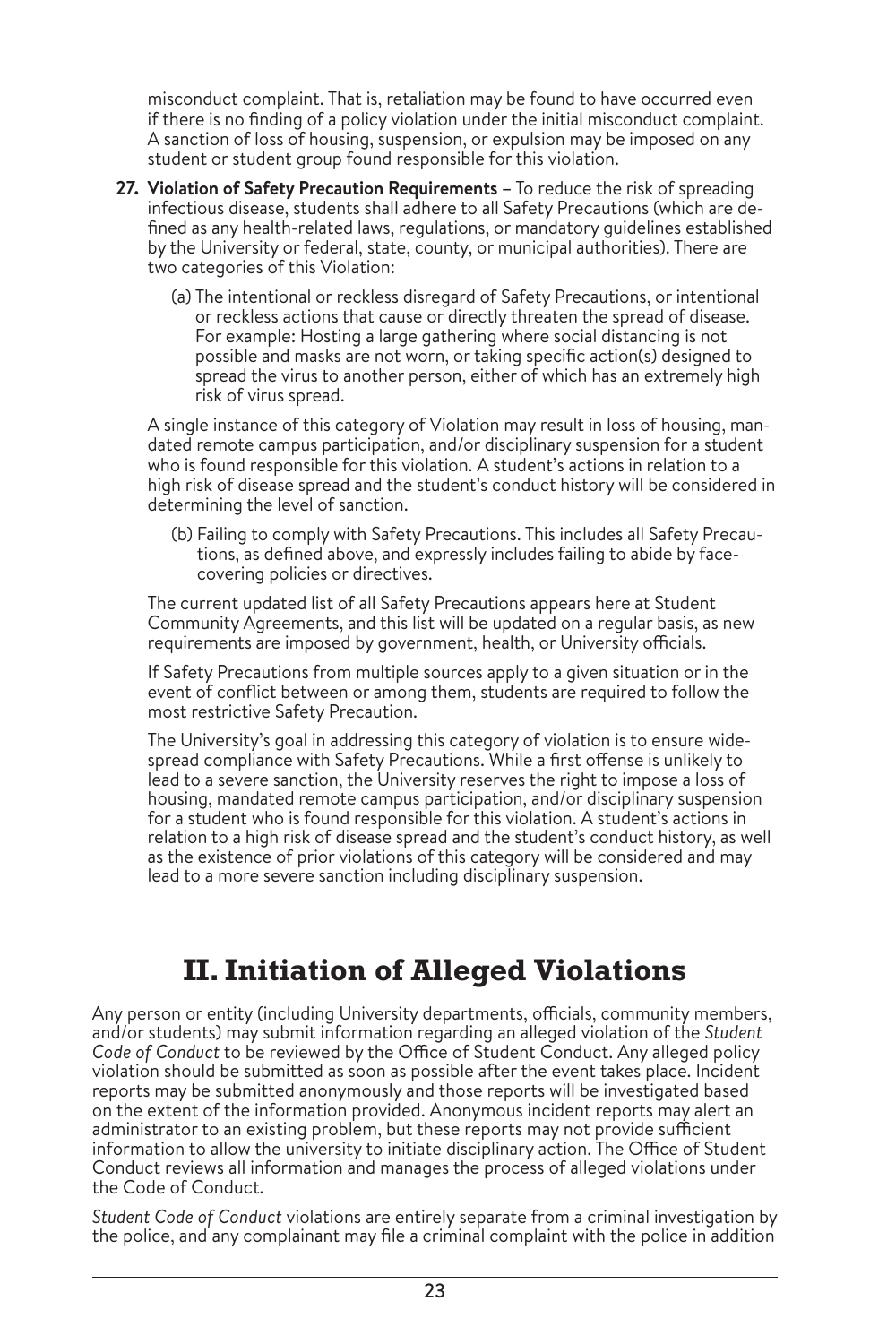misconduct complaint. That is, retaliation may be found to have occurred even if there is no finding of a policy violation under the initial misconduct complaint. A sanction of loss of housing, suspension, or expulsion may be imposed on any student or student group found responsible for this violation.

27. **Violation of Safety Precaution Requirements** – To reduce the risk of spreading infectious disease, students shall adhere to all Safety Precautions (which are defined as any health-related laws, regulations, or mandatory guidelines established by the University or federal, state, county, or municipal authorities). There are two categories of this Violation:

    (a) The intentional or reckless disregard of Safety Precautions, or intentional or reckless actions that cause or directly threaten the spread of disease. For example: Hosting a large gathering where social distancing is not possible and masks are not worn, or taking specific action(s) designed to spread the virus to another person, either of which has an extremely high risk of virus spread.

    A single instance of this category of Violation may result in loss of housing, mandated remote campus participation, and/or disciplinary suspension for a student who is found responsible for this violation. A student's actions in relation to a high risk of disease spread and the student's conduct history will be considered in determining the level of sanction.

    (b) Failing to comply with Safety Precautions. This includes all Safety Precautions, as defined above, and expressly includes failing to abide by face-covering policies or directives.

    The current updated list of all Safety Precautions appears here at Student Community Agreements, and this list will be updated on a regular basis, as new requirements are imposed by government, health, or University officials.

    If Safety Precautions from multiple sources apply to a given situation or in the event of conflict between or among them, students are required to follow the most restrictive Safety Precaution.

    The University's goal in addressing this category of violation is to ensure widespread compliance with Safety Precautions. While a first offense is unlikely to lead to a severe sanction, the University reserves the right to impose a loss of housing, mandated remote campus participation, and/or disciplinary suspension for a student who is found responsible for this violation. A student's actions in relation to a high risk of disease spread and the student's conduct history, as well as the existence of prior violations of this category will be considered and may lead to a more severe sanction including disciplinary suspension.

# II. Initiation of Alleged Violations

Any person or entity (including University departments, officials, community members, and/or students) may submit information regarding an alleged violation of the *Student Code of Conduct* to be reviewed by the Office of Student Conduct. Any alleged policy violation should be submitted as soon as possible after the event takes place. Incident reports may be submitted anonymously and those reports will be investigated based on the extent of the information provided. Anonymous incident reports may alert an administrator to an existing problem, but these reports may not provide sufficient information to allow the university to initiate disciplinary action. The Office of Student Conduct reviews all information and manages the process of alleged violations under the Code of Conduct.

*Student Code of Conduct* violations are entirely separate from a criminal investigation by the police, and any complainant may file a criminal complaint with the police in addition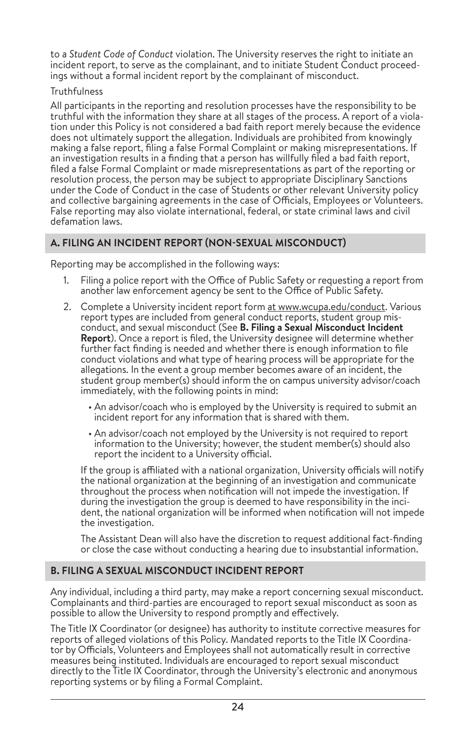to a *Student Code of Conduct* violation. The University reserves the right to initiate an incident report, to serve as the complainant, and to initiate Student Conduct proceedings without a formal incident report by the complainant of misconduct.

Truthfulness

All participants in the reporting and resolution processes have the responsibility to be truthful with the information they share at all stages of the process. A report of a violation under this Policy is not considered a bad faith report merely because the evidence does not ultimately support the allegation. Individuals are prohibited from knowingly making a false report, filing a false Formal Complaint or making misrepresentations. If an investigation results in a finding that a person has willfully filed a bad faith report, filed a false Formal Complaint or made misrepresentations as part of the reporting or resolution process, the person may be subject to appropriate Disciplinary Sanctions under the Code of Conduct in the case of Students or other relevant University policy and collective bargaining agreements in the case of Officials, Employees or Volunteers. False reporting may also violate international, federal, or state criminal laws and civil defamation laws.

## A. FILING AN INCIDENT REPORT (NON-SEXUAL MISCONDUCT)

Reporting may be accomplished in the following ways:

1. Filing a police report with the Office of Public Safety or requesting a report from another law enforcement agency be sent to the Office of Public Safety.
2. Complete a University incident report form at www.wcupa.edu/conduct. Various report types are included from general conduct reports, student group misconduct, and sexual misconduct (See **B. Filing a Sexual Misconduct Incident Report**). Once a report is filed, the University designee will determine whether further fact finding is needed and whether there is enough information to file conduct violations and what type of hearing process will be appropriate for the allegations. In the event a group member becomes aware of an incident, the student group member(s) should inform the on campus university advisor/coach immediately, with the following points in mind:
   - An advisor/coach who is employed by the University is required to submit an incident report for any information that is shared with them.
   - An advisor/coach not employed by the University is not required to report information to the University; however, the student member(s) should also report the incident to a University official.

   If the group is affiliated with a national organization, University officials will notify the national organization at the beginning of an investigation and communicate throughout the process when notification will not impede the investigation. If during the investigation the group is deemed to have responsibility in the incident, the national organization will be informed when notification will not impede the investigation.

   The Assistant Dean will also have the discretion to request additional fact-finding or close the case without conducting a hearing due to insubstantial information.

## B. FILING A SEXUAL MISCONDUCT INCIDENT REPORT

Any individual, including a third party, may make a report concerning sexual misconduct. Complainants and third-parties are encouraged to report sexual misconduct as soon as possible to allow the University to respond promptly and effectively.

The Title IX Coordinator (or designee) has authority to institute corrective measures for reports of alleged violations of this Policy. Mandated reports to the Title IX Coordinator by Officials, Volunteers and Employees shall not automatically result in corrective measures being instituted. Individuals are encouraged to report sexual misconduct directly to the Title IX Coordinator, through the University's electronic and anonymous reporting systems or by filing a Formal Complaint.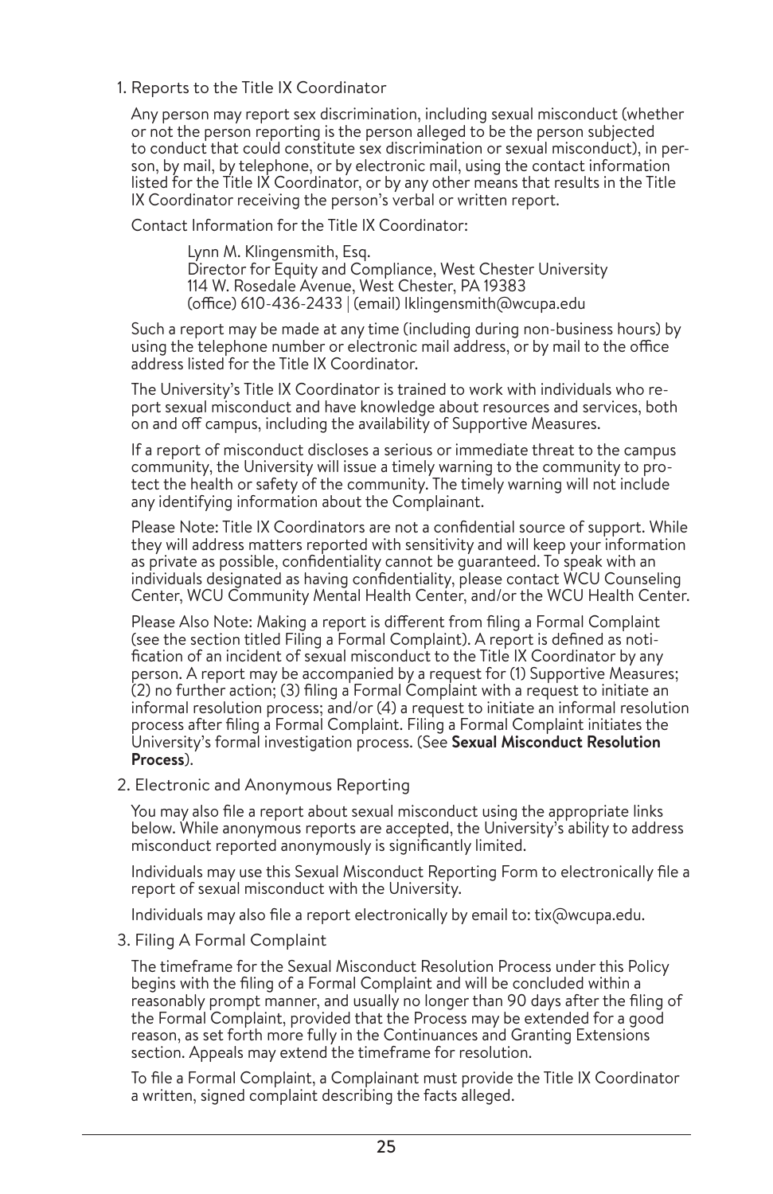1. Reports to the Title IX Coordinator

   Any person may report sex discrimination, including sexual misconduct (whether or not the person reporting is the person alleged to be the person subjected to conduct that could constitute sex discrimination or sexual misconduct), in person, by mail, by telephone, or by electronic mail, using the contact information listed for the Title IX Coordinator, or by any other means that results in the Title IX Coordinator receiving the person's verbal or written report.

   Contact Information for the Title IX Coordinator:

   > Lynn M. Klingensmith, Esq.
   > Director for Equity and Compliance, West Chester University
   > 114 W. Rosedale Avenue, West Chester, PA 19383
   > (office) 610-436-2433 | (email) lklingensmith@wcupa.edu

   Such a report may be made at any time (including during non-business hours) by using the telephone number or electronic mail address, or by mail to the office address listed for the Title IX Coordinator.

   The University's Title IX Coordinator is trained to work with individuals who report sexual misconduct and have knowledge about resources and services, both on and off campus, including the availability of Supportive Measures.

   If a report of misconduct discloses a serious or immediate threat to the campus community, the University will issue a timely warning to the community to protect the health or safety of the community. The timely warning will not include any identifying information about the Complainant.

   Please Note: Title IX Coordinators are not a confidential source of support. While they will address matters reported with sensitivity and will keep your information as private as possible, confidentiality cannot be guaranteed. To speak with an individuals designated as having confidentiality, please contact WCU Counseling Center, WCU Community Mental Health Center, and/or the WCU Health Center.

   Please Also Note: Making a report is different from filing a Formal Complaint (see the section titled Filing a Formal Complaint). A report is defined as notification of an incident of sexual misconduct to the Title IX Coordinator by any person. A report may be accompanied by a request for (1) Supportive Measures; (2) no further action; (3) filing a Formal Complaint with a request to initiate an informal resolution process; and/or (4) a request to initiate an informal resolution process after filing a Formal Complaint. Filing a Formal Complaint initiates the University's formal investigation process. (See **Sexual Misconduct Resolution Process**).

2. Electronic and Anonymous Reporting

   You may also file a report about sexual misconduct using the appropriate links below. While anonymous reports are accepted, the University's ability to address misconduct reported anonymously is significantly limited.

   Individuals may use this Sexual Misconduct Reporting Form to electronically file a report of sexual misconduct with the University.

   Individuals may also file a report electronically by email to: tix@wcupa.edu.

3. Filing A Formal Complaint

   The timeframe for the Sexual Misconduct Resolution Process under this Policy begins with the filing of a Formal Complaint and will be concluded within a reasonably prompt manner, and usually no longer than 90 days after the filing of the Formal Complaint, provided that the Process may be extended for a good reason, as set forth more fully in the Continuances and Granting Extensions section. Appeals may extend the timeframe for resolution.

   To file a Formal Complaint, a Complainant must provide the Title IX Coordinator a written, signed complaint describing the facts alleged.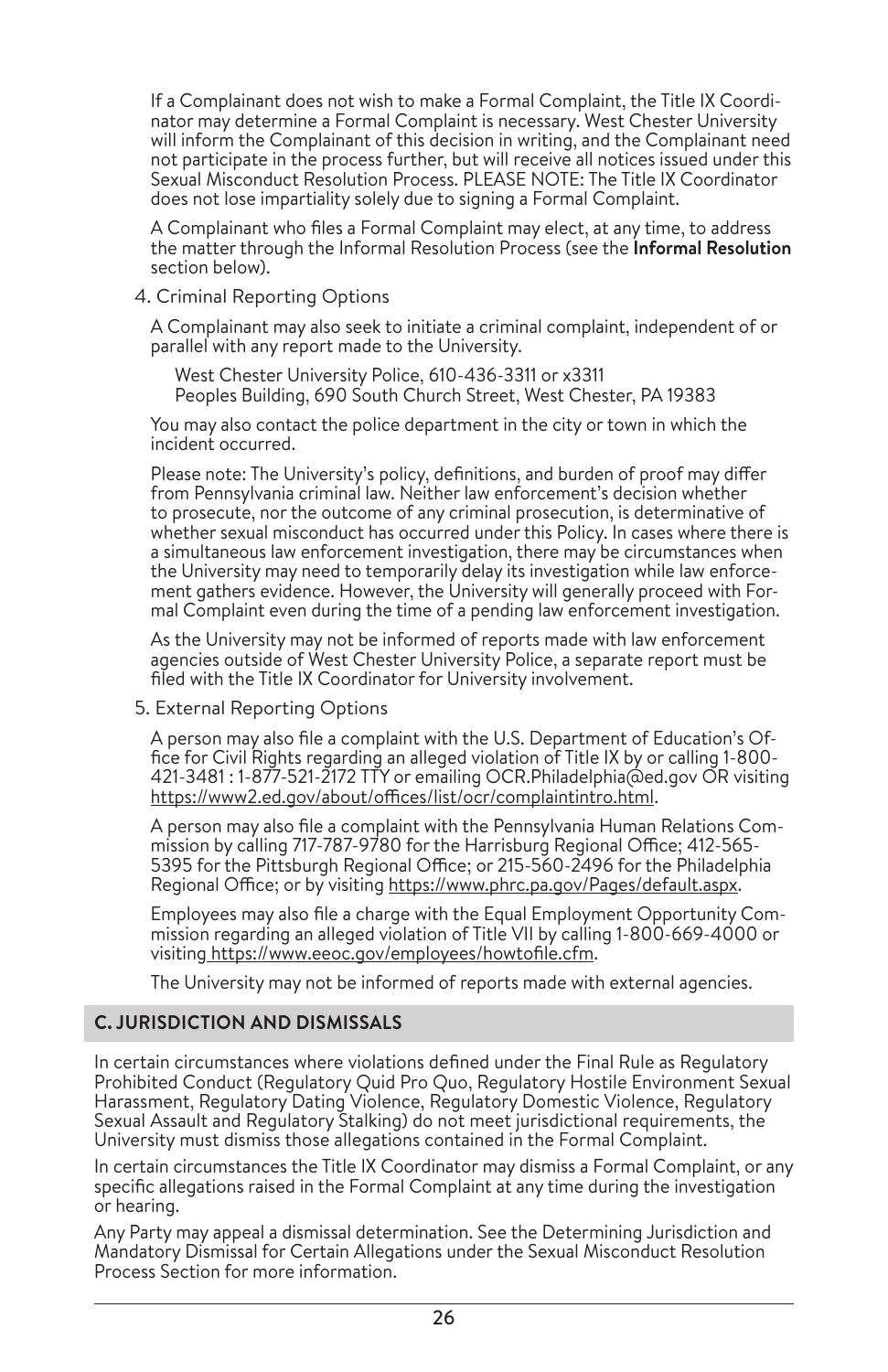If a Complainant does not wish to make a Formal Complaint, the Title IX Coordinator may determine a Formal Complaint is necessary. West Chester University will inform the Complainant of this decision in writing, and the Complainant need not participate in the process further, but will receive all notices issued under this Sexual Misconduct Resolution Process. PLEASE NOTE: The Title IX Coordinator does not lose impartiality solely due to signing a Formal Complaint.

A Complainant who files a Formal Complaint may elect, at any time, to address the matter through the Informal Resolution Process (see the **Informal Resolution** section below).

4. Criminal Reporting Options

A Complainant may also seek to initiate a criminal complaint, independent of or parallel with any report made to the University.

West Chester University Police, 610-436-3311 or x3311
Peoples Building, 690 South Church Street, West Chester, PA 19383

You may also contact the police department in the city or town in which the incident occurred.

Please note: The University's policy, definitions, and burden of proof may differ from Pennsylvania criminal law. Neither law enforcement's decision whether to prosecute, nor the outcome of any criminal prosecution, is determinative of whether sexual misconduct has occurred under this Policy. In cases where there is a simultaneous law enforcement investigation, there may be circumstances when the University may need to temporarily delay its investigation while law enforcement gathers evidence. However, the University will generally proceed with Formal Complaint even during the time of a pending law enforcement investigation.

As the University may not be informed of reports made with law enforcement agencies outside of West Chester University Police, a separate report must be filed with the Title IX Coordinator for University involvement.

5. External Reporting Options

A person may also file a complaint with the U.S. Department of Education's Office for Civil Rights regarding an alleged violation of Title IX by or calling 1-800-421-3481 : 1-877-521-2172 TTY or emailing OCR.Philadelphia@ed.gov OR visiting https://www2.ed.gov/about/offices/list/ocr/complaintintro.html.

A person may also file a complaint with the Pennsylvania Human Relations Commission by calling 717-787-9780 for the Harrisburg Regional Office; 412-565-5395 for the Pittsburgh Regional Office; or 215-560-2496 for the Philadelphia Regional Office; or by visiting https://www.phrc.pa.gov/Pages/default.aspx.

Employees may also file a charge with the Equal Employment Opportunity Commission regarding an alleged violation of Title VII by calling 1-800-669-4000 or visiting https://www.eeoc.gov/employees/howtofile.cfm.

The University may not be informed of reports made with external agencies.

## C. JURISDICTION AND DISMISSALS

In certain circumstances where violations defined under the Final Rule as Regulatory Prohibited Conduct (Regulatory Quid Pro Quo, Regulatory Hostile Environment Sexual Harassment, Regulatory Dating Violence, Regulatory Domestic Violence, Regulatory Sexual Assault and Regulatory Stalking) do not meet jurisdictional requirements, the University must dismiss those allegations contained in the Formal Complaint.

In certain circumstances the Title IX Coordinator may dismiss a Formal Complaint, or any specific allegations raised in the Formal Complaint at any time during the investigation or hearing.

Any Party may appeal a dismissal determination. See the Determining Jurisdiction and Mandatory Dismissal for Certain Allegations under the Sexual Misconduct Resolution Process Section for more information.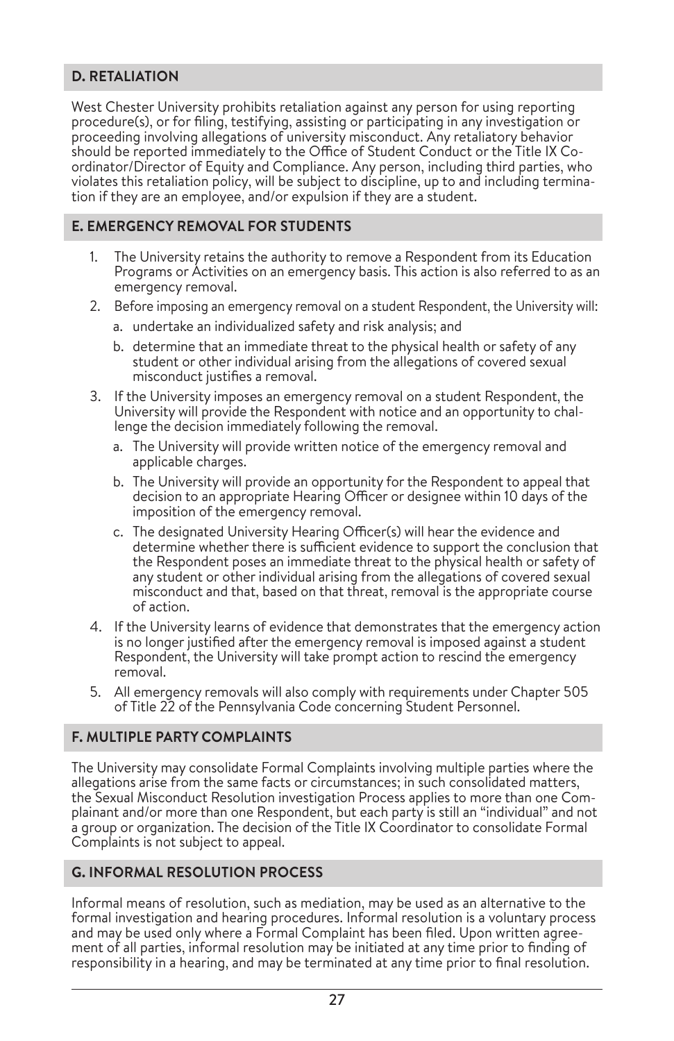## D. RETALIATION

West Chester University prohibits retaliation against any person for using reporting procedure(s), or for filing, testifying, assisting or participating in any investigation or proceeding involving allegations of university misconduct. Any retaliatory behavior should be reported immediately to the Office of Student Conduct or the Title IX Coordinator/Director of Equity and Compliance. Any person, including third parties, who violates this retaliation policy, will be subject to discipline, up to and including termination if they are an employee, and/or expulsion if they are a student.

## E. EMERGENCY REMOVAL FOR STUDENTS

1. The University retains the authority to remove a Respondent from its Education Programs or Activities on an emergency basis. This action is also referred to as an emergency removal.
2. Before imposing an emergency removal on a student Respondent, the University will:
   a. undertake an individualized safety and risk analysis; and
   b. determine that an immediate threat to the physical health or safety of any student or other individual arising from the allegations of covered sexual misconduct justifies a removal.
3. If the University imposes an emergency removal on a student Respondent, the University will provide the Respondent with notice and an opportunity to challenge the decision immediately following the removal.
   a. The University will provide written notice of the emergency removal and applicable charges.
   b. The University will provide an opportunity for the Respondent to appeal that decision to an appropriate Hearing Officer or designee within 10 days of the imposition of the emergency removal.
   c. The designated University Hearing Officer(s) will hear the evidence and determine whether there is sufficient evidence to support the conclusion that the Respondent poses an immediate threat to the physical health or safety of any student or other individual arising from the allegations of covered sexual misconduct and that, based on that threat, removal is the appropriate course of action.
4. If the University learns of evidence that demonstrates that the emergency action is no longer justified after the emergency removal is imposed against a student Respondent, the University will take prompt action to rescind the emergency removal.
5. All emergency removals will also comply with requirements under Chapter 505 of Title 22 of the Pennsylvania Code concerning Student Personnel.

## F. MULTIPLE PARTY COMPLAINTS

The University may consolidate Formal Complaints involving multiple parties where the allegations arise from the same facts or circumstances; in such consolidated matters, the Sexual Misconduct Resolution investigation Process applies to more than one Complainant and/or more than one Respondent, but each party is still an "individual" and not a group or organization. The decision of the Title IX Coordinator to consolidate Formal Complaints is not subject to appeal.

## G. INFORMAL RESOLUTION PROCESS

Informal means of resolution, such as mediation, may be used as an alternative to the formal investigation and hearing procedures. Informal resolution is a voluntary process and may be used only where a Formal Complaint has been filed. Upon written agreement of all parties, informal resolution may be initiated at any time prior to finding of responsibility in a hearing, and may be terminated at any time prior to final resolution.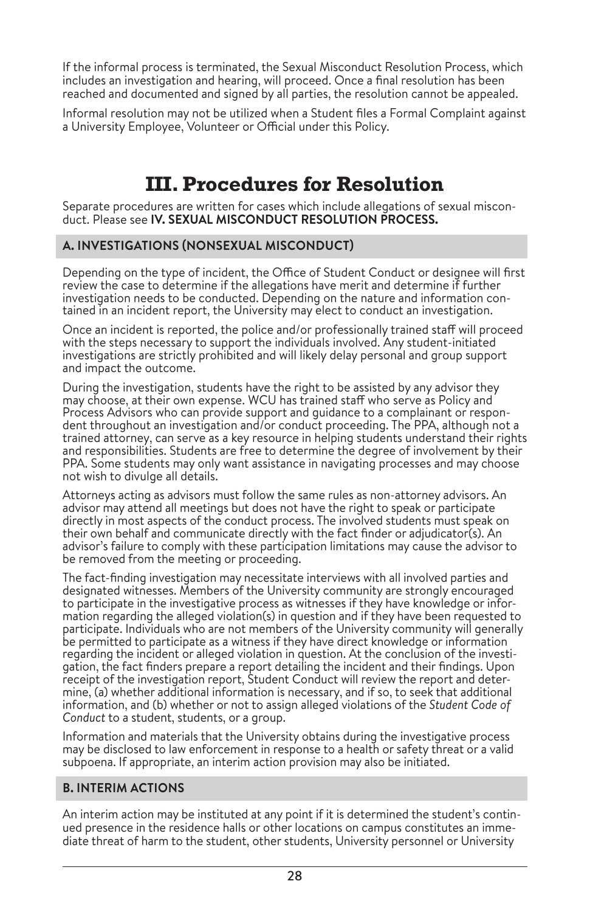If the informal process is terminated, the Sexual Misconduct Resolution Process, which includes an investigation and hearing, will proceed. Once a final resolution has been reached and documented and signed by all parties, the resolution cannot be appealed.

Informal resolution may not be utilized when a Student files a Formal Complaint against a University Employee, Volunteer or Official under this Policy.

# III. Procedures for Resolution

Separate procedures are written for cases which include allegations of sexual misconduct. Please see **IV. SEXUAL MISCONDUCT RESOLUTION PROCESS.**

## A. INVESTIGATIONS (NONSEXUAL MISCONDUCT)

Depending on the type of incident, the Office of Student Conduct or designee will first review the case to determine if the allegations have merit and determine if further investigation needs to be conducted. Depending on the nature and information contained in an incident report, the University may elect to conduct an investigation.

Once an incident is reported, the police and/or professionally trained staff will proceed with the steps necessary to support the individuals involved. Any student-initiated investigations are strictly prohibited and will likely delay personal and group support and impact the outcome.

During the investigation, students have the right to be assisted by any advisor they may choose, at their own expense. WCU has trained staff who serve as Policy and Process Advisors who can provide support and guidance to a complainant or respondent throughout an investigation and/or conduct proceeding. The PPA, although not a trained attorney, can serve as a key resource in helping students understand their rights and responsibilities. Students are free to determine the degree of involvement by their PPA. Some students may only want assistance in navigating processes and may choose not wish to divulge all details.

Attorneys acting as advisors must follow the same rules as non-attorney advisors. An advisor may attend all meetings but does not have the right to speak or participate directly in most aspects of the conduct process. The involved students must speak on their own behalf and communicate directly with the fact finder or adjudicator(s). An advisor's failure to comply with these participation limitations may cause the advisor to be removed from the meeting or proceeding.

The fact-finding investigation may necessitate interviews with all involved parties and designated witnesses. Members of the University community are strongly encouraged to participate in the investigative process as witnesses if they have knowledge or information regarding the alleged violation(s) in question and if they have been requested to participate. Individuals who are not members of the University community will generally be permitted to participate as a witness if they have direct knowledge or information regarding the incident or alleged violation in question. At the conclusion of the investigation, the fact finders prepare a report detailing the incident and their findings. Upon receipt of the investigation report, Student Conduct will review the report and determine, (a) whether additional information is necessary, and if so, to seek that additional information, and (b) whether or not to assign alleged violations of the *Student Code of Conduct* to a student, students, or a group.

Information and materials that the University obtains during the investigative process may be disclosed to law enforcement in response to a health or safety threat or a valid subpoena. If appropriate, an interim action provision may also be initiated.

## B. INTERIM ACTIONS

An interim action may be instituted at any point if it is determined the student's continued presence in the residence halls or other locations on campus constitutes an immediate threat of harm to the student, other students, University personnel or University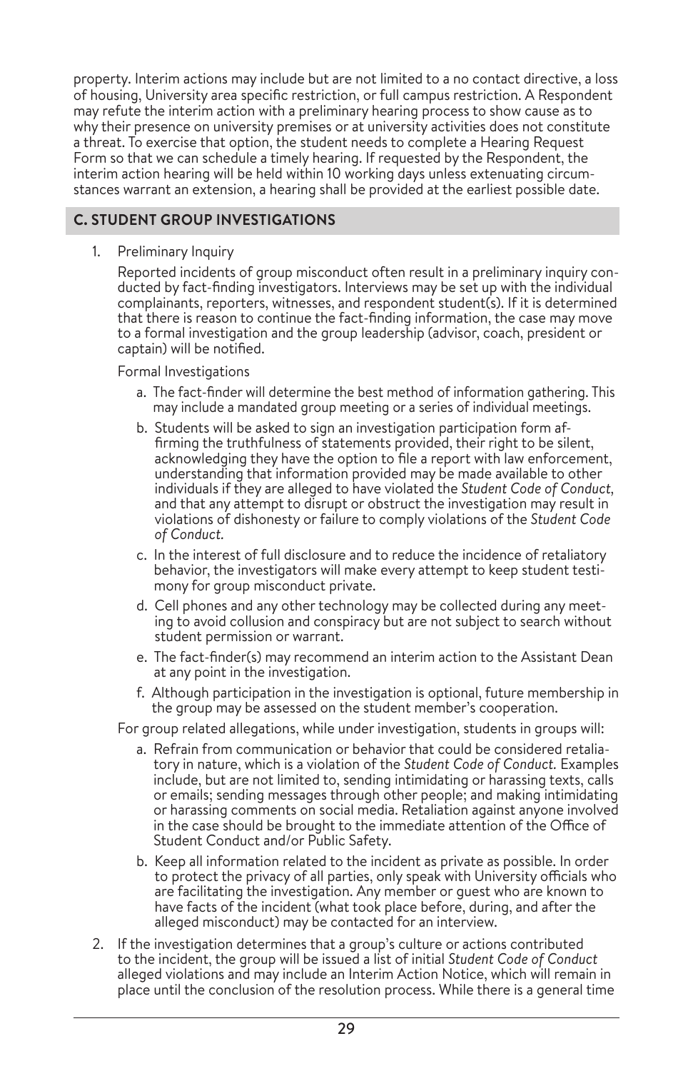property. Interim actions may include but are not limited to a no contact directive, a loss of housing, University area specific restriction, or full campus restriction. A Respondent may refute the interim action with a preliminary hearing process to show cause as to why their presence on university premises or at university activities does not constitute a threat. To exercise that option, the student needs to complete a Hearing Request Form so that we can schedule a timely hearing. If requested by the Respondent, the interim action hearing will be held within 10 working days unless extenuating circumstances warrant an extension, a hearing shall be provided at the earliest possible date.

## C. STUDENT GROUP INVESTIGATIONS

1. Preliminary Inquiry

   Reported incidents of group misconduct often result in a preliminary inquiry conducted by fact-finding investigators. Interviews may be set up with the individual complainants, reporters, witnesses, and respondent student(s). If it is determined that there is reason to continue the fact-finding information, the case may move to a formal investigation and the group leadership (advisor, coach, president or captain) will be notified.

   Formal Investigations

   a. The fact-finder will determine the best method of information gathering. This may include a mandated group meeting or a series of individual meetings.
   b. Students will be asked to sign an investigation participation form affirming the truthfulness of statements provided, their right to be silent, acknowledging they have the option to file a report with law enforcement, understanding that information provided may be made available to other individuals if they are alleged to have violated the *Student Code of Conduct*, and that any attempt to disrupt or obstruct the investigation may result in violations of dishonesty or failure to comply violations of the *Student Code of Conduct.*
   c. In the interest of full disclosure and to reduce the incidence of retaliatory behavior, the investigators will make every attempt to keep student testimony for group misconduct private.
   d. Cell phones and any other technology may be collected during any meeting to avoid collusion and conspiracy but are not subject to search without student permission or warrant.
   e. The fact-finder(s) may recommend an interim action to the Assistant Dean at any point in the investigation.
   f. Although participation in the investigation is optional, future membership in the group may be assessed on the student member's cooperation.

   For group related allegations, while under investigation, students in groups will:

   a. Refrain from communication or behavior that could be considered retaliatory in nature, which is a violation of the *Student Code of Conduct.* Examples include, but are not limited to, sending intimidating or harassing texts, calls or emails; sending messages through other people; and making intimidating or harassing comments on social media. Retaliation against anyone involved in the case should be brought to the immediate attention of the Office of Student Conduct and/or Public Safety.
   b. Keep all information related to the incident as private as possible. In order to protect the privacy of all parties, only speak with University officials who are facilitating the investigation. Any member or guest who are known to have facts of the incident (what took place before, during, and after the alleged misconduct) may be contacted for an interview.

2. If the investigation determines that a group's culture or actions contributed to the incident, the group will be issued a list of initial *Student Code of Conduct* alleged violations and may include an Interim Action Notice, which will remain in place until the conclusion of the resolution process. While there is a general time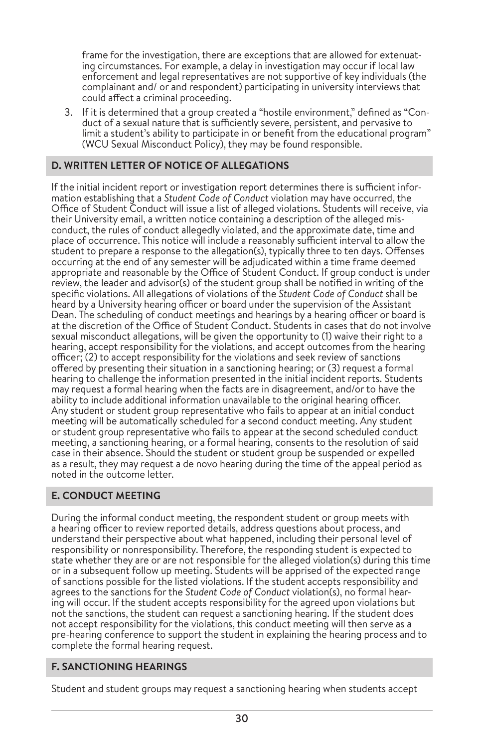frame for the investigation, there are exceptions that are allowed for extenuating circumstances. For example, a delay in investigation may occur if local law enforcement and legal representatives are not supportive of key individuals (the complainant and/ or and respondent) participating in university interviews that could affect a criminal proceeding.

3. If it is determined that a group created a "hostile environment," defined as "Conduct of a sexual nature that is sufficiently severe, persistent, and pervasive to limit a student's ability to participate in or benefit from the educational program" (WCU Sexual Misconduct Policy), they may be found responsible.

## D. WRITTEN LETTER OF NOTICE OF ALLEGATIONS

If the initial incident report or investigation report determines there is sufficient information establishing that a *Student Code of Conduct* violation may have occurred, the Office of Student Conduct will issue a list of alleged violations. Students will receive, via their University email, a written notice containing a description of the alleged misconduct, the rules of conduct allegedly violated, and the approximate date, time and place of occurrence. This notice will include a reasonably sufficient interval to allow the student to prepare a response to the allegation(s), typically three to ten days. Offenses occurring at the end of any semester will be adjudicated within a time frame deemed appropriate and reasonable by the Office of Student Conduct. If group conduct is under review, the leader and advisor(s) of the student group shall be notified in writing of the specific violations. All allegations of violations of the *Student Code of Conduct* shall be heard by a University hearing officer or board under the supervision of the Assistant Dean. The scheduling of conduct meetings and hearings by a hearing officer or board is at the discretion of the Office of Student Conduct. Students in cases that do not involve sexual misconduct allegations, will be given the opportunity to (1) waive their right to a hearing, accept responsibility for the violations, and accept outcomes from the hearing officer; (2) to accept responsibility for the violations and seek review of sanctions offered by presenting their situation in a sanctioning hearing; or (3) request a formal hearing to challenge the information presented in the initial incident reports. Students may request a formal hearing when the facts are in disagreement, and/or to have the ability to include additional information unavailable to the original hearing officer. Any student or student group representative who fails to appear at an initial conduct meeting will be automatically scheduled for a second conduct meeting. Any student or student group representative who fails to appear at the second scheduled conduct meeting, a sanctioning hearing, or a formal hearing, consents to the resolution of said case in their absence. Should the student or student group be suspended or expelled as a result, they may request a de novo hearing during the time of the appeal period as noted in the outcome letter.

## E. CONDUCT MEETING

During the informal conduct meeting, the respondent student or group meets with a hearing officer to review reported details, address questions about process, and understand their perspective about what happened, including their personal level of responsibility or nonresponsibility. Therefore, the responding student is expected to state whether they are or are not responsible for the alleged violation(s) during this time or in a subsequent follow up meeting. Students will be apprised of the expected range of sanctions possible for the listed violations. If the student accepts responsibility and agrees to the sanctions for the *Student Code of Conduct* violation(s), no formal hearing will occur. If the student accepts responsibility for the agreed upon violations but not the sanctions, the student can request a sanctioning hearing. If the student does not accept responsibility for the violations, this conduct meeting will then serve as a pre-hearing conference to support the student in explaining the hearing process and to complete the formal hearing request.

## F. SANCTIONING HEARINGS

Student and student groups may request a sanctioning hearing when students accept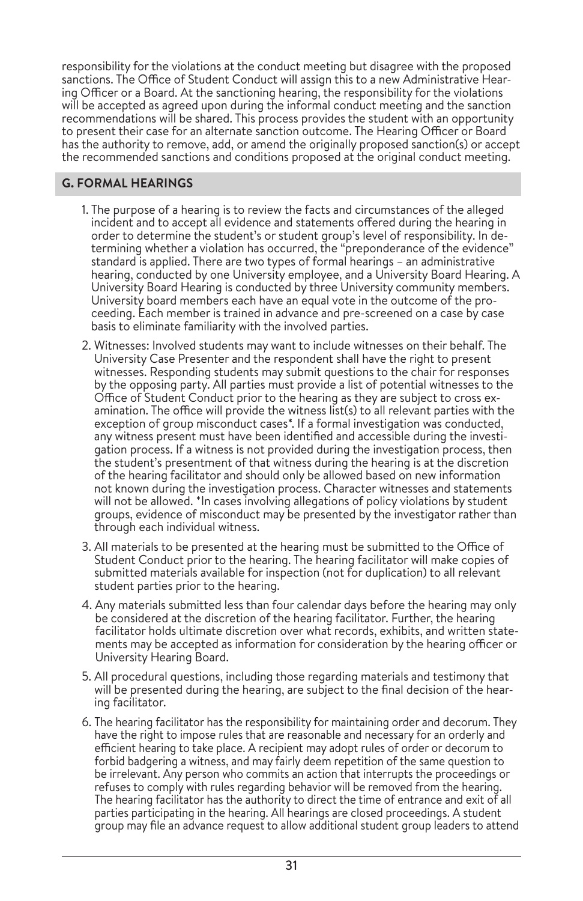responsibility for the violations at the conduct meeting but disagree with the proposed sanctions. The Office of Student Conduct will assign this to a new Administrative Hearing Officer or a Board. At the sanctioning hearing, the responsibility for the violations will be accepted as agreed upon during the informal conduct meeting and the sanction recommendations will be shared. This process provides the student with an opportunity to present their case for an alternate sanction outcome. The Hearing Officer or Board has the authority to remove, add, or amend the originally proposed sanction(s) or accept the recommended sanctions and conditions proposed at the original conduct meeting.

## G. FORMAL HEARINGS

1. The purpose of a hearing is to review the facts and circumstances of the alleged incident and to accept all evidence and statements offered during the hearing in order to determine the student's or student group's level of responsibility. In determining whether a violation has occurred, the "preponderance of the evidence" standard is applied. There are two types of formal hearings – an administrative hearing, conducted by one University employee, and a University Board Hearing. A University Board Hearing is conducted by three University community members. University board members each have an equal vote in the outcome of the proceeding. Each member is trained in advance and pre-screened on a case by case basis to eliminate familiarity with the involved parties.
2. Witnesses: Involved students may want to include witnesses on their behalf. The University Case Presenter and the respondent shall have the right to present witnesses. Responding students may submit questions to the chair for responses by the opposing party. All parties must provide a list of potential witnesses to the Office of Student Conduct prior to the hearing as they are subject to cross examination. The office will provide the witness list(s) to all relevant parties with the exception of group misconduct cases*. If a formal investigation was conducted, any witness present must have been identified and accessible during the investigation process. If a witness is not provided during the investigation process, then the student's presentment of that witness during the hearing is at the discretion of the hearing facilitator and should only be allowed based on new information not known during the investigation process. Character witnesses and statements will not be allowed. *In cases involving allegations of policy violations by student groups, evidence of misconduct may be presented by the investigator rather than through each individual witness.
3. All materials to be presented at the hearing must be submitted to the Office of Student Conduct prior to the hearing. The hearing facilitator will make copies of submitted materials available for inspection (not for duplication) to all relevant student parties prior to the hearing.
4. Any materials submitted less than four calendar days before the hearing may only be considered at the discretion of the hearing facilitator. Further, the hearing facilitator holds ultimate discretion over what records, exhibits, and written statements may be accepted as information for consideration by the hearing officer or University Hearing Board.
5. All procedural questions, including those regarding materials and testimony that will be presented during the hearing, are subject to the final decision of the hearing facilitator.
6. The hearing facilitator has the responsibility for maintaining order and decorum. They have the right to impose rules that are reasonable and necessary for an orderly and efficient hearing to take place. A recipient may adopt rules of order or decorum to forbid badgering a witness, and may fairly deem repetition of the same question to be irrelevant. Any person who commits an action that interrupts the proceedings or refuses to comply with rules regarding behavior will be removed from the hearing. The hearing facilitator has the authority to direct the time of entrance and exit of all parties participating in the hearing. All hearings are closed proceedings. A student group may file an advance request to allow additional student group leaders to attend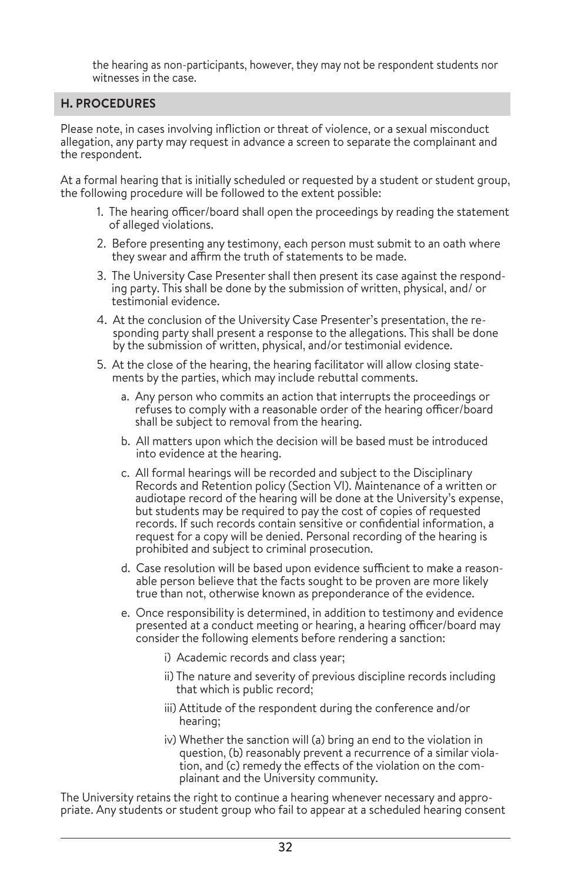the hearing as non-participants, however, they may not be respondent students nor witnesses in the case.

## H. PROCEDURES

Please note, in cases involving infliction or threat of violence, or a sexual misconduct allegation, any party may request in advance a screen to separate the complainant and the respondent.

At a formal hearing that is initially scheduled or requested by a student or student group, the following procedure will be followed to the extent possible:

1. The hearing officer/board shall open the proceedings by reading the statement of alleged violations.
2. Before presenting any testimony, each person must submit to an oath where they swear and affirm the truth of statements to be made.
3. The University Case Presenter shall then present its case against the responding party. This shall be done by the submission of written, physical, and/ or testimonial evidence.
4. At the conclusion of the University Case Presenter's presentation, the responding party shall present a response to the allegations. This shall be done by the submission of written, physical, and/or testimonial evidence.
5. At the close of the hearing, the hearing facilitator will allow closing statements by the parties, which may include rebuttal comments.
   a. Any person who commits an action that interrupts the proceedings or refuses to comply with a reasonable order of the hearing officer/board shall be subject to removal from the hearing.
   b. All matters upon which the decision will be based must be introduced into evidence at the hearing.
   c. All formal hearings will be recorded and subject to the Disciplinary Records and Retention policy (Section VI). Maintenance of a written or audiotape record of the hearing will be done at the University's expense, but students may be required to pay the cost of copies of requested records. If such records contain sensitive or confidential information, a request for a copy will be denied. Personal recording of the hearing is prohibited and subject to criminal prosecution.
   d. Case resolution will be based upon evidence sufficient to make a reasonable person believe that the facts sought to be proven are more likely true than not, otherwise known as preponderance of the evidence.
   e. Once responsibility is determined, in addition to testimony and evidence presented at a conduct meeting or hearing, a hearing officer/board may consider the following elements before rendering a sanction:
      i) Academic records and class year;
      ii) The nature and severity of previous discipline records including that which is public record;
      iii) Attitude of the respondent during the conference and/or hearing;
      iv) Whether the sanction will (a) bring an end to the violation in question, (b) reasonably prevent a recurrence of a similar violation, and (c) remedy the effects of the violation on the complainant and the University community.

The University retains the right to continue a hearing whenever necessary and appropriate. Any students or student group who fail to appear at a scheduled hearing consent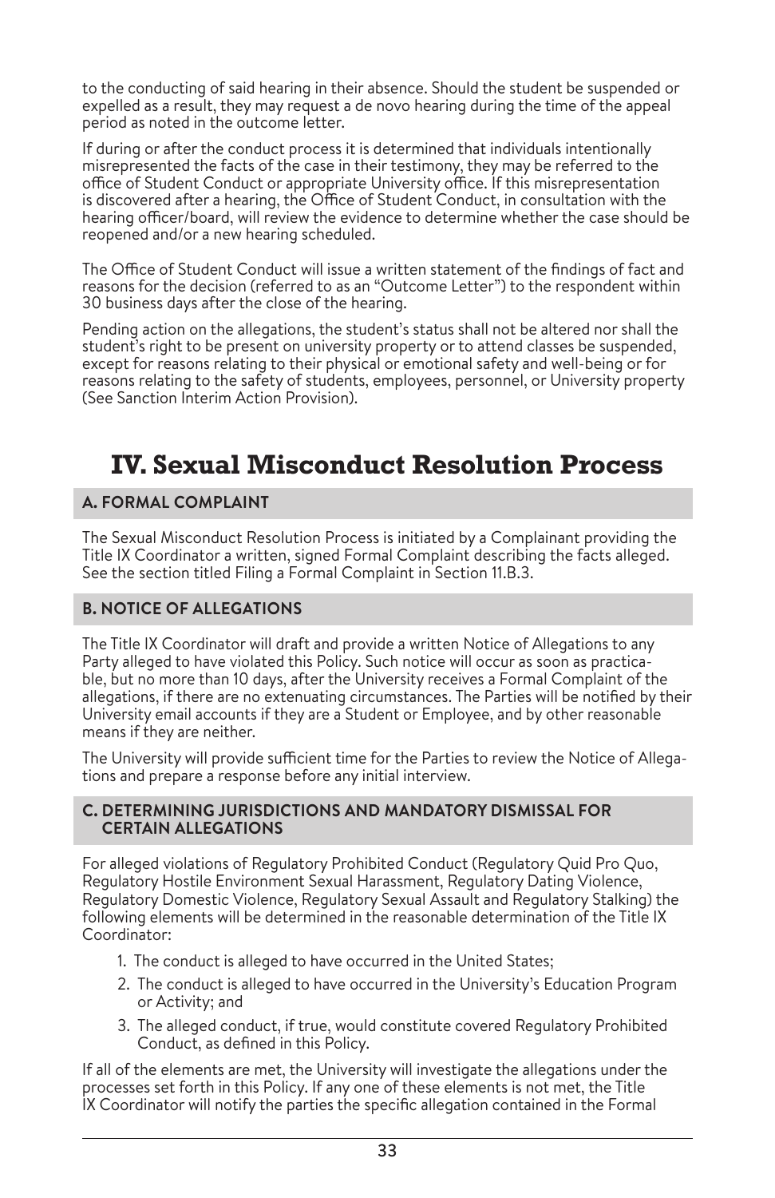to the conducting of said hearing in their absence. Should the student be suspended or expelled as a result, they may request a de novo hearing during the time of the appeal period as noted in the outcome letter.

If during or after the conduct process it is determined that individuals intentionally misrepresented the facts of the case in their testimony, they may be referred to the office of Student Conduct or appropriate University office. If this misrepresentation is discovered after a hearing, the Office of Student Conduct, in consultation with the hearing officer/board, will review the evidence to determine whether the case should be reopened and/or a new hearing scheduled.

The Office of Student Conduct will issue a written statement of the findings of fact and reasons for the decision (referred to as an "Outcome Letter") to the respondent within 30 business days after the close of the hearing.

Pending action on the allegations, the student's status shall not be altered nor shall the student's right to be present on university property or to attend classes be suspended, except for reasons relating to their physical or emotional safety and well-being or for reasons relating to the safety of students, employees, personnel, or University property (See Sanction Interim Action Provision).

# IV. Sexual Misconduct Resolution Process

## A. FORMAL COMPLAINT

The Sexual Misconduct Resolution Process is initiated by a Complainant providing the Title IX Coordinator a written, signed Formal Complaint describing the facts alleged. See the section titled Filing a Formal Complaint in Section 11.B.3.

## B. NOTICE OF ALLEGATIONS

The Title IX Coordinator will draft and provide a written Notice of Allegations to any Party alleged to have violated this Policy. Such notice will occur as soon as practicable, but no more than 10 days, after the University receives a Formal Complaint of the allegations, if there are no extenuating circumstances. The Parties will be notified by their University email accounts if they are a Student or Employee, and by other reasonable means if they are neither.

The University will provide sufficient time for the Parties to review the Notice of Allegations and prepare a response before any initial interview.

## C. DETERMINING JURISDICTIONS AND MANDATORY DISMISSAL FOR CERTAIN ALLEGATIONS

For alleged violations of Regulatory Prohibited Conduct (Regulatory Quid Pro Quo, Regulatory Hostile Environment Sexual Harassment, Regulatory Dating Violence, Regulatory Domestic Violence, Regulatory Sexual Assault and Regulatory Stalking) the following elements will be determined in the reasonable determination of the Title IX Coordinator:

1. The conduct is alleged to have occurred in the United States;
2. The conduct is alleged to have occurred in the University's Education Program or Activity; and
3. The alleged conduct, if true, would constitute covered Regulatory Prohibited Conduct, as defined in this Policy.

If all of the elements are met, the University will investigate the allegations under the processes set forth in this Policy. If any one of these elements is not met, the Title IX Coordinator will notify the parties the specific allegation contained in the Formal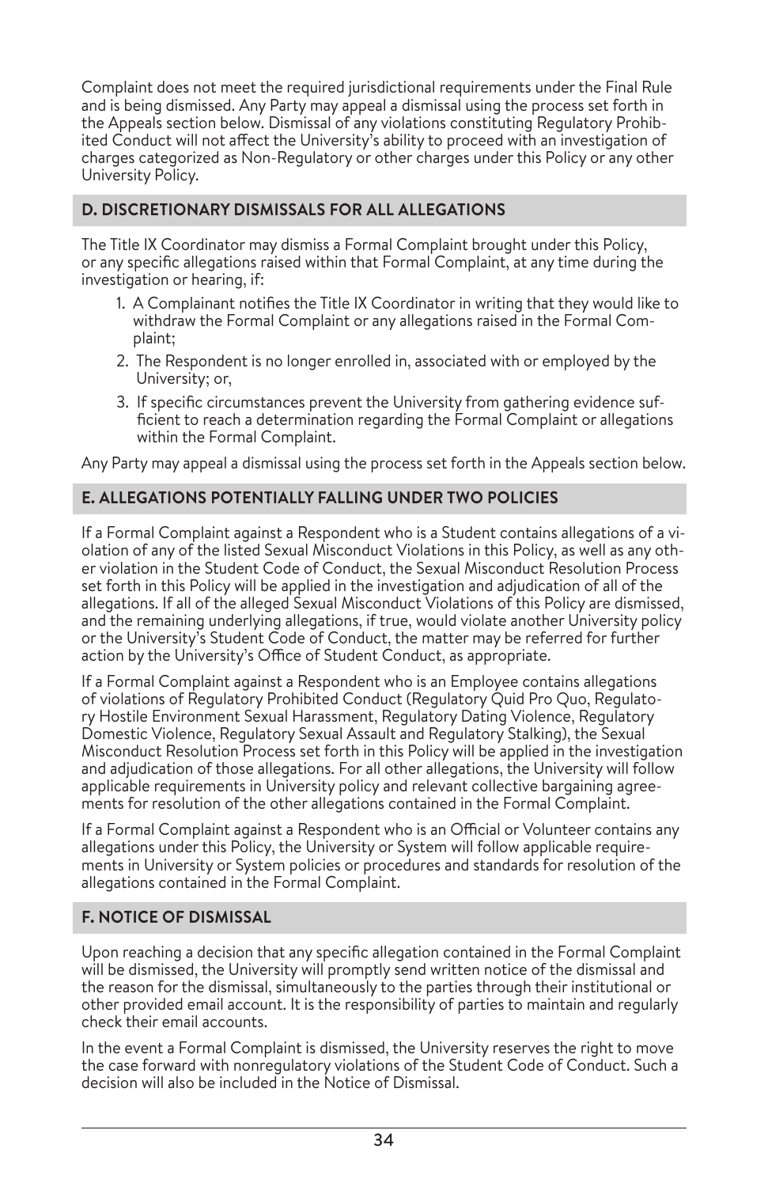Complaint does not meet the required jurisdictional requirements under the Final Rule and is being dismissed. Any Party may appeal a dismissal using the process set forth in the Appeals section below. Dismissal of any violations constituting Regulatory Prohibited Conduct will not affect the University's ability to proceed with an investigation of charges categorized as Non-Regulatory or other charges under this Policy or any other University Policy.

### D. DISCRETIONARY DISMISSALS FOR ALL ALLEGATIONS

The Title IX Coordinator may dismiss a Formal Complaint brought under this Policy, or any specific allegations raised within that Formal Complaint, at any time during the investigation or hearing, if:

1. A Complainant notifies the Title IX Coordinator in writing that they would like to withdraw the Formal Complaint or any allegations raised in the Formal Complaint;
2. The Respondent is no longer enrolled in, associated with or employed by the University; or,
3. If specific circumstances prevent the University from gathering evidence sufficient to reach a determination regarding the Formal Complaint or allegations within the Formal Complaint.

Any Party may appeal a dismissal using the process set forth in the Appeals section below.

### E. ALLEGATIONS POTENTIALLY FALLING UNDER TWO POLICIES

If a Formal Complaint against a Respondent who is a Student contains allegations of a violation of any of the listed Sexual Misconduct Violations in this Policy, as well as any other violation in the Student Code of Conduct, the Sexual Misconduct Resolution Process set forth in this Policy will be applied in the investigation and adjudication of all of the allegations. If all of the alleged Sexual Misconduct Violations of this Policy are dismissed, and the remaining underlying allegations, if true, would violate another University policy or the University's Student Code of Conduct, the matter may be referred for further action by the University's Office of Student Conduct, as appropriate.

If a Formal Complaint against a Respondent who is an Employee contains allegations of violations of Regulatory Prohibited Conduct (Regulatory Quid Pro Quo, Regulatory Hostile Environment Sexual Harassment, Regulatory Dating Violence, Regulatory Domestic Violence, Regulatory Sexual Assault and Regulatory Stalking), the Sexual Misconduct Resolution Process set forth in this Policy will be applied in the investigation and adjudication of those allegations. For all other allegations, the University will follow applicable requirements in University policy and relevant collective bargaining agreements for resolution of the other allegations contained in the Formal Complaint.

If a Formal Complaint against a Respondent who is an Official or Volunteer contains any allegations under this Policy, the University or System will follow applicable requirements in University or System policies or procedures and standards for resolution of the allegations contained in the Formal Complaint.

### F. NOTICE OF DISMISSAL

Upon reaching a decision that any specific allegation contained in the Formal Complaint will be dismissed, the University will promptly send written notice of the dismissal and the reason for the dismissal, simultaneously to the parties through their institutional or other provided email account. It is the responsibility of parties to maintain and regularly check their email accounts.

In the event a Formal Complaint is dismissed, the University reserves the right to move the case forward with nonregulatory violations of the Student Code of Conduct. Such a decision will also be included in the Notice of Dismissal.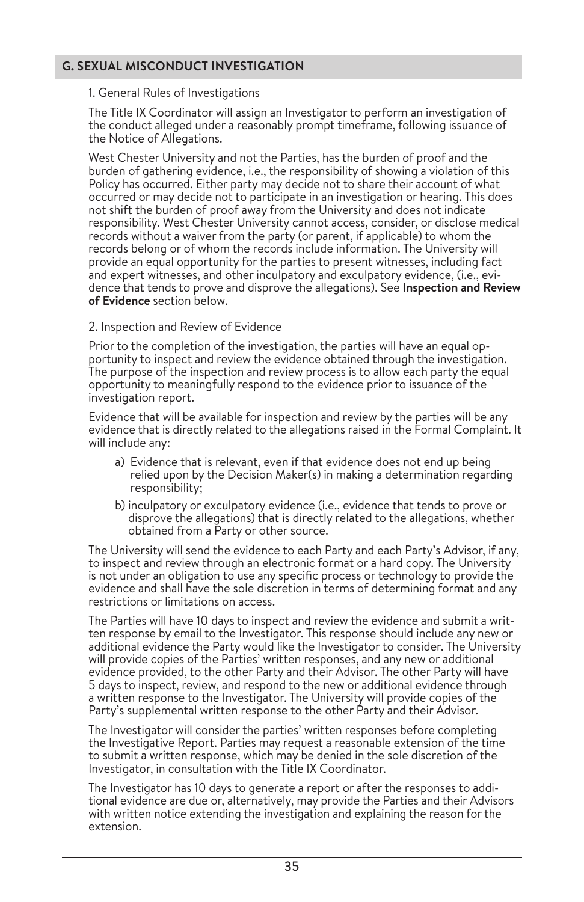## G. SEXUAL MISCONDUCT INVESTIGATION

### 1. General Rules of Investigations

The Title IX Coordinator will assign an Investigator to perform an investigation of the conduct alleged under a reasonably prompt timeframe, following issuance of the Notice of Allegations.

West Chester University and not the Parties, has the burden of proof and the burden of gathering evidence, i.e., the responsibility of showing a violation of this Policy has occurred. Either party may decide not to share their account of what occurred or may decide not to participate in an investigation or hearing. This does not shift the burden of proof away from the University and does not indicate responsibility. West Chester University cannot access, consider, or disclose medical records without a waiver from the party (or parent, if applicable) to whom the records belong or of whom the records include information. The University will provide an equal opportunity for the parties to present witnesses, including fact and expert witnesses, and other inculpatory and exculpatory evidence, (i.e., evidence that tends to prove and disprove the allegations). See **Inspection and Review of Evidence** section below.

### 2. Inspection and Review of Evidence

Prior to the completion of the investigation, the parties will have an equal opportunity to inspect and review the evidence obtained through the investigation. The purpose of the inspection and review process is to allow each party the equal opportunity to meaningfully respond to the evidence prior to issuance of the investigation report.

Evidence that will be available for inspection and review by the parties will be any evidence that is directly related to the allegations raised in the Formal Complaint. It will include any:

a) Evidence that is relevant, even if that evidence does not end up being relied upon by the Decision Maker(s) in making a determination regarding responsibility;

b) inculpatory or exculpatory evidence (i.e., evidence that tends to prove or disprove the allegations) that is directly related to the allegations, whether obtained from a Party or other source.

The University will send the evidence to each Party and each Party's Advisor, if any, to inspect and review through an electronic format or a hard copy. The University is not under an obligation to use any specific process or technology to provide the evidence and shall have the sole discretion in terms of determining format and any restrictions or limitations on access.

The Parties will have 10 days to inspect and review the evidence and submit a written response by email to the Investigator. This response should include any new or additional evidence the Party would like the Investigator to consider. The University will provide copies of the Parties' written responses, and any new or additional evidence provided, to the other Party and their Advisor. The other Party will have 5 days to inspect, review, and respond to the new or additional evidence through a written response to the Investigator. The University will provide copies of the Party's supplemental written response to the other Party and their Advisor.

The Investigator will consider the parties' written responses before completing the Investigative Report. Parties may request a reasonable extension of the time to submit a written response, which may be denied in the sole discretion of the Investigator, in consultation with the Title IX Coordinator.

The Investigator has 10 days to generate a report or after the responses to additional evidence are due or, alternatively, may provide the Parties and their Advisors with written notice extending the investigation and explaining the reason for the extension.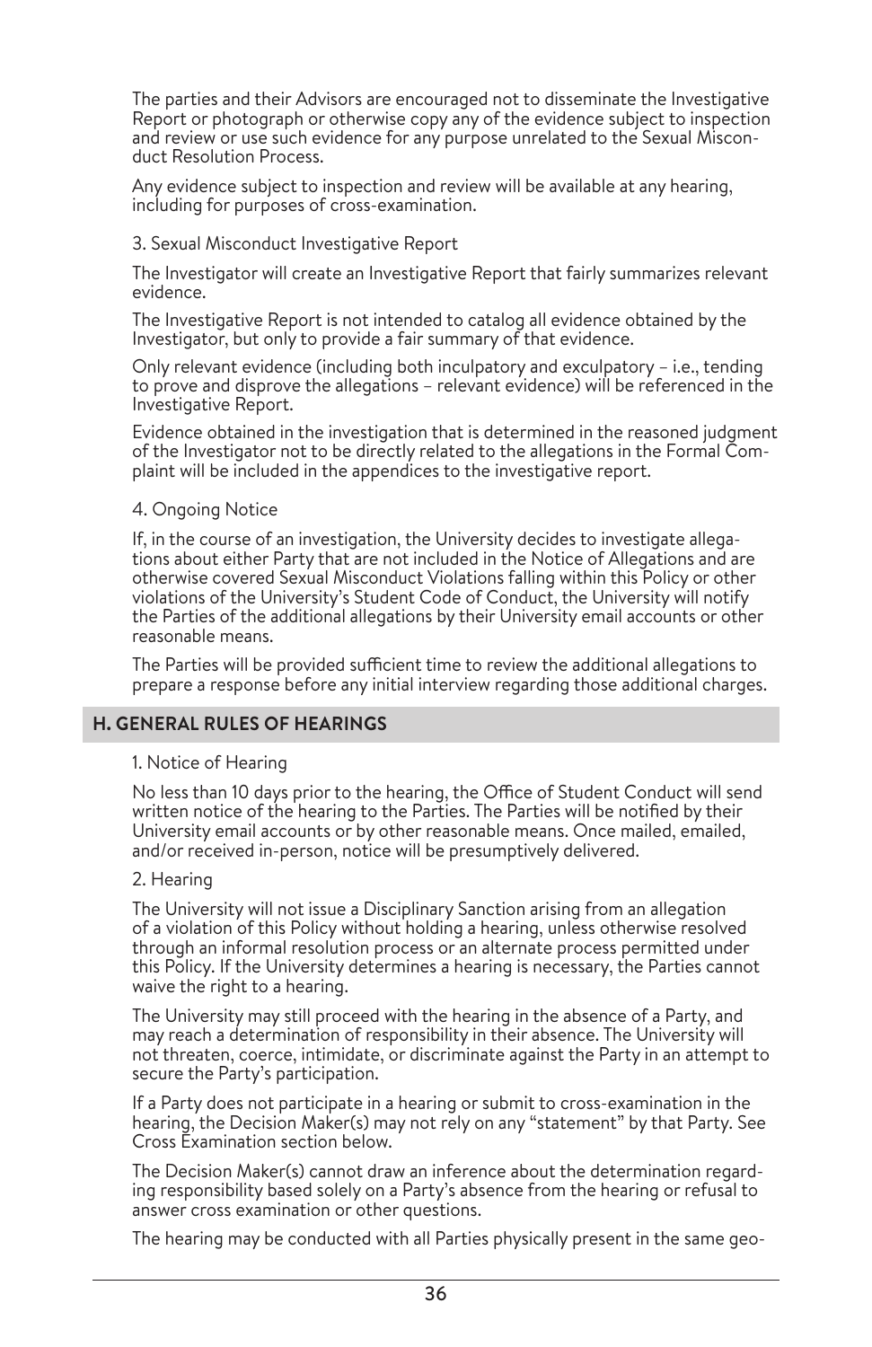The parties and their Advisors are encouraged not to disseminate the Investigative Report or photograph or otherwise copy any of the evidence subject to inspection and review or use such evidence for any purpose unrelated to the Sexual Misconduct Resolution Process.

Any evidence subject to inspection and review will be available at any hearing, including for purposes of cross-examination.

3. Sexual Misconduct Investigative Report

The Investigator will create an Investigative Report that fairly summarizes relevant evidence.

The Investigative Report is not intended to catalog all evidence obtained by the Investigator, but only to provide a fair summary of that evidence.

Only relevant evidence (including both inculpatory and exculpatory – i.e., tending to prove and disprove the allegations – relevant evidence) will be referenced in the Investigative Report.

Evidence obtained in the investigation that is determined in the reasoned judgment of the Investigator not to be directly related to the allegations in the Formal Complaint will be included in the appendices to the investigative report.

4. Ongoing Notice

If, in the course of an investigation, the University decides to investigate allegations about either Party that are not included in the Notice of Allegations and are otherwise covered Sexual Misconduct Violations falling within this Policy or other violations of the University's Student Code of Conduct, the University will notify the Parties of the additional allegations by their University email accounts or other reasonable means.

The Parties will be provided sufficient time to review the additional allegations to prepare a response before any initial interview regarding those additional charges.

## H. GENERAL RULES OF HEARINGS

1. Notice of Hearing

No less than 10 days prior to the hearing, the Office of Student Conduct will send written notice of the hearing to the Parties. The Parties will be notified by their University email accounts or by other reasonable means. Once mailed, emailed, and/or received in-person, notice will be presumptively delivered.

2. Hearing

The University will not issue a Disciplinary Sanction arising from an allegation of a violation of this Policy without holding a hearing, unless otherwise resolved through an informal resolution process or an alternate process permitted under this Policy. If the University determines a hearing is necessary, the Parties cannot waive the right to a hearing.

The University may still proceed with the hearing in the absence of a Party, and may reach a determination of responsibility in their absence. The University will not threaten, coerce, intimidate, or discriminate against the Party in an attempt to secure the Party's participation.

If a Party does not participate in a hearing or submit to cross-examination in the hearing, the Decision Maker(s) may not rely on any "statement" by that Party. See Cross Examination section below.

The Decision Maker(s) cannot draw an inference about the determination regarding responsibility based solely on a Party's absence from the hearing or refusal to answer cross examination or other questions.

The hearing may be conducted with all Parties physically present in the same geo-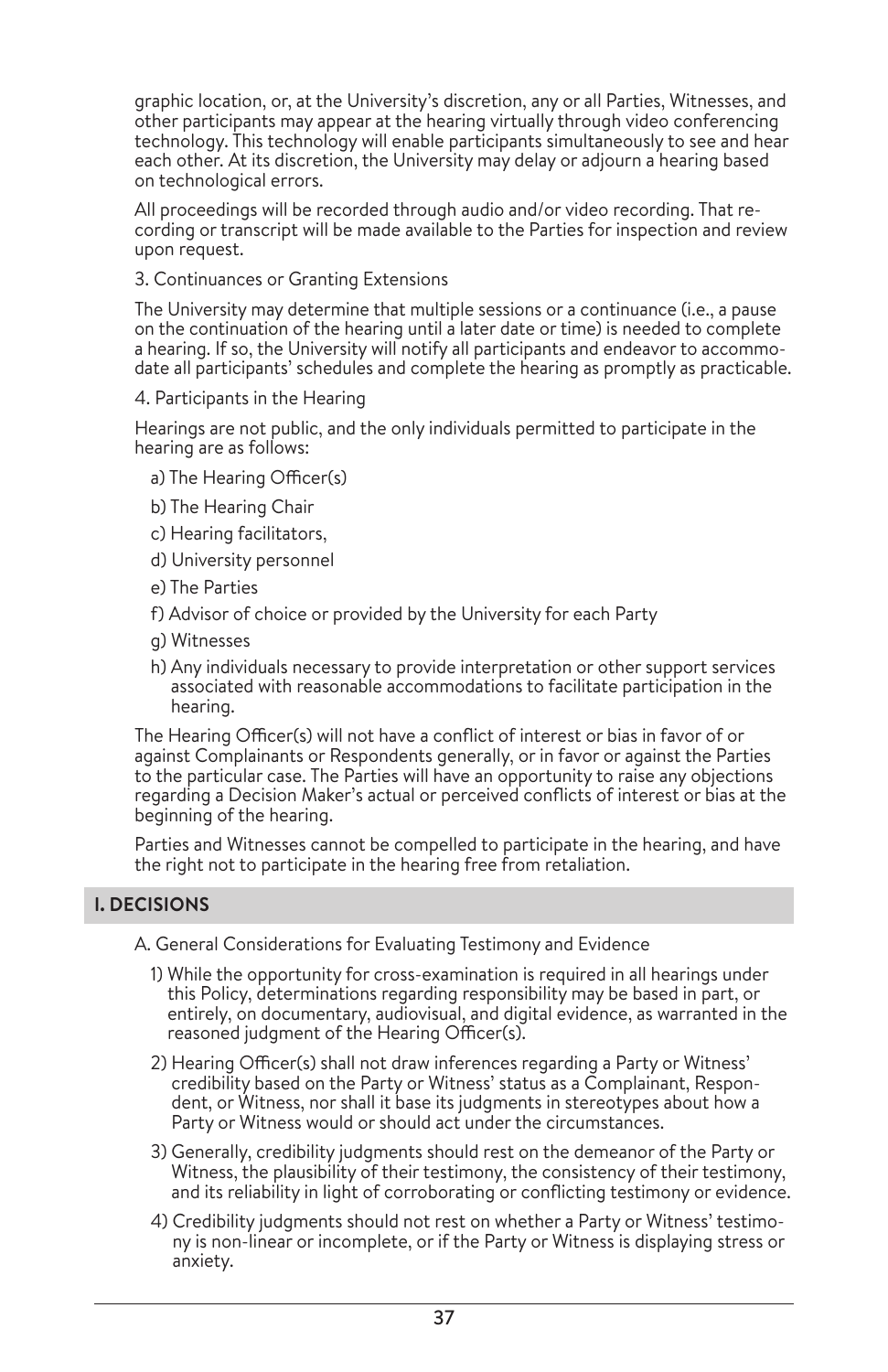graphic location, or, at the University's discretion, any or all Parties, Witnesses, and other participants may appear at the hearing virtually through video conferencing technology. This technology will enable participants simultaneously to see and hear each other. At its discretion, the University may delay or adjourn a hearing based on technological errors.

All proceedings will be recorded through audio and/or video recording. That recording or transcript will be made available to the Parties for inspection and review upon request.

3. Continuances or Granting Extensions

The University may determine that multiple sessions or a continuance (i.e., a pause on the continuation of the hearing until a later date or time) is needed to complete a hearing. If so, the University will notify all participants and endeavor to accommodate all participants' schedules and complete the hearing as promptly as practicable.

4. Participants in the Hearing

Hearings are not public, and the only individuals permitted to participate in the hearing are as follows:

a) The Hearing Officer(s)

b) The Hearing Chair

c) Hearing facilitators,

d) University personnel

e) The Parties

f) Advisor of choice or provided by the University for each Party

g) Witnesses

h) Any individuals necessary to provide interpretation or other support services associated with reasonable accommodations to facilitate participation in the hearing.

The Hearing Officer(s) will not have a conflict of interest or bias in favor of or against Complainants or Respondents generally, or in favor or against the Parties to the particular case. The Parties will have an opportunity to raise any objections regarding a Decision Maker's actual or perceived conflicts of interest or bias at the beginning of the hearing.

Parties and Witnesses cannot be compelled to participate in the hearing, and have the right not to participate in the hearing free from retaliation.

## I. DECISIONS

A. General Considerations for Evaluating Testimony and Evidence

1) While the opportunity for cross-examination is required in all hearings under this Policy, determinations regarding responsibility may be based in part, or entirely, on documentary, audiovisual, and digital evidence, as warranted in the reasoned judgment of the Hearing Officer(s).

2) Hearing Officer(s) shall not draw inferences regarding a Party or Witness' credibility based on the Party or Witness' status as a Complainant, Respondent, or Witness, nor shall it base its judgments in stereotypes about how a Party or Witness would or should act under the circumstances.

3) Generally, credibility judgments should rest on the demeanor of the Party or Witness, the plausibility of their testimony, the consistency of their testimony, and its reliability in light of corroborating or conflicting testimony or evidence.

4) Credibility judgments should not rest on whether a Party or Witness' testimony is non-linear or incomplete, or if the Party or Witness is displaying stress or anxiety.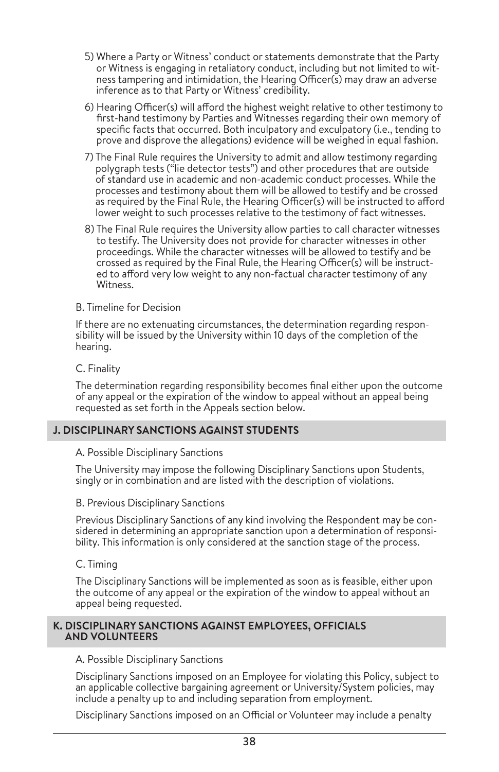5) Where a Party or Witness' conduct or statements demonstrate that the Party or Witness is engaging in retaliatory conduct, including but not limited to witness tampering and intimidation, the Hearing Officer(s) may draw an adverse inference as to that Party or Witness' credibility.

6) Hearing Officer(s) will afford the highest weight relative to other testimony to first-hand testimony by Parties and Witnesses regarding their own memory of specific facts that occurred. Both inculpatory and exculpatory (i.e., tending to prove and disprove the allegations) evidence will be weighed in equal fashion.

7) The Final Rule requires the University to admit and allow testimony regarding polygraph tests ("lie detector tests") and other procedures that are outside of standard use in academic and non-academic conduct processes. While the processes and testimony about them will be allowed to testify and be crossed as required by the Final Rule, the Hearing Officer(s) will be instructed to afford lower weight to such processes relative to the testimony of fact witnesses.

8) The Final Rule requires the University allow parties to call character witnesses to testify. The University does not provide for character witnesses in other proceedings. While the character witnesses will be allowed to testify and be crossed as required by the Final Rule, the Hearing Officer(s) will be instructed to afford very low weight to any non-factual character testimony of any Witness.

B. Timeline for Decision

If there are no extenuating circumstances, the determination regarding responsibility will be issued by the University within 10 days of the completion of the hearing.

C. Finality

The determination regarding responsibility becomes final either upon the outcome of any appeal or the expiration of the window to appeal without an appeal being requested as set forth in the Appeals section below.

## J. DISCIPLINARY SANCTIONS AGAINST STUDENTS

A. Possible Disciplinary Sanctions

The University may impose the following Disciplinary Sanctions upon Students, singly or in combination and are listed with the description of violations.

B. Previous Disciplinary Sanctions

Previous Disciplinary Sanctions of any kind involving the Respondent may be considered in determining an appropriate sanction upon a determination of responsibility. This information is only considered at the sanction stage of the process.

C. Timing

The Disciplinary Sanctions will be implemented as soon as is feasible, either upon the outcome of any appeal or the expiration of the window to appeal without an appeal being requested.

## K. DISCIPLINARY SANCTIONS AGAINST EMPLOYEES, OFFICIALS AND VOLUNTEERS

A. Possible Disciplinary Sanctions

Disciplinary Sanctions imposed on an Employee for violating this Policy, subject to an applicable collective bargaining agreement or University/System policies, may include a penalty up to and including separation from employment.

Disciplinary Sanctions imposed on an Official or Volunteer may include a penalty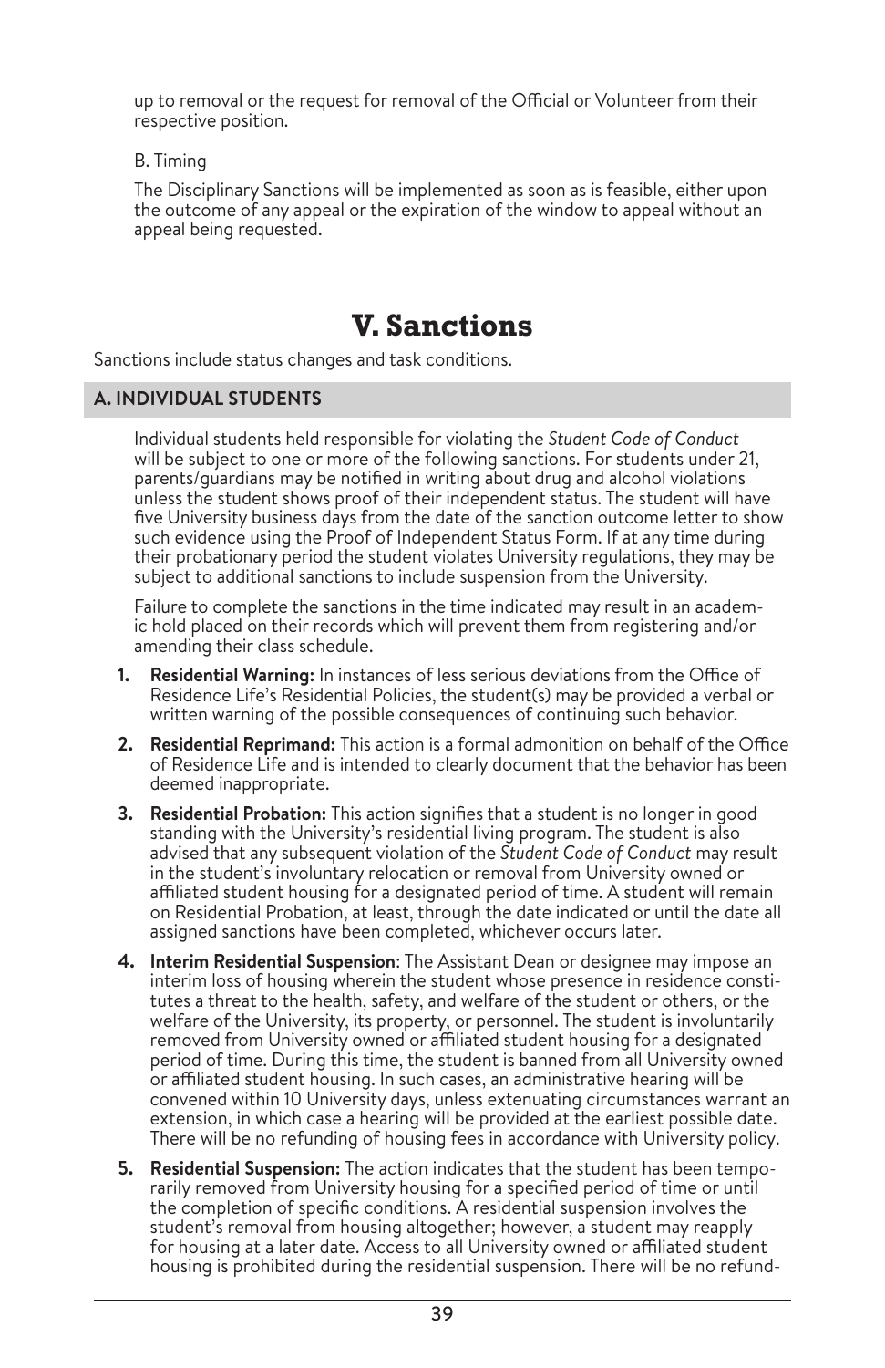up to removal or the request for removal of the Official or Volunteer from their respective position.

B. Timing

The Disciplinary Sanctions will be implemented as soon as is feasible, either upon the outcome of any appeal or the expiration of the window to appeal without an appeal being requested.

# V. Sanctions

Sanctions include status changes and task conditions.

## A. INDIVIDUAL STUDENTS

Individual students held responsible for violating the *Student Code of Conduct* will be subject to one or more of the following sanctions. For students under 21, parents/guardians may be notified in writing about drug and alcohol violations unless the student shows proof of their independent status. The student will have five University business days from the date of the sanction outcome letter to show such evidence using the Proof of Independent Status Form. If at any time during their probationary period the student violates University regulations, they may be subject to additional sanctions to include suspension from the University.

Failure to complete the sanctions in the time indicated may result in an academic hold placed on their records which will prevent them from registering and/or amending their class schedule.

1. **Residential Warning:** In instances of less serious deviations from the Office of Residence Life's Residential Policies, the student(s) may be provided a verbal or written warning of the possible consequences of continuing such behavior.
2. **Residential Reprimand:** This action is a formal admonition on behalf of the Office of Residence Life and is intended to clearly document that the behavior has been deemed inappropriate.
3. **Residential Probation:** This action signifies that a student is no longer in good standing with the University's residential living program. The student is also advised that any subsequent violation of the *Student Code of Conduct* may result in the student's involuntary relocation or removal from University owned or affiliated student housing for a designated period of time. A student will remain on Residential Probation, at least, through the date indicated or until the date all assigned sanctions have been completed, whichever occurs later.
4. **Interim Residential Suspension**: The Assistant Dean or designee may impose an interim loss of housing wherein the student whose presence in residence constitutes a threat to the health, safety, and welfare of the student or others, or the welfare of the University, its property, or personnel. The student is involuntarily removed from University owned or affiliated student housing for a designated period of time. During this time, the student is banned from all University owned or affiliated student housing. In such cases, an administrative hearing will be convened within 10 University days, unless extenuating circumstances warrant an extension, in which case a hearing will be provided at the earliest possible date. There will be no refunding of housing fees in accordance with University policy.
5. **Residential Suspension:** The action indicates that the student has been temporarily removed from University housing for a specified period of time or until the completion of specific conditions. A residential suspension involves the student's removal from housing altogether; however, a student may reapply for housing at a later date. Access to all University owned or affiliated student housing is prohibited during the residential suspension. There will be no refund-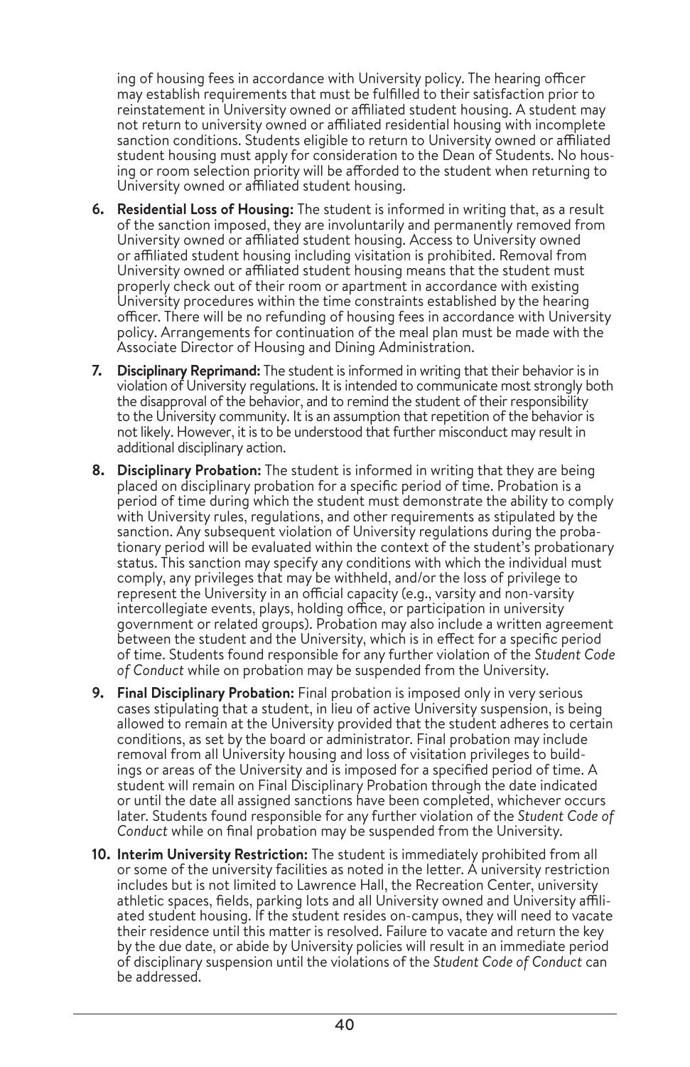ing of housing fees in accordance with University policy. The hearing officer may establish requirements that must be fulfilled to their satisfaction prior to reinstatement in University owned or affiliated student housing. A student may not return to university owned or affiliated residential housing with incomplete sanction conditions. Students eligible to return to University owned or affiliated student housing must apply for consideration to the Dean of Students. No housing or room selection priority will be afforded to the student when returning to University owned or affiliated student housing.

6. **Residential Loss of Housing:** The student is informed in writing that, as a result of the sanction imposed, they are involuntarily and permanently removed from University owned or affiliated student housing. Access to University owned or affiliated student housing including visitation is prohibited. Removal from University owned or affiliated student housing means that the student must properly check out of their room or apartment in accordance with existing University procedures within the time constraints established by the hearing officer. There will be no refunding of housing fees in accordance with University policy. Arrangements for continuation of the meal plan must be made with the Associate Director of Housing and Dining Administration.

7. **Disciplinary Reprimand:** The student is informed in writing that their behavior is in violation of University regulations. It is intended to communicate most strongly both the disapproval of the behavior, and to remind the student of their responsibility to the University community. It is an assumption that repetition of the behavior is not likely. However, it is to be understood that further misconduct may result in additional disciplinary action.

8. **Disciplinary Probation:** The student is informed in writing that they are being placed on disciplinary probation for a specific period of time. Probation is a period of time during which the student must demonstrate the ability to comply with University rules, regulations, and other requirements as stipulated by the sanction. Any subsequent violation of University regulations during the probationary period will be evaluated within the context of the student's probationary status. This sanction may specify any conditions with which the individual must comply, any privileges that may be withheld, and/or the loss of privilege to represent the University in an official capacity (e.g., varsity and non-varsity intercollegiate events, plays, holding office, or participation in university government or related groups). Probation may also include a written agreement between the student and the University, which is in effect for a specific period of time. Students found responsible for any further violation of the *Student Code of Conduct* while on probation may be suspended from the University.

9. **Final Disciplinary Probation:** Final probation is imposed only in very serious cases stipulating that a student, in lieu of active University suspension, is being allowed to remain at the University provided that the student adheres to certain conditions, as set by the board or administrator. Final probation may include removal from all University housing and loss of visitation privileges to buildings or areas of the University and is imposed for a specified period of time. A student will remain on Final Disciplinary Probation through the date indicated or until the date all assigned sanctions have been completed, whichever occurs later. Students found responsible for any further violation of the *Student Code of Conduct* while on final probation may be suspended from the University.

10. **Interim University Restriction:** The student is immediately prohibited from all or some of the university facilities as noted in the letter. A university restriction includes but is not limited to Lawrence Hall, the Recreation Center, university athletic spaces, fields, parking lots and all University owned and University affiliated student housing. If the student resides on-campus, they will need to vacate their residence until this matter is resolved. Failure to vacate and return the key by the due date, or abide by University policies will result in an immediate period of disciplinary suspension until the violations of the *Student Code of Conduct* can be addressed.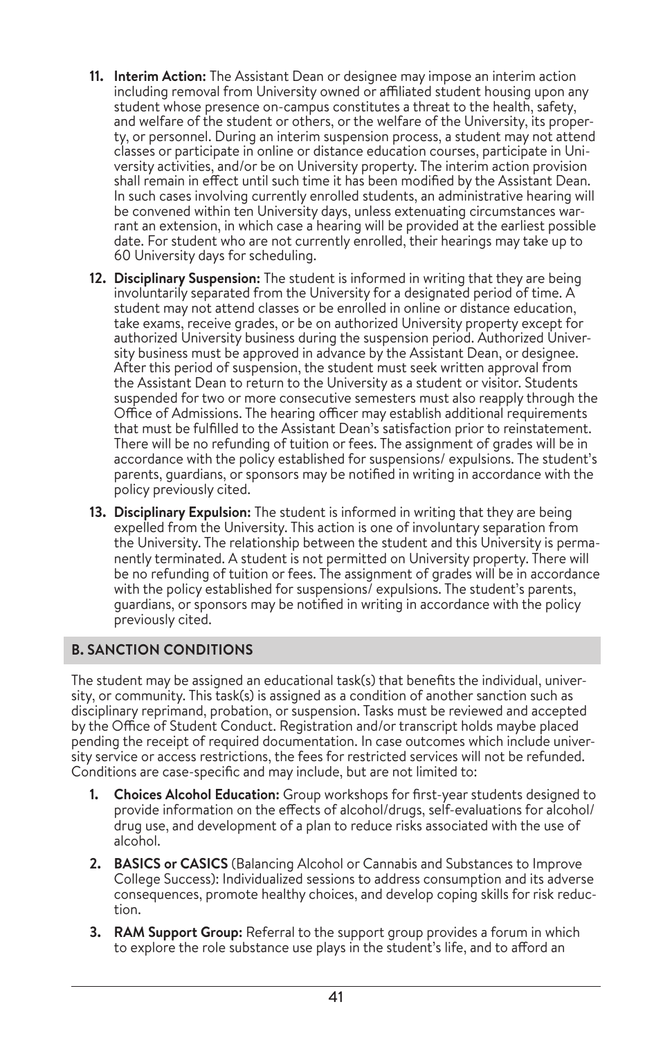11. **Interim Action:** The Assistant Dean or designee may impose an interim action including removal from University owned or affiliated student housing upon any student whose presence on-campus constitutes a threat to the health, safety, and welfare of the student or others, or the welfare of the University, its property, or personnel. During an interim suspension process, a student may not attend classes or participate in online or distance education courses, participate in University activities, and/or be on University property. The interim action provision shall remain in effect until such time it has been modified by the Assistant Dean. In such cases involving currently enrolled students, an administrative hearing will be convened within ten University days, unless extenuating circumstances warrant an extension, in which case a hearing will be provided at the earliest possible date. For student who are not currently enrolled, their hearings may take up to 60 University days for scheduling.

12. **Disciplinary Suspension:** The student is informed in writing that they are being involuntarily separated from the University for a designated period of time. A student may not attend classes or be enrolled in online or distance education, take exams, receive grades, or be on authorized University property except for authorized University business during the suspension period. Authorized University business must be approved in advance by the Assistant Dean, or designee. After this period of suspension, the student must seek written approval from the Assistant Dean to return to the University as a student or visitor. Students suspended for two or more consecutive semesters must also reapply through the Office of Admissions. The hearing officer may establish additional requirements that must be fulfilled to the Assistant Dean's satisfaction prior to reinstatement. There will be no refunding of tuition or fees. The assignment of grades will be in accordance with the policy established for suspensions/ expulsions. The student's parents, guardians, or sponsors may be notified in writing in accordance with the policy previously cited.

13. **Disciplinary Expulsion:** The student is informed in writing that they are being expelled from the University. This action is one of involuntary separation from the University. The relationship between the student and this University is permanently terminated. A student is not permitted on University property. There will be no refunding of tuition or fees. The assignment of grades will be in accordance with the policy established for suspensions/ expulsions. The student's parents, guardians, or sponsors may be notified in writing in accordance with the policy previously cited.

## B. SANCTION CONDITIONS

The student may be assigned an educational task(s) that benefits the individual, university, or community. This task(s) is assigned as a condition of another sanction such as disciplinary reprimand, probation, or suspension. Tasks must be reviewed and accepted by the Office of Student Conduct. Registration and/or transcript holds maybe placed pending the receipt of required documentation. In case outcomes which include university service or access restrictions, the fees for restricted services will not be refunded. Conditions are case-specific and may include, but are not limited to:

1. **Choices Alcohol Education:** Group workshops for first-year students designed to provide information on the effects of alcohol/drugs, self-evaluations for alcohol/drug use, and development of a plan to reduce risks associated with the use of alcohol.

2. **BASICS or CASICS** (Balancing Alcohol or Cannabis and Substances to Improve College Success): Individualized sessions to address consumption and its adverse consequences, promote healthy choices, and develop coping skills for risk reduction.

3. **RAM Support Group:** Referral to the support group provides a forum in which to explore the role substance use plays in the student's life, and to afford an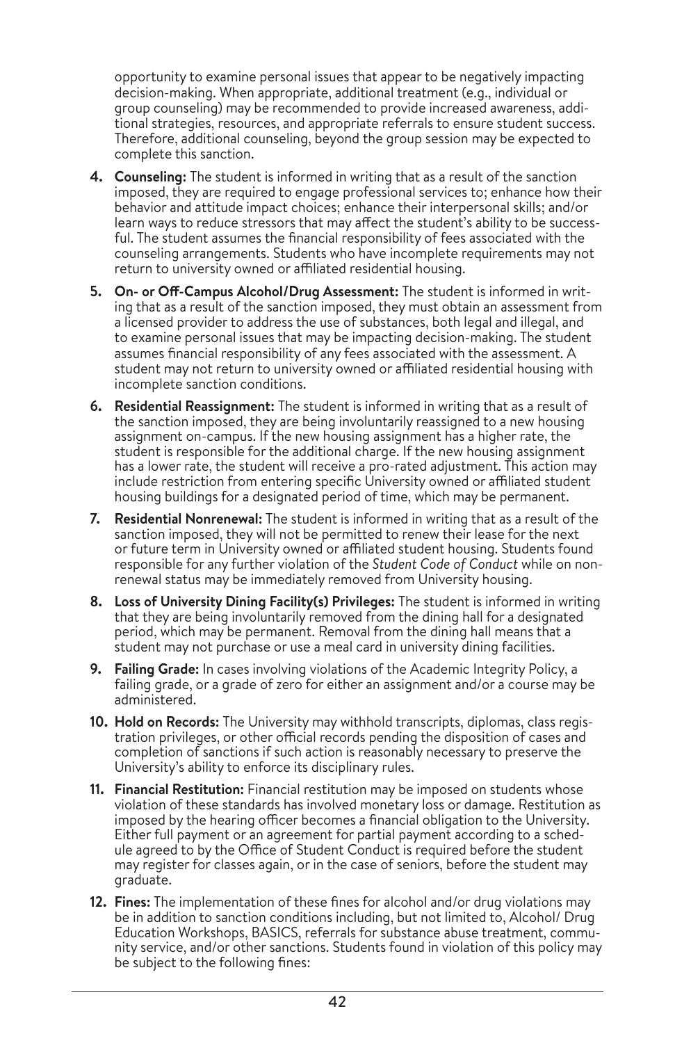opportunity to examine personal issues that appear to be negatively impacting decision-making. When appropriate, additional treatment (e.g., individual or group counseling) may be recommended to provide increased awareness, additional strategies, resources, and appropriate referrals to ensure student success. Therefore, additional counseling, beyond the group session may be expected to complete this sanction.

4. **Counseling:** The student is informed in writing that as a result of the sanction imposed, they are required to engage professional services to; enhance how their behavior and attitude impact choices; enhance their interpersonal skills; and/or learn ways to reduce stressors that may affect the student's ability to be successful. The student assumes the financial responsibility of fees associated with the counseling arrangements. Students who have incomplete requirements may not return to university owned or affiliated residential housing.

5. **On- or Off-Campus Alcohol/Drug Assessment:** The student is informed in writing that as a result of the sanction imposed, they must obtain an assessment from a licensed provider to address the use of substances, both legal and illegal, and to examine personal issues that may be impacting decision-making. The student assumes financial responsibility of any fees associated with the assessment. A student may not return to university owned or affiliated residential housing with incomplete sanction conditions.

6. **Residential Reassignment:** The student is informed in writing that as a result of the sanction imposed, they are being involuntarily reassigned to a new housing assignment on-campus. If the new housing assignment has a higher rate, the student is responsible for the additional charge. If the new housing assignment has a lower rate, the student will receive a pro-rated adjustment. This action may include restriction from entering specific University owned or affiliated student housing buildings for a designated period of time, which may be permanent.

7. **Residential Nonrenewal:** The student is informed in writing that as a result of the sanction imposed, they will not be permitted to renew their lease for the next or future term in University owned or affiliated student housing. Students found responsible for any further violation of the *Student Code of Conduct* while on nonrenewal status may be immediately removed from University housing.

8. **Loss of University Dining Facility(s) Privileges:** The student is informed in writing that they are being involuntarily removed from the dining hall for a designated period, which may be permanent. Removal from the dining hall means that a student may not purchase or use a meal card in university dining facilities.

9. **Failing Grade:** In cases involving violations of the Academic Integrity Policy, a failing grade, or a grade of zero for either an assignment and/or a course may be administered.

10. **Hold on Records:** The University may withhold transcripts, diplomas, class registration privileges, or other official records pending the disposition of cases and completion of sanctions if such action is reasonably necessary to preserve the University's ability to enforce its disciplinary rules.

11. **Financial Restitution:** Financial restitution may be imposed on students whose violation of these standards has involved monetary loss or damage. Restitution as imposed by the hearing officer becomes a financial obligation to the University. Either full payment or an agreement for partial payment according to a schedule agreed to by the Office of Student Conduct is required before the student may register for classes again, or in the case of seniors, before the student may graduate.

12. **Fines:** The implementation of these fines for alcohol and/or drug violations may be in addition to sanction conditions including, but not limited to, Alcohol/ Drug Education Workshops, BASICS, referrals for substance abuse treatment, community service, and/or other sanctions. Students found in violation of this policy may be subject to the following fines: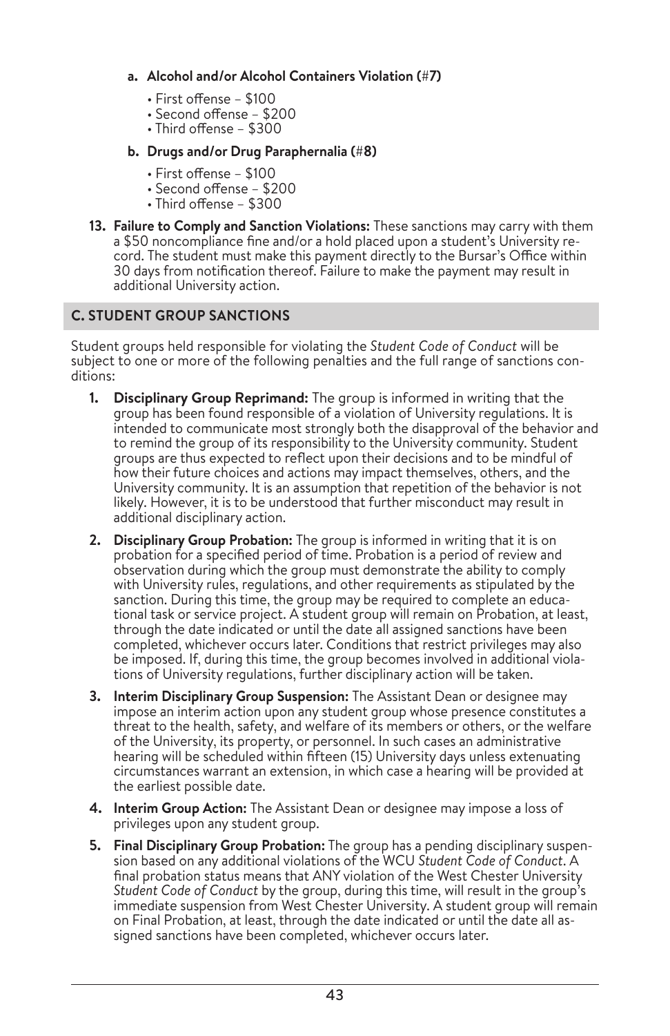a. **Alcohol and/or Alcohol Containers Violation (#7)**
   - First offense – $100
   - Second offense – $200
   - Third offense – $300

b. **Drugs and/or Drug Paraphernalia (#8)**
   - First offense – $100
   - Second offense – $200
   - Third offense – $300

13. **Failure to Comply and Sanction Violations:** These sanctions may carry with them a $50 noncompliance fine and/or a hold placed upon a student's University record. The student must make this payment directly to the Bursar's Office within 30 days from notification thereof. Failure to make the payment may result in additional University action.

## C. STUDENT GROUP SANCTIONS

Student groups held responsible for violating the *Student Code of Conduct* will be subject to one or more of the following penalties and the full range of sanctions conditions:

1. **Disciplinary Group Reprimand:** The group is informed in writing that the group has been found responsible of a violation of University regulations. It is intended to communicate most strongly both the disapproval of the behavior and to remind the group of its responsibility to the University community. Student groups are thus expected to reflect upon their decisions and to be mindful of how their future choices and actions may impact themselves, others, and the University community. It is an assumption that repetition of the behavior is not likely. However, it is to be understood that further misconduct may result in additional disciplinary action.

2. **Disciplinary Group Probation:** The group is informed in writing that it is on probation for a specified period of time. Probation is a period of review and observation during which the group must demonstrate the ability to comply with University rules, regulations, and other requirements as stipulated by the sanction. During this time, the group may be required to complete an educational task or service project. A student group will remain on Probation, at least, through the date indicated or until the date all assigned sanctions have been completed, whichever occurs later. Conditions that restrict privileges may also be imposed. If, during this time, the group becomes involved in additional violations of University regulations, further disciplinary action will be taken.

3. **Interim Disciplinary Group Suspension:** The Assistant Dean or designee may impose an interim action upon any student group whose presence constitutes a threat to the health, safety, and welfare of its members or others, or the welfare of the University, its property, or personnel. In such cases an administrative hearing will be scheduled within fifteen (15) University days unless extenuating circumstances warrant an extension, in which case a hearing will be provided at the earliest possible date.

4. **Interim Group Action:** The Assistant Dean or designee may impose a loss of privileges upon any student group.

5. **Final Disciplinary Group Probation:** The group has a pending disciplinary suspension based on any additional violations of the WCU *Student Code of Conduct*. A final probation status means that ANY violation of the West Chester University *Student Code of Conduct* by the group, during this time, will result in the group's immediate suspension from West Chester University. A student group will remain on Final Probation, at least, through the date indicated or until the date all assigned sanctions have been completed, whichever occurs later.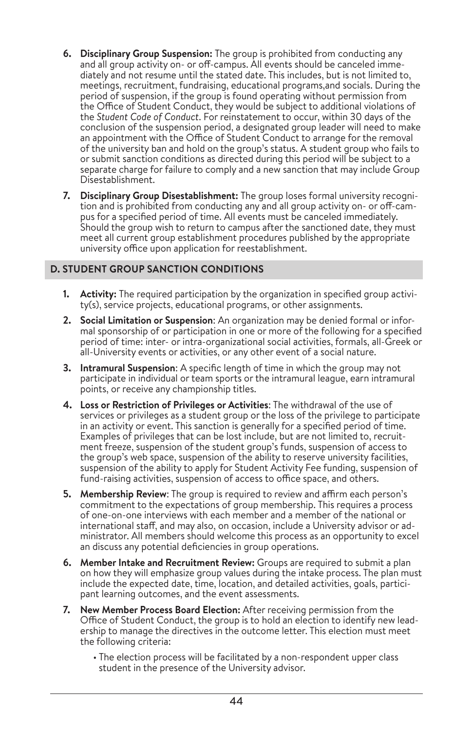6. **Disciplinary Group Suspension:** The group is prohibited from conducting any and all group activity on- or off-campus. All events should be canceled immediately and not resume until the stated date. This includes, but is not limited to, meetings, recruitment, fundraising, educational programs,and socials. During the period of suspension, if the group is found operating without permission from the Office of Student Conduct, they would be subject to additional violations of the *Student Code of Conduct*. For reinstatement to occur, within 30 days of the conclusion of the suspension period, a designated group leader will need to make an appointment with the Office of Student Conduct to arrange for the removal of the university ban and hold on the group's status. A student group who fails to or submit sanction conditions as directed during this period will be subject to a separate charge for failure to comply and a new sanction that may include Group Disestablishment.

7. **Disciplinary Group Disestablishment:** The group loses formal university recognition and is prohibited from conducting any and all group activity on- or off-campus for a specified period of time. All events must be canceled immediately. Should the group wish to return to campus after the sanctioned date, they must meet all current group establishment procedures published by the appropriate university office upon application for reestablishment.

## D. STUDENT GROUP SANCTION CONDITIONS

1. **Activity:** The required participation by the organization in specified group activity(s), service projects, educational programs, or other assignments.

2. **Social Limitation or Suspension**: An organization may be denied formal or informal sponsorship of or participation in one or more of the following for a specified period of time: inter- or intra-organizational social activities, formals, all-Greek or all-University events or activities, or any other event of a social nature.

3. **Intramural Suspension**: A specific length of time in which the group may not participate in individual or team sports or the intramural league, earn intramural points, or receive any championship titles.

4. **Loss or Restriction of Privileges or Activities**: The withdrawal of the use of services or privileges as a student group or the loss of the privilege to participate in an activity or event. This sanction is generally for a specified period of time. Examples of privileges that can be lost include, but are not limited to, recruitment freeze, suspension of the student group's funds, suspension of access to the group's web space, suspension of the ability to reserve university facilities, suspension of the ability to apply for Student Activity Fee funding, suspension of fund-raising activities, suspension of access to office space, and others.

5. **Membership Review**: The group is required to review and affirm each person's commitment to the expectations of group membership. This requires a process of one-on-one interviews with each member and a member of the national or international staff, and may also, on occasion, include a University advisor or administrator. All members should welcome this process as an opportunity to excel an discuss any potential deficiencies in group operations.

6. **Member Intake and Recruitment Review:** Groups are required to submit a plan on how they will emphasize group values during the intake process. The plan must include the expected date, time, location, and detailed activities, goals, participant learning outcomes, and the event assessments.

7. **New Member Process Board Election:** After receiving permission from the Office of Student Conduct, the group is to hold an election to identify new leadership to manage the directives in the outcome letter. This election must meet the following criteria:

   - The election process will be facilitated by a non-respondent upper class student in the presence of the University advisor.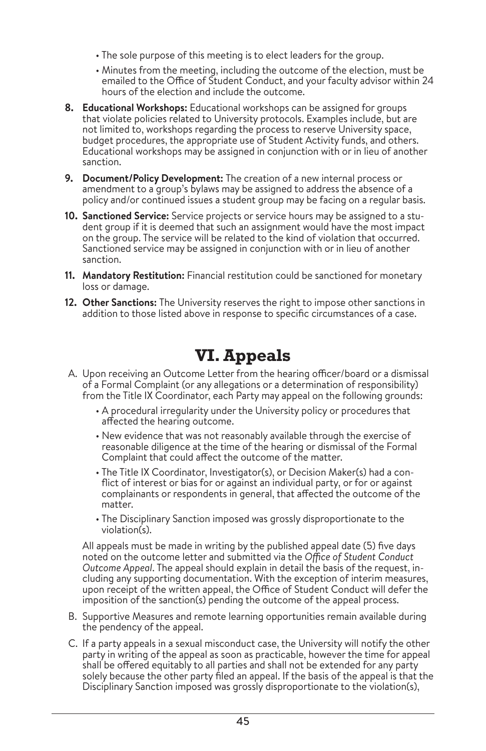- The sole purpose of this meeting is to elect leaders for the group.
- Minutes from the meeting, including the outcome of the election, must be emailed to the Office of Student Conduct, and your faculty advisor within 24 hours of the election and include the outcome.

8. **Educational Workshops:** Educational workshops can be assigned for groups that violate policies related to University protocols. Examples include, but are not limited to, workshops regarding the process to reserve University space, budget procedures, the appropriate use of Student Activity funds, and others. Educational workshops may be assigned in conjunction with or in lieu of another sanction.
9. **Document/Policy Development:** The creation of a new internal process or amendment to a group's bylaws may be assigned to address the absence of a policy and/or continued issues a student group may be facing on a regular basis.
10. **Sanctioned Service:** Service projects or service hours may be assigned to a student group if it is deemed that such an assignment would have the most impact on the group. The service will be related to the kind of violation that occurred. Sanctioned service may be assigned in conjunction with or in lieu of another sanction.
11. **Mandatory Restitution:** Financial restitution could be sanctioned for monetary loss or damage.
12. **Other Sanctions:** The University reserves the right to impose other sanctions in addition to those listed above in response to specific circumstances of a case.

# VI. Appeals

A. Upon receiving an Outcome Letter from the hearing officer/board or a dismissal of a Formal Complaint (or any allegations or a determination of responsibility) from the Title IX Coordinator, each Party may appeal on the following grounds:

   - A procedural irregularity under the University policy or procedures that affected the hearing outcome.
   - New evidence that was not reasonably available through the exercise of reasonable diligence at the time of the hearing or dismissal of the Formal Complaint that could affect the outcome of the matter.
   - The Title IX Coordinator, Investigator(s), or Decision Maker(s) had a conflict of interest or bias for or against an individual party, or for or against complainants or respondents in general, that affected the outcome of the matter.
   - The Disciplinary Sanction imposed was grossly disproportionate to the violation(s).

   All appeals must be made in writing by the published appeal date (5) five days noted on the outcome letter and submitted via the *Office of Student Conduct Outcome Appeal*. The appeal should explain in detail the basis of the request, including any supporting documentation. With the exception of interim measures, upon receipt of the written appeal, the Office of Student Conduct will defer the imposition of the sanction(s) pending the outcome of the appeal process.

B. Supportive Measures and remote learning opportunities remain available during the pendency of the appeal.

C. If a party appeals in a sexual misconduct case, the University will notify the other party in writing of the appeal as soon as practicable, however the time for appeal shall be offered equitably to all parties and shall not be extended for any party solely because the other party filed an appeal. If the basis of the appeal is that the Disciplinary Sanction imposed was grossly disproportionate to the violation(s),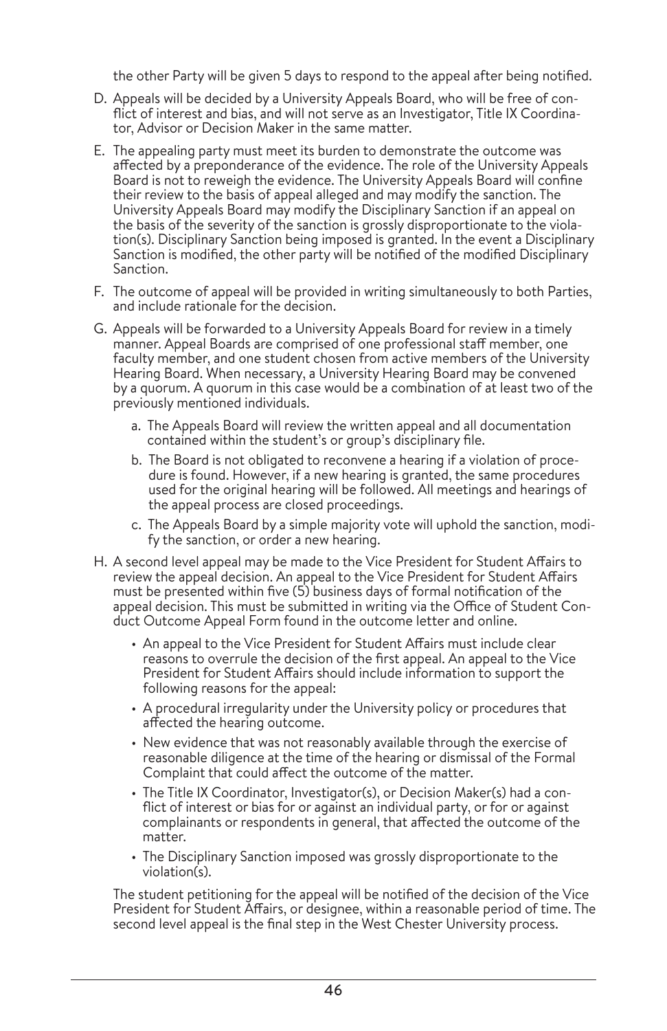the other Party will be given 5 days to respond to the appeal after being notified.

D. Appeals will be decided by a University Appeals Board, who will be free of conflict of interest and bias, and will not serve as an Investigator, Title IX Coordinator, Advisor or Decision Maker in the same matter.

E. The appealing party must meet its burden to demonstrate the outcome was affected by a preponderance of the evidence. The role of the University Appeals Board is not to reweigh the evidence. The University Appeals Board will confine their review to the basis of appeal alleged and may modify the sanction. The University Appeals Board may modify the Disciplinary Sanction if an appeal on the basis of the severity of the sanction is grossly disproportionate to the violation(s). Disciplinary Sanction being imposed is granted. In the event a Disciplinary Sanction is modified, the other party will be notified of the modified Disciplinary Sanction.

F. The outcome of appeal will be provided in writing simultaneously to both Parties, and include rationale for the decision.

G. Appeals will be forwarded to a University Appeals Board for review in a timely manner. Appeal Boards are comprised of one professional staff member, one faculty member, and one student chosen from active members of the University Hearing Board. When necessary, a University Hearing Board may be convened by a quorum. A quorum in this case would be a combination of at least two of the previously mentioned individuals.

   a. The Appeals Board will review the written appeal and all documentation contained within the student's or group's disciplinary file.
   b. The Board is not obligated to reconvene a hearing if a violation of procedure is found. However, if a new hearing is granted, the same procedures used for the original hearing will be followed. All meetings and hearings of the appeal process are closed proceedings.
   c. The Appeals Board by a simple majority vote will uphold the sanction, modify the sanction, or order a new hearing.

H. A second level appeal may be made to the Vice President for Student Affairs to review the appeal decision. An appeal to the Vice President for Student Affairs must be presented within five (5) business days of formal notification of the appeal decision. This must be submitted in writing via the Office of Student Conduct Outcome Appeal Form found in the outcome letter and online.

   - An appeal to the Vice President for Student Affairs must include clear reasons to overrule the decision of the first appeal. An appeal to the Vice President for Student Affairs should include information to support the following reasons for the appeal:
   - A procedural irregularity under the University policy or procedures that affected the hearing outcome.
   - New evidence that was not reasonably available through the exercise of reasonable diligence at the time of the hearing or dismissal of the Formal Complaint that could affect the outcome of the matter.
   - The Title IX Coordinator, Investigator(s), or Decision Maker(s) had a conflict of interest or bias for or against an individual party, or for or against complainants or respondents in general, that affected the outcome of the matter.
   - The Disciplinary Sanction imposed was grossly disproportionate to the violation(s).

   The student petitioning for the appeal will be notified of the decision of the Vice President for Student Affairs, or designee, within a reasonable period of time. The second level appeal is the final step in the West Chester University process.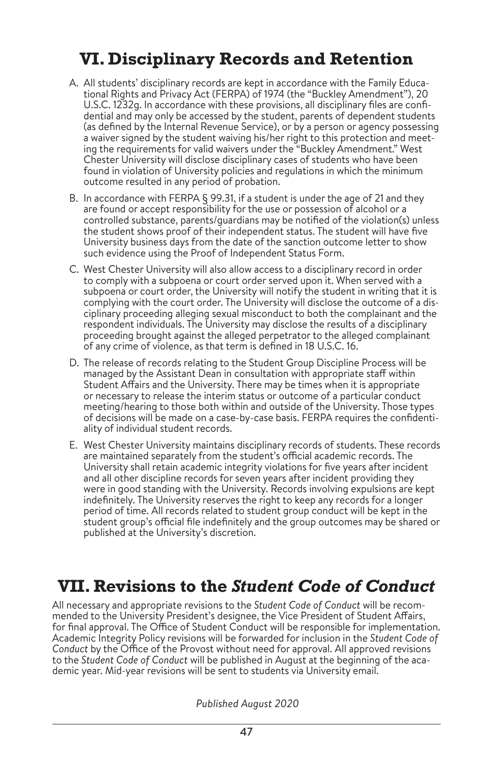# VI. Disciplinary Records and Retention

A. All students' disciplinary records are kept in accordance with the Family Educational Rights and Privacy Act (FERPA) of 1974 (the "Buckley Amendment"), 20 U.S.C. 1232g. In accordance with these provisions, all disciplinary files are confidential and may only be accessed by the student, parents of dependent students (as defined by the Internal Revenue Service), or by a person or agency possessing a waiver signed by the student waiving his/her right to this protection and meeting the requirements for valid waivers under the "Buckley Amendment." West Chester University will disclose disciplinary cases of students who have been found in violation of University policies and regulations in which the minimum outcome resulted in any period of probation.

B. In accordance with FERPA § 99.31, if a student is under the age of 21 and they are found or accept responsibility for the use or possession of alcohol or a controlled substance, parents/guardians may be notified of the violation(s) unless the student shows proof of their independent status. The student will have five University business days from the date of the sanction outcome letter to show such evidence using the Proof of Independent Status Form.

C. West Chester University will also allow access to a disciplinary record in order to comply with a subpoena or court order served upon it. When served with a subpoena or court order, the University will notify the student in writing that it is complying with the court order. The University will disclose the outcome of a disciplinary proceeding alleging sexual misconduct to both the complainant and the respondent individuals. The University may disclose the results of a disciplinary proceeding brought against the alleged perpetrator to the alleged complainant of any crime of violence, as that term is defined in 18 U.S.C. 16.

D. The release of records relating to the Student Group Discipline Process will be managed by the Assistant Dean in consultation with appropriate staff within Student Affairs and the University. There may be times when it is appropriate or necessary to release the interim status or outcome of a particular conduct meeting/hearing to those both within and outside of the University. Those types of decisions will be made on a case-by-case basis. FERPA requires the confidentiality of individual student records.

E. West Chester University maintains disciplinary records of students. These records are maintained separately from the student's official academic records. The University shall retain academic integrity violations for five years after incident and all other discipline records for seven years after incident providing they were in good standing with the University. Records involving expulsions are kept indefinitely. The University reserves the right to keep any records for a longer period of time. All records related to student group conduct will be kept in the student group's official file indefinitely and the group outcomes may be shared or published at the University's discretion.

# VII. Revisions to the *Student Code of Conduct*

All necessary and appropriate revisions to the *Student Code of Conduct* will be recommended to the University President's designee, the Vice President of Student Affairs, for final approval. The Office of Student Conduct will be responsible for implementation. Academic Integrity Policy revisions will be forwarded for inclusion in the *Student Code of Conduct* by the Office of the Provost without need for approval. All approved revisions to the *Student Code of Conduct* will be published in August at the beginning of the academic year. Mid-year revisions will be sent to students via University email.

*Published August 2020*